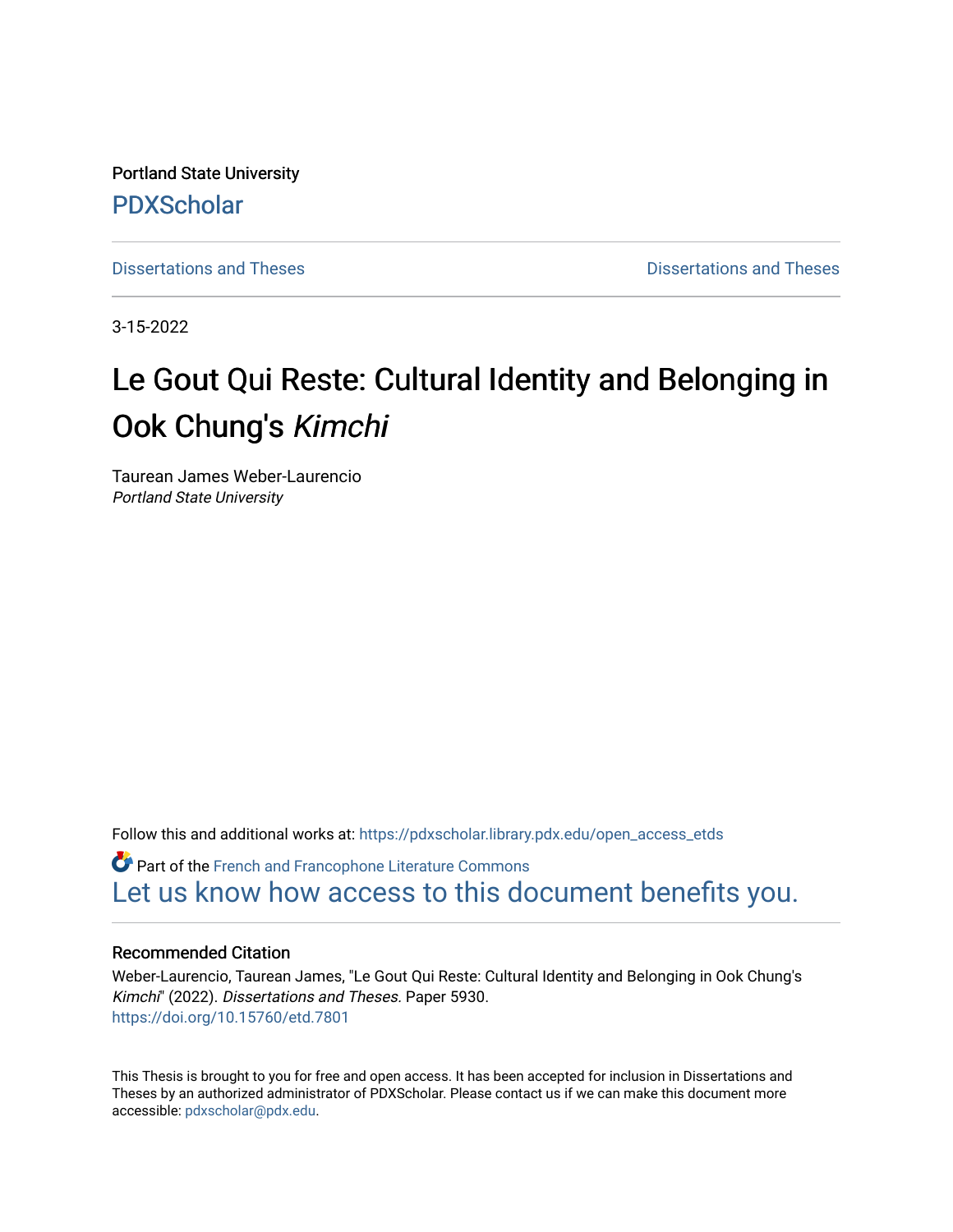Portland State University

PDXScholar

Dissertations and Theses | Dissertations and Theses

3-15-2022

# Le Gout Qui Reste: Cultural Identity and Belonging in Ook Chung's *Kimchi*

Taurean James Weber-Laurencio
*Portland State University*

Follow this and additional works at: https://pdxscholar.library.pdx.edu/open_access_etds

Part of the French and Francophone Literature Commons

Let us know how access to this document benefits you.

## Recommended Citation

Weber-Laurencio, Taurean James, "Le Gout Qui Reste: Cultural Identity and Belonging in Ook Chung's *Kimchi*" (2022). *Dissertations and Theses.* Paper 5930.
https://doi.org/10.15760/etd.7801

This Thesis is brought to you for free and open access. It has been accepted for inclusion in Dissertations and Theses by an authorized administrator of PDXScholar. Please contact us if we can make this document more accessible: pdxscholar@pdx.edu.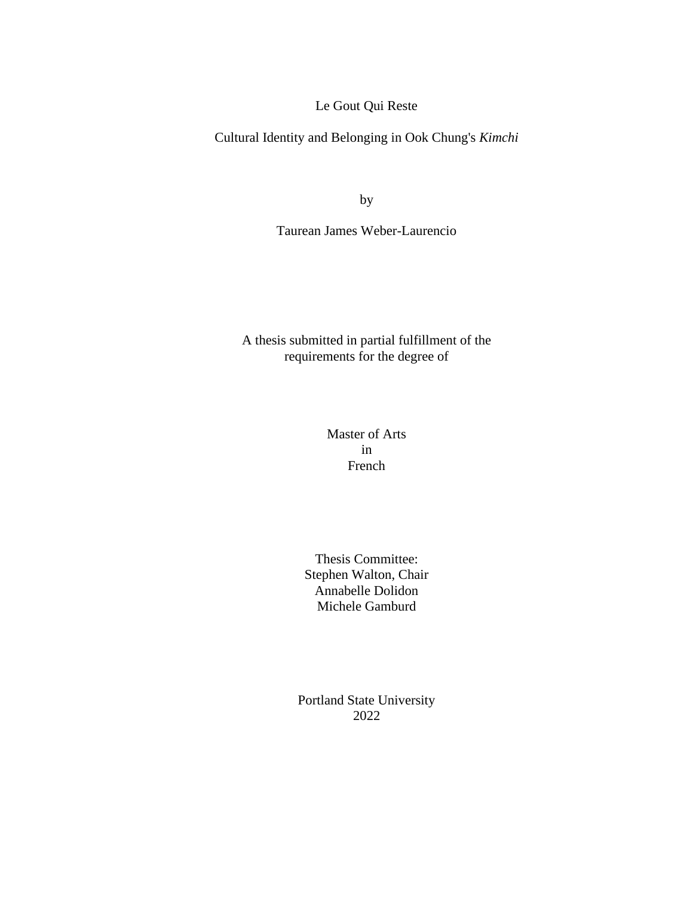Le Gout Qui Reste

Cultural Identity and Belonging in Ook Chung's *Kimchi*

by

Taurean James Weber-Laurencio

A thesis submitted in partial fulfillment of the requirements for the degree of

Master of Arts
in
French

Thesis Committee:
Stephen Walton, Chair
Annabelle Dolidon
Michele Gamburd

Portland State University
2022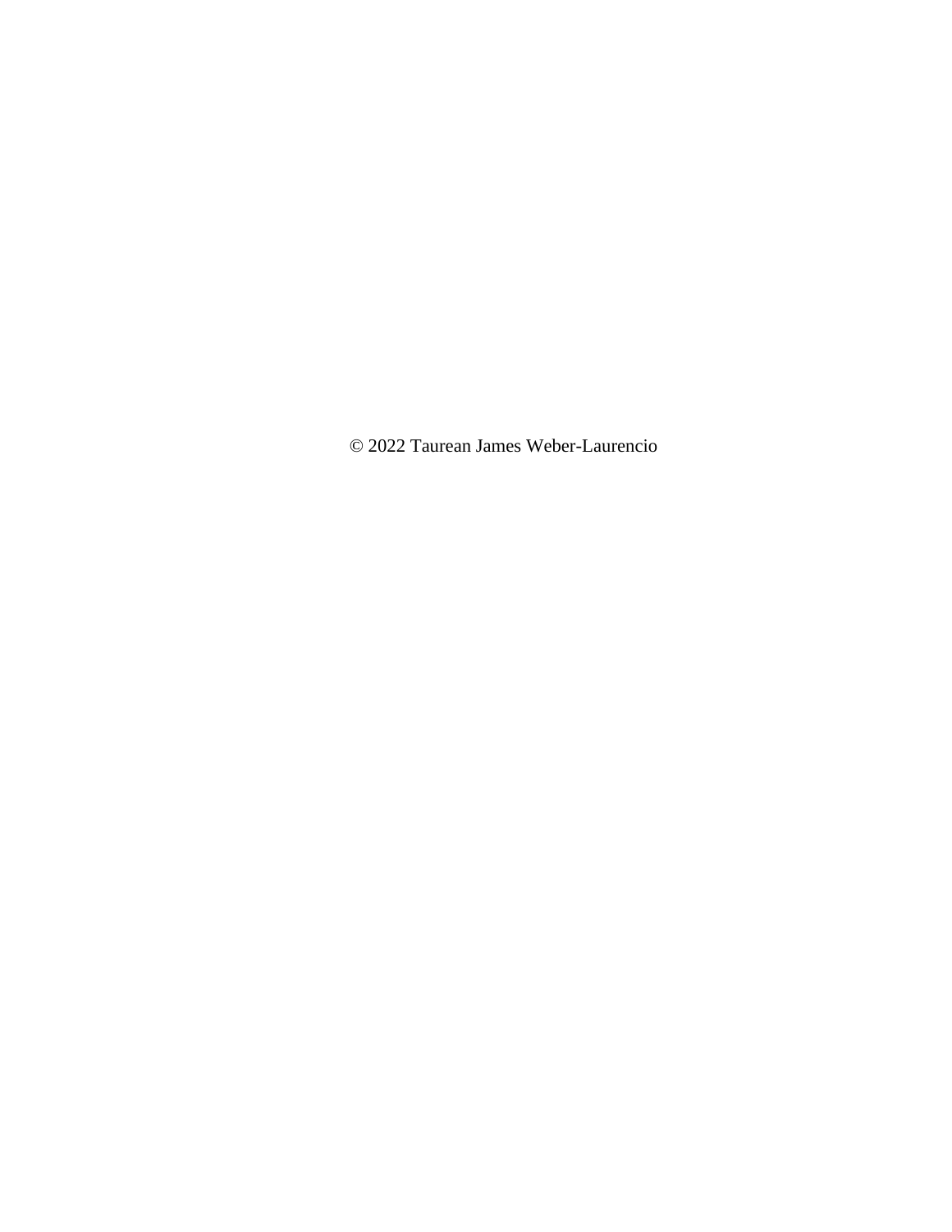© 2022 Taurean James Weber-Laurencio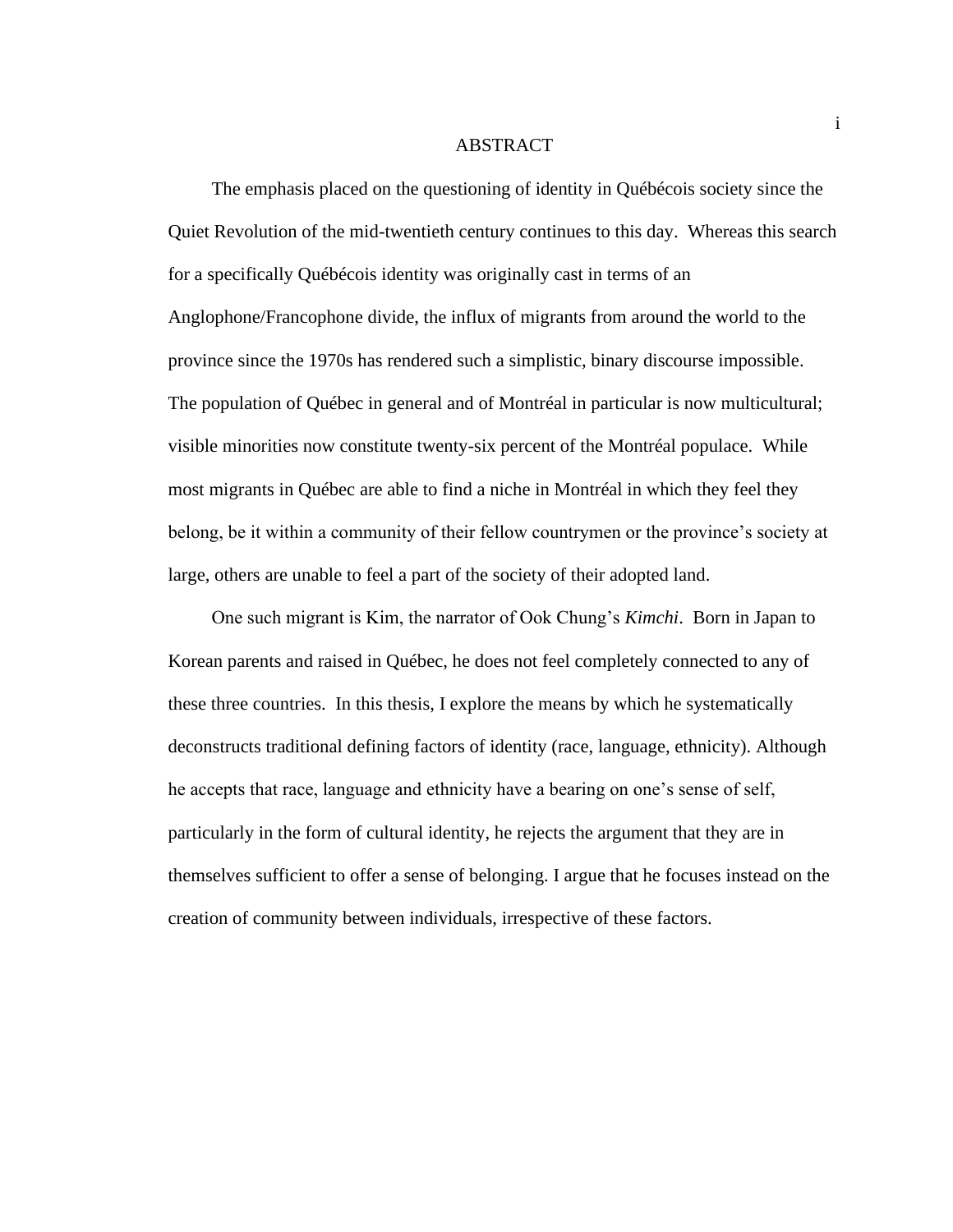# ABSTRACT

The emphasis placed on the questioning of identity in Québécois society since the Quiet Revolution of the mid-twentieth century continues to this day. Whereas this search for a specifically Québécois identity was originally cast in terms of an Anglophone/Francophone divide, the influx of migrants from around the world to the province since the 1970s has rendered such a simplistic, binary discourse impossible. The population of Québec in general and of Montréal in particular is now multicultural; visible minorities now constitute twenty-six percent of the Montréal populace. While most migrants in Québec are able to find a niche in Montréal in which they feel they belong, be it within a community of their fellow countrymen or the province's society at large, others are unable to feel a part of the society of their adopted land.

One such migrant is Kim, the narrator of Ook Chung's *Kimchi*. Born in Japan to Korean parents and raised in Québec, he does not feel completely connected to any of these three countries. In this thesis, I explore the means by which he systematically deconstructs traditional defining factors of identity (race, language, ethnicity). Although he accepts that race, language and ethnicity have a bearing on one's sense of self, particularly in the form of cultural identity, he rejects the argument that they are in themselves sufficient to offer a sense of belonging. I argue that he focuses instead on the creation of community between individuals, irrespective of these factors.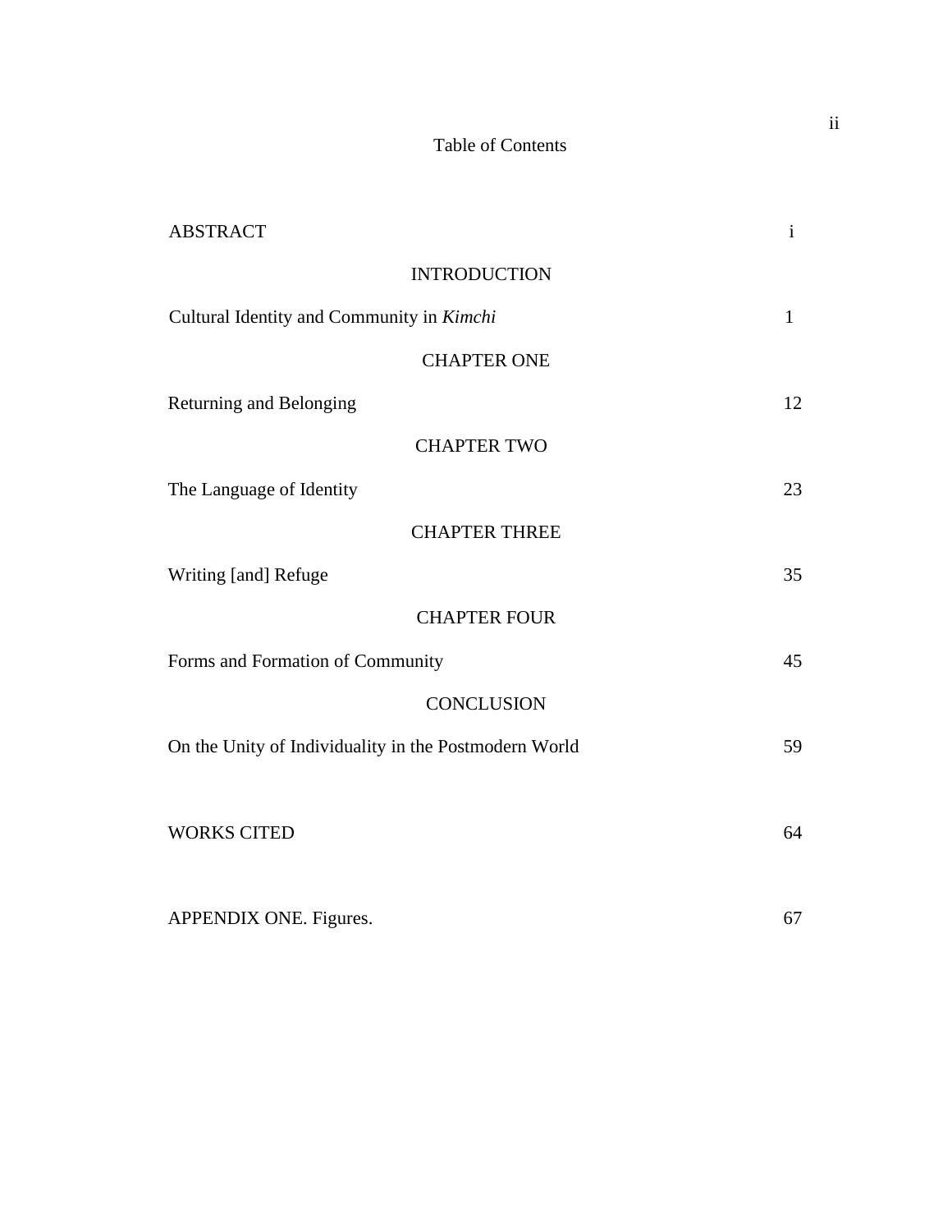# Table of Contents

| | |
|---|---|
| ABSTRACT | i |
| INTRODUCTION | |
| Cultural Identity and Community in *Kimchi* | 1 |
| CHAPTER ONE | |
| Returning and Belonging | 12 |
| CHAPTER TWO | |
| The Language of Identity | 23 |
| CHAPTER THREE | |
| Writing [and] Refuge | 35 |
| CHAPTER FOUR | |
| Forms and Formation of Community | 45 |
| CONCLUSION | |
| On the Unity of Individuality in the Postmodern World | 59 |
| WORKS CITED | 64 |
| APPENDIX ONE. Figures. | 67 |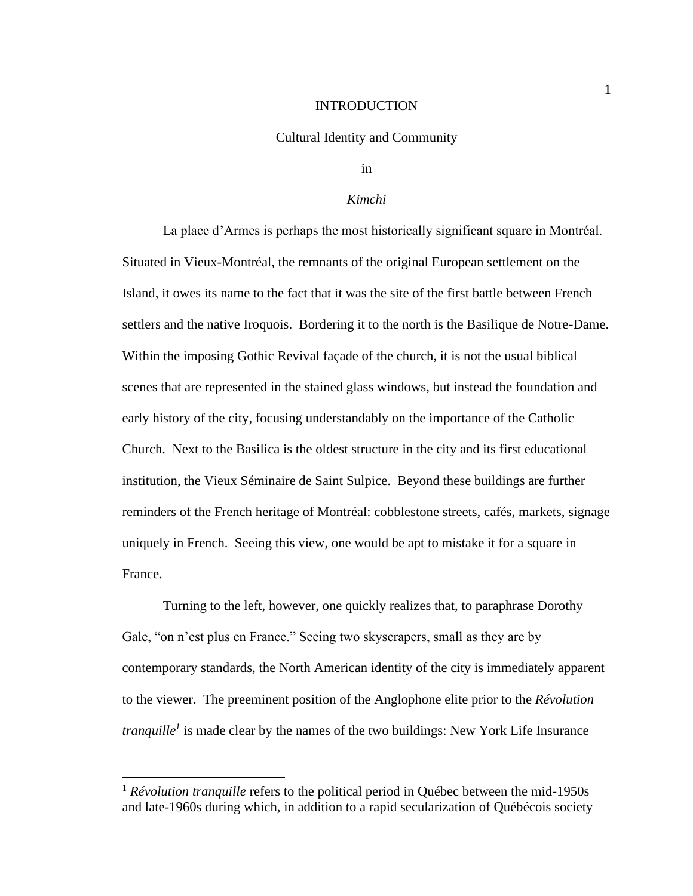# INTRODUCTION

## Cultural Identity and Community

## in

## *Kimchi*

La place d'Armes is perhaps the most historically significant square in Montréal. Situated in Vieux-Montréal, the remnants of the original European settlement on the Island, it owes its name to the fact that it was the site of the first battle between French settlers and the native Iroquois. Bordering it to the north is the Basilique de Notre-Dame. Within the imposing Gothic Revival façade of the church, it is not the usual biblical scenes that are represented in the stained glass windows, but instead the foundation and early history of the city, focusing understandably on the importance of the Catholic Church. Next to the Basilica is the oldest structure in the city and its first educational institution, the Vieux Séminaire de Saint Sulpice. Beyond these buildings are further reminders of the French heritage of Montréal: cobblestone streets, cafés, markets, signage uniquely in French. Seeing this view, one would be apt to mistake it for a square in France.

Turning to the left, however, one quickly realizes that, to paraphrase Dorothy Gale, "on n'est plus en France." Seeing two skyscrapers, small as they are by contemporary standards, the North American identity of the city is immediately apparent to the viewer. The preeminent position of the Anglophone elite prior to the *Révolution tranquille*[1] is made clear by the names of the two buildings: New York Life Insurance

---

[1] *Révolution tranquille* refers to the political period in Québec between the mid-1950s and late-1960s during which, in addition to a rapid secularization of Québécois society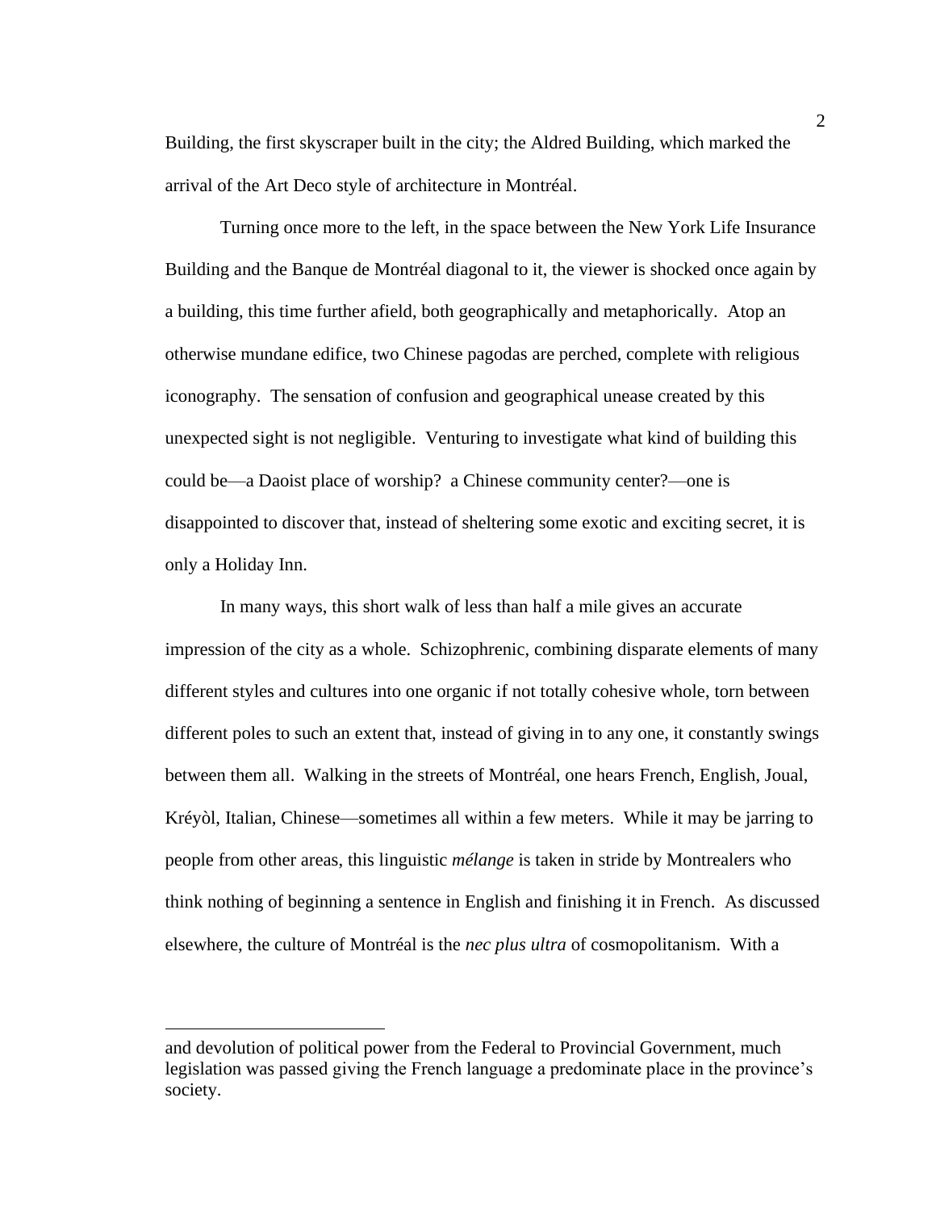Building, the first skyscraper built in the city; the Aldred Building, which marked the arrival of the Art Deco style of architecture in Montréal.

Turning once more to the left, in the space between the New York Life Insurance Building and the Banque de Montréal diagonal to it, the viewer is shocked once again by a building, this time further afield, both geographically and metaphorically. Atop an otherwise mundane edifice, two Chinese pagodas are perched, complete with religious iconography. The sensation of confusion and geographical unease created by this unexpected sight is not negligible. Venturing to investigate what kind of building this could be—a Daoist place of worship? a Chinese community center?—one is disappointed to discover that, instead of sheltering some exotic and exciting secret, it is only a Holiday Inn.

In many ways, this short walk of less than half a mile gives an accurate impression of the city as a whole. Schizophrenic, combining disparate elements of many different styles and cultures into one organic if not totally cohesive whole, torn between different poles to such an extent that, instead of giving in to any one, it constantly swings between them all. Walking in the streets of Montréal, one hears French, English, Joual, Kréyòl, Italian, Chinese—sometimes all within a few meters. While it may be jarring to people from other areas, this linguistic *mélange* is taken in stride by Montrealers who think nothing of beginning a sentence in English and finishing it in French. As discussed elsewhere, the culture of Montréal is the *nec plus ultra* of cosmopolitanism. With a

---

and devolution of political power from the Federal to Provincial Government, much legislation was passed giving the French language a predominate place in the province's society.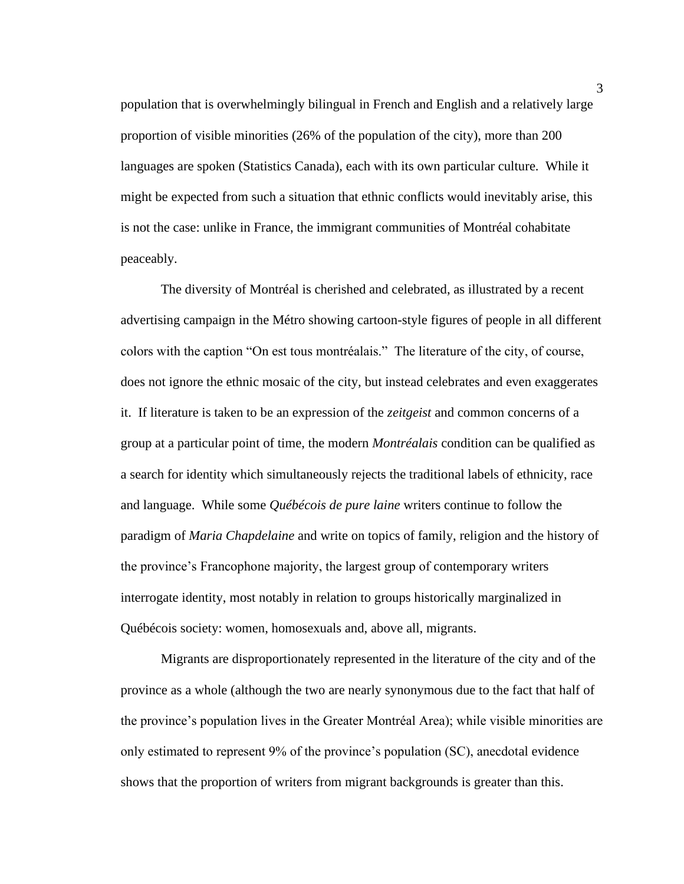population that is overwhelmingly bilingual in French and English and a relatively large proportion of visible minorities (26% of the population of the city), more than 200 languages are spoken (Statistics Canada), each with its own particular culture. While it might be expected from such a situation that ethnic conflicts would inevitably arise, this is not the case: unlike in France, the immigrant communities of Montréal cohabitate peaceably.

The diversity of Montréal is cherished and celebrated, as illustrated by a recent advertising campaign in the Métro showing cartoon-style figures of people in all different colors with the caption "On est tous montréalais." The literature of the city, of course, does not ignore the ethnic mosaic of the city, but instead celebrates and even exaggerates it. If literature is taken to be an expression of the *zeitgeist* and common concerns of a group at a particular point of time, the modern *Montréalais* condition can be qualified as a search for identity which simultaneously rejects the traditional labels of ethnicity, race and language. While some *Québécois de pure laine* writers continue to follow the paradigm of *Maria Chapdelaine* and write on topics of family, religion and the history of the province's Francophone majority, the largest group of contemporary writers interrogate identity, most notably in relation to groups historically marginalized in Québécois society: women, homosexuals and, above all, migrants.

Migrants are disproportionately represented in the literature of the city and of the province as a whole (although the two are nearly synonymous due to the fact that half of the province's population lives in the Greater Montréal Area); while visible minorities are only estimated to represent 9% of the province's population (SC), anecdotal evidence shows that the proportion of writers from migrant backgrounds is greater than this.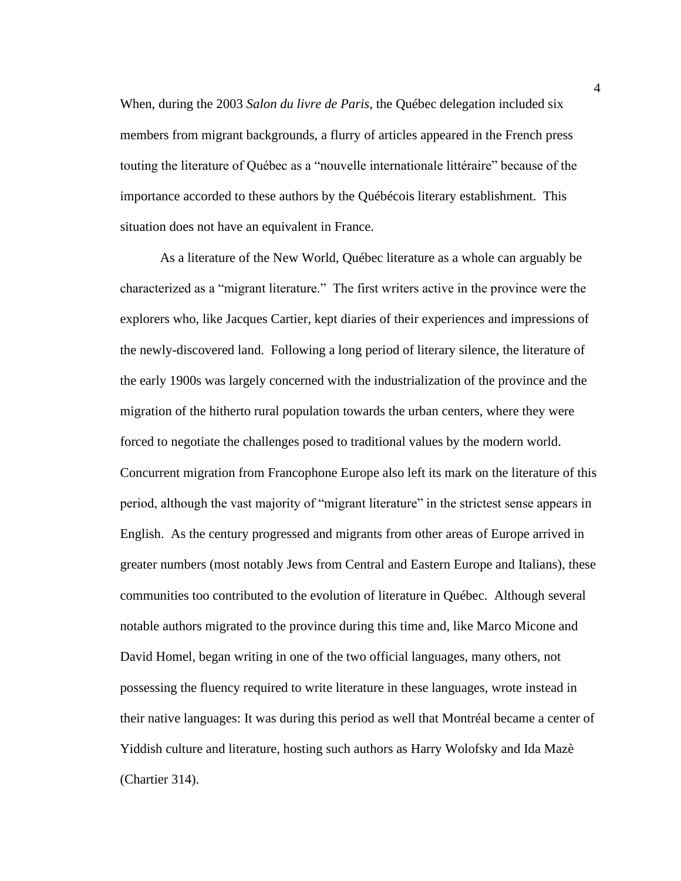When, during the 2003 *Salon du livre de Paris*, the Québec delegation included six members from migrant backgrounds, a flurry of articles appeared in the French press touting the literature of Québec as a "nouvelle internationale littéraire" because of the importance accorded to these authors by the Québécois literary establishment. This situation does not have an equivalent in France.

As a literature of the New World, Québec literature as a whole can arguably be characterized as a "migrant literature." The first writers active in the province were the explorers who, like Jacques Cartier, kept diaries of their experiences and impressions of the newly-discovered land. Following a long period of literary silence, the literature of the early 1900s was largely concerned with the industrialization of the province and the migration of the hitherto rural population towards the urban centers, where they were forced to negotiate the challenges posed to traditional values by the modern world. Concurrent migration from Francophone Europe also left its mark on the literature of this period, although the vast majority of "migrant literature" in the strictest sense appears in English. As the century progressed and migrants from other areas of Europe arrived in greater numbers (most notably Jews from Central and Eastern Europe and Italians), these communities too contributed to the evolution of literature in Québec. Although several notable authors migrated to the province during this time and, like Marco Micone and David Homel, began writing in one of the two official languages, many others, not possessing the fluency required to write literature in these languages, wrote instead in their native languages: It was during this period as well that Montréal became a center of Yiddish culture and literature, hosting such authors as Harry Wolofsky and Ida Mazè (Chartier 314).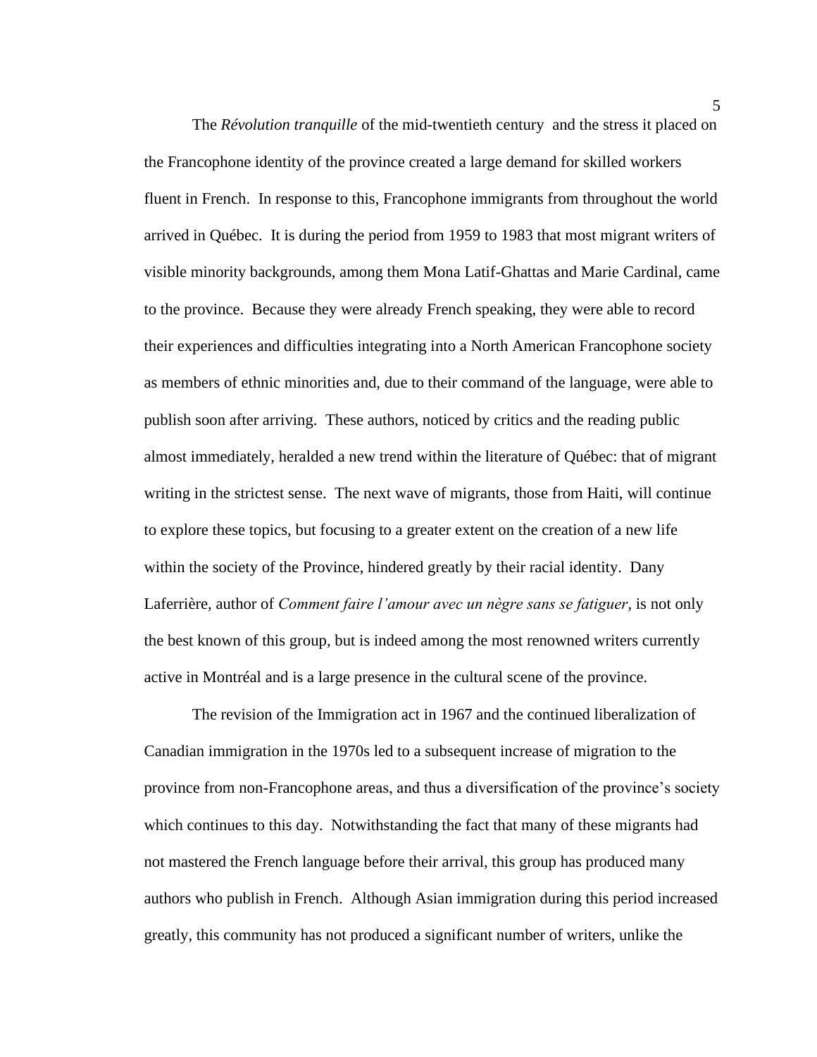The *Révolution tranquille* of the mid-twentieth century and the stress it placed on the Francophone identity of the province created a large demand for skilled workers fluent in French. In response to this, Francophone immigrants from throughout the world arrived in Québec. It is during the period from 1959 to 1983 that most migrant writers of visible minority backgrounds, among them Mona Latif-Ghattas and Marie Cardinal, came to the province. Because they were already French speaking, they were able to record their experiences and difficulties integrating into a North American Francophone society as members of ethnic minorities and, due to their command of the language, were able to publish soon after arriving. These authors, noticed by critics and the reading public almost immediately, heralded a new trend within the literature of Québec: that of migrant writing in the strictest sense. The next wave of migrants, those from Haiti, will continue to explore these topics, but focusing to a greater extent on the creation of a new life within the society of the Province, hindered greatly by their racial identity. Dany Laferrière, author of *Comment faire l'amour avec un nègre sans se fatiguer*, is not only the best known of this group, but is indeed among the most renowned writers currently active in Montréal and is a large presence in the cultural scene of the province.

The revision of the Immigration act in 1967 and the continued liberalization of Canadian immigration in the 1970s led to a subsequent increase of migration to the province from non-Francophone areas, and thus a diversification of the province's society which continues to this day. Notwithstanding the fact that many of these migrants had not mastered the French language before their arrival, this group has produced many authors who publish in French. Although Asian immigration during this period increased greatly, this community has not produced a significant number of writers, unlike the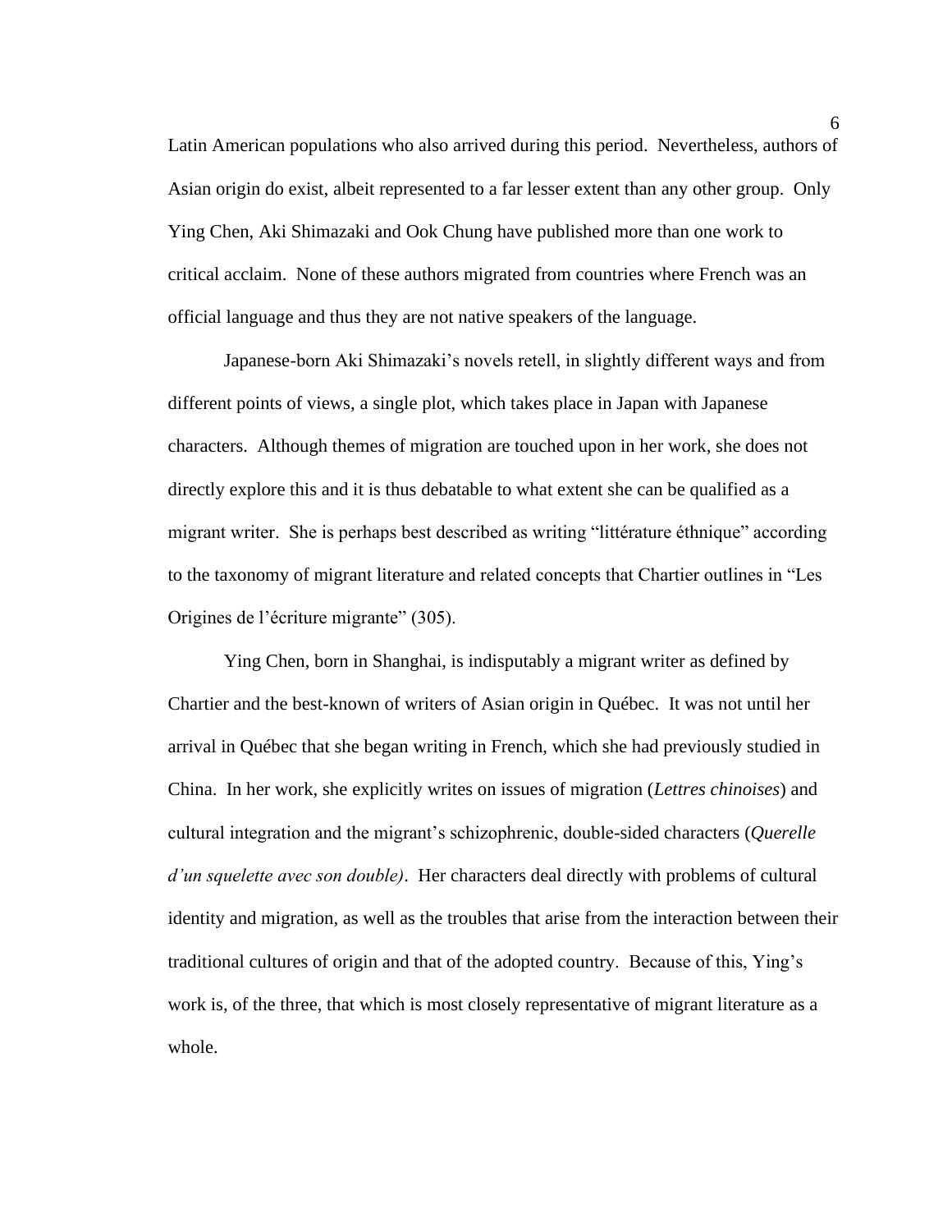Latin American populations who also arrived during this period. Nevertheless, authors of Asian origin do exist, albeit represented to a far lesser extent than any other group. Only Ying Chen, Aki Shimazaki and Ook Chung have published more than one work to critical acclaim. None of these authors migrated from countries where French was an official language and thus they are not native speakers of the language.

Japanese-born Aki Shimazaki's novels retell, in slightly different ways and from different points of views, a single plot, which takes place in Japan with Japanese characters. Although themes of migration are touched upon in her work, she does not directly explore this and it is thus debatable to what extent she can be qualified as a migrant writer. She is perhaps best described as writing "littérature éthnique" according to the taxonomy of migrant literature and related concepts that Chartier outlines in "Les Origines de l'écriture migrante" (305).

Ying Chen, born in Shanghai, is indisputably a migrant writer as defined by Chartier and the best-known of writers of Asian origin in Québec. It was not until her arrival in Québec that she began writing in French, which she had previously studied in China. In her work, she explicitly writes on issues of migration (*Lettres chinoises*) and cultural integration and the migrant's schizophrenic, double-sided characters (*Querelle d'un squelette avec son double)*. Her characters deal directly with problems of cultural identity and migration, as well as the troubles that arise from the interaction between their traditional cultures of origin and that of the adopted country. Because of this, Ying's work is, of the three, that which is most closely representative of migrant literature as a whole.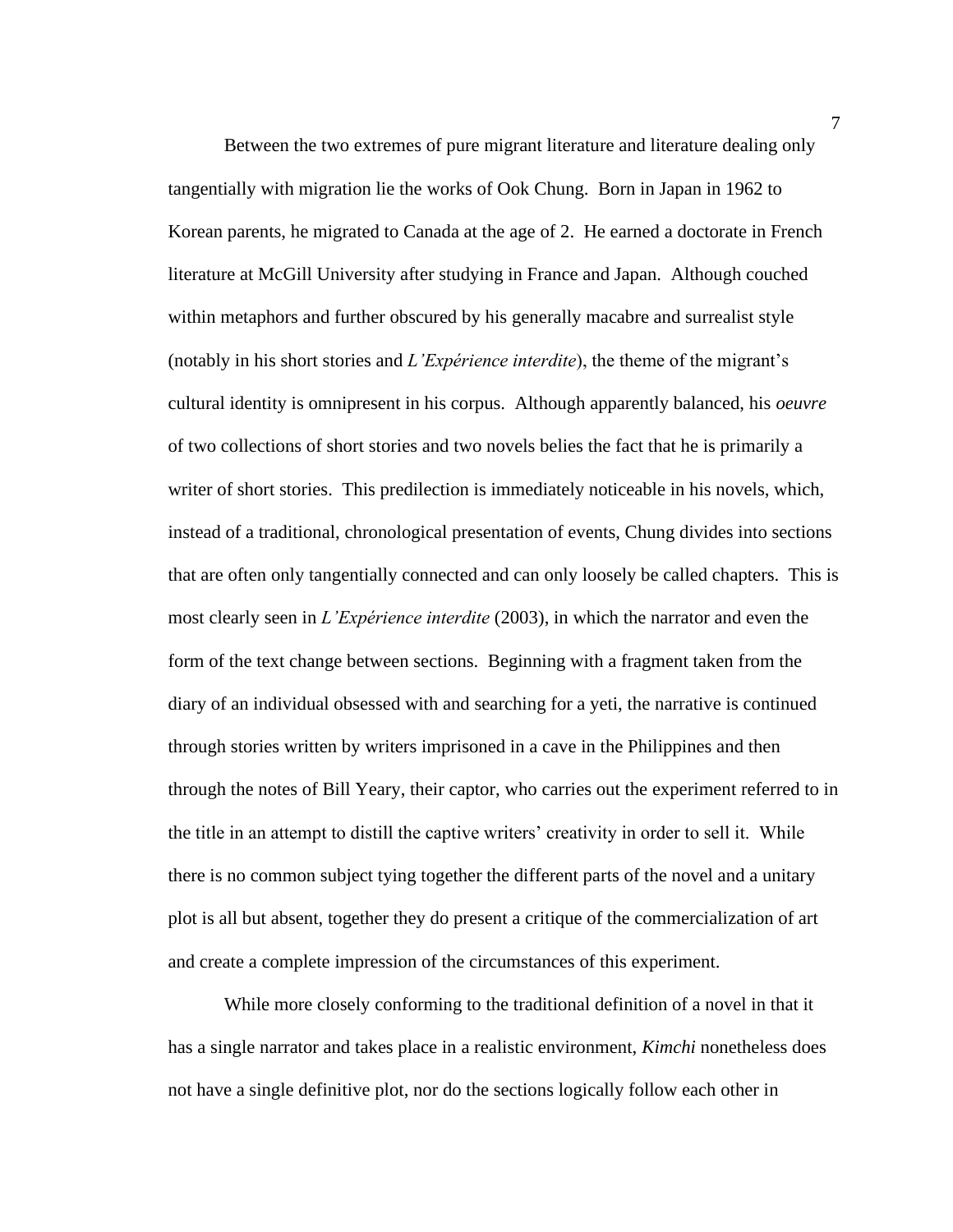Between the two extremes of pure migrant literature and literature dealing only tangentially with migration lie the works of Ook Chung. Born in Japan in 1962 to Korean parents, he migrated to Canada at the age of 2. He earned a doctorate in French literature at McGill University after studying in France and Japan. Although couched within metaphors and further obscured by his generally macabre and surrealist style (notably in his short stories and *L'Expérience interdite*), the theme of the migrant's cultural identity is omnipresent in his corpus. Although apparently balanced, his *oeuvre* of two collections of short stories and two novels belies the fact that he is primarily a writer of short stories. This predilection is immediately noticeable in his novels, which, instead of a traditional, chronological presentation of events, Chung divides into sections that are often only tangentially connected and can only loosely be called chapters. This is most clearly seen in *L'Expérience interdite* (2003), in which the narrator and even the form of the text change between sections. Beginning with a fragment taken from the diary of an individual obsessed with and searching for a yeti, the narrative is continued through stories written by writers imprisoned in a cave in the Philippines and then through the notes of Bill Yeary, their captor, who carries out the experiment referred to in the title in an attempt to distill the captive writers' creativity in order to sell it. While there is no common subject tying together the different parts of the novel and a unitary plot is all but absent, together they do present a critique of the commercialization of art and create a complete impression of the circumstances of this experiment.

While more closely conforming to the traditional definition of a novel in that it has a single narrator and takes place in a realistic environment, *Kimchi* nonetheless does not have a single definitive plot, nor do the sections logically follow each other in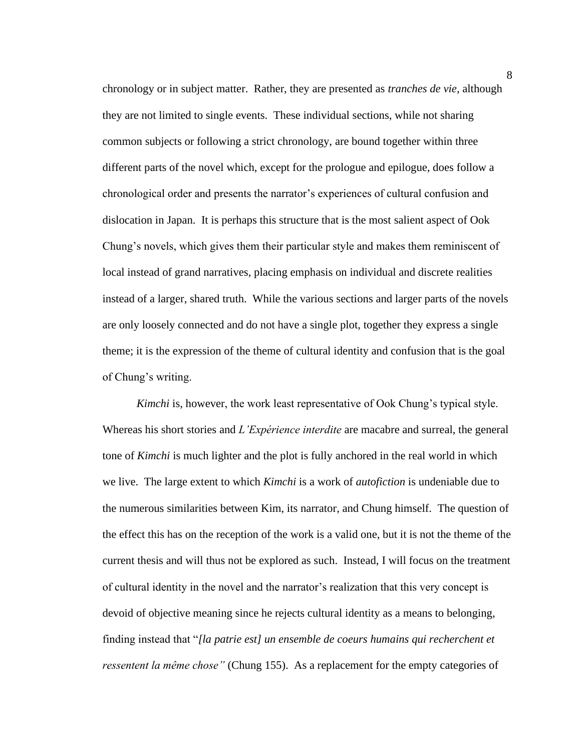chronology or in subject matter. Rather, they are presented as *tranches de vie*, although they are not limited to single events. These individual sections, while not sharing common subjects or following a strict chronology, are bound together within three different parts of the novel which, except for the prologue and epilogue, does follow a chronological order and presents the narrator's experiences of cultural confusion and dislocation in Japan. It is perhaps this structure that is the most salient aspect of Ook Chung's novels, which gives them their particular style and makes them reminiscent of local instead of grand narratives, placing emphasis on individual and discrete realities instead of a larger, shared truth. While the various sections and larger parts of the novels are only loosely connected and do not have a single plot, together they express a single theme; it is the expression of the theme of cultural identity and confusion that is the goal of Chung's writing.

*Kimchi* is, however, the work least representative of Ook Chung's typical style. Whereas his short stories and *L'Expérience interdite* are macabre and surreal, the general tone of *Kimchi* is much lighter and the plot is fully anchored in the real world in which we live. The large extent to which *Kimchi* is a work of *autofiction* is undeniable due to the numerous similarities between Kim, its narrator, and Chung himself. The question of the effect this has on the reception of the work is a valid one, but it is not the theme of the current thesis and will thus not be explored as such. Instead, I will focus on the treatment of cultural identity in the novel and the narrator's realization that this very concept is devoid of objective meaning since he rejects cultural identity as a means to belonging, finding instead that "*[la patrie est] un ensemble de coeurs humains qui recherchent et ressentent la même chose"* (Chung 155). As a replacement for the empty categories of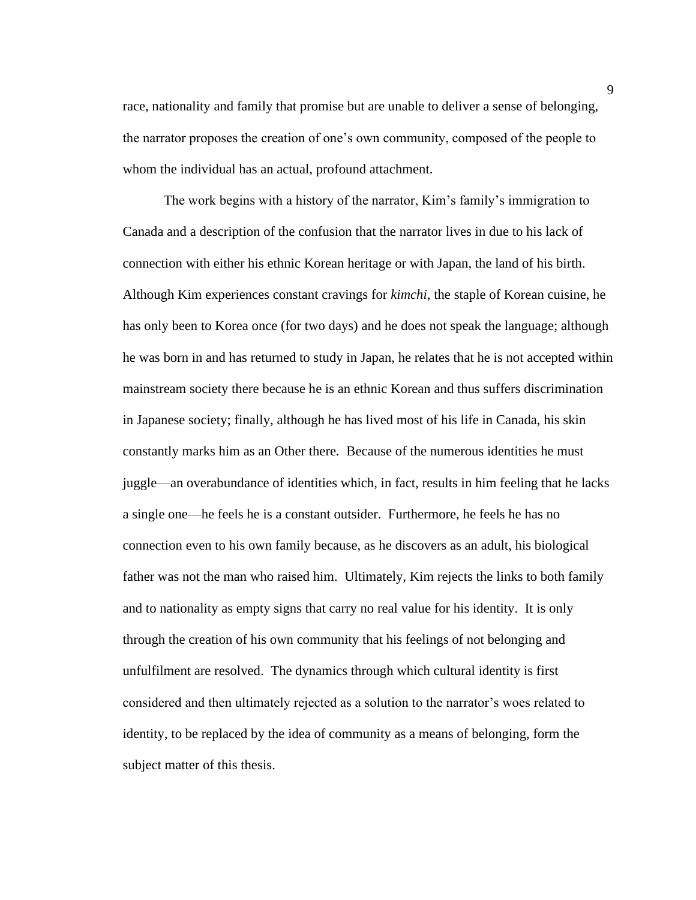race, nationality and family that promise but are unable to deliver a sense of belonging, the narrator proposes the creation of one's own community, composed of the people to whom the individual has an actual, profound attachment.

The work begins with a history of the narrator, Kim's family's immigration to Canada and a description of the confusion that the narrator lives in due to his lack of connection with either his ethnic Korean heritage or with Japan, the land of his birth. Although Kim experiences constant cravings for *kimchi*, the staple of Korean cuisine, he has only been to Korea once (for two days) and he does not speak the language; although he was born in and has returned to study in Japan, he relates that he is not accepted within mainstream society there because he is an ethnic Korean and thus suffers discrimination in Japanese society; finally, although he has lived most of his life in Canada, his skin constantly marks him as an Other there. Because of the numerous identities he must juggle—an overabundance of identities which, in fact, results in him feeling that he lacks a single one—he feels he is a constant outsider. Furthermore, he feels he has no connection even to his own family because, as he discovers as an adult, his biological father was not the man who raised him. Ultimately, Kim rejects the links to both family and to nationality as empty signs that carry no real value for his identity. It is only through the creation of his own community that his feelings of not belonging and unfulfilment are resolved. The dynamics through which cultural identity is first considered and then ultimately rejected as a solution to the narrator's woes related to identity, to be replaced by the idea of community as a means of belonging, form the subject matter of this thesis.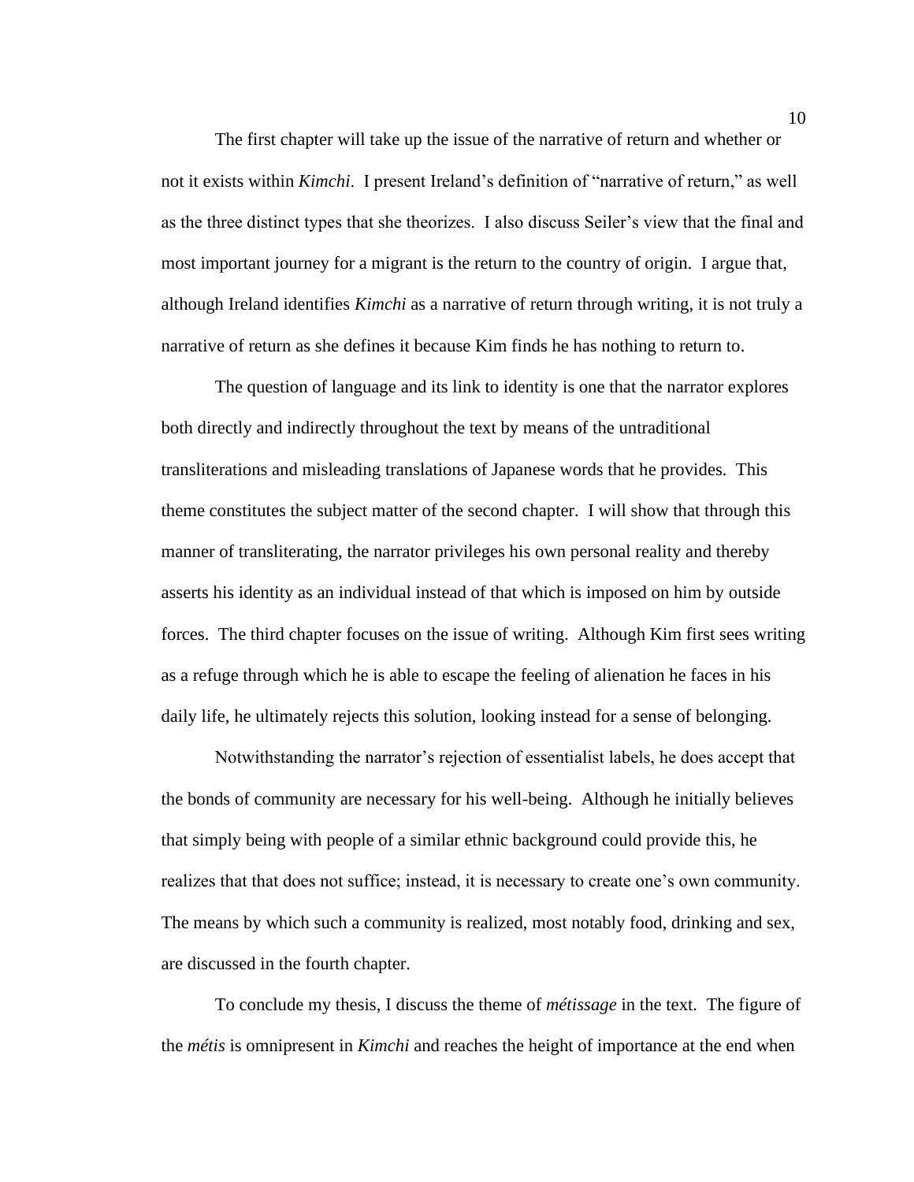The first chapter will take up the issue of the narrative of return and whether or not it exists within *Kimchi*. I present Ireland's definition of "narrative of return," as well as the three distinct types that she theorizes. I also discuss Seiler's view that the final and most important journey for a migrant is the return to the country of origin. I argue that, although Ireland identifies *Kimchi* as a narrative of return through writing, it is not truly a narrative of return as she defines it because Kim finds he has nothing to return to.

The question of language and its link to identity is one that the narrator explores both directly and indirectly throughout the text by means of the untraditional transliterations and misleading translations of Japanese words that he provides. This theme constitutes the subject matter of the second chapter. I will show that through this manner of transliterating, the narrator privileges his own personal reality and thereby asserts his identity as an individual instead of that which is imposed on him by outside forces. The third chapter focuses on the issue of writing. Although Kim first sees writing as a refuge through which he is able to escape the feeling of alienation he faces in his daily life, he ultimately rejects this solution, looking instead for a sense of belonging.

Notwithstanding the narrator's rejection of essentialist labels, he does accept that the bonds of community are necessary for his well-being. Although he initially believes that simply being with people of a similar ethnic background could provide this, he realizes that that does not suffice; instead, it is necessary to create one's own community. The means by which such a community is realized, most notably food, drinking and sex, are discussed in the fourth chapter.

To conclude my thesis, I discuss the theme of *métissage* in the text. The figure of the *métis* is omnipresent in *Kimchi* and reaches the height of importance at the end when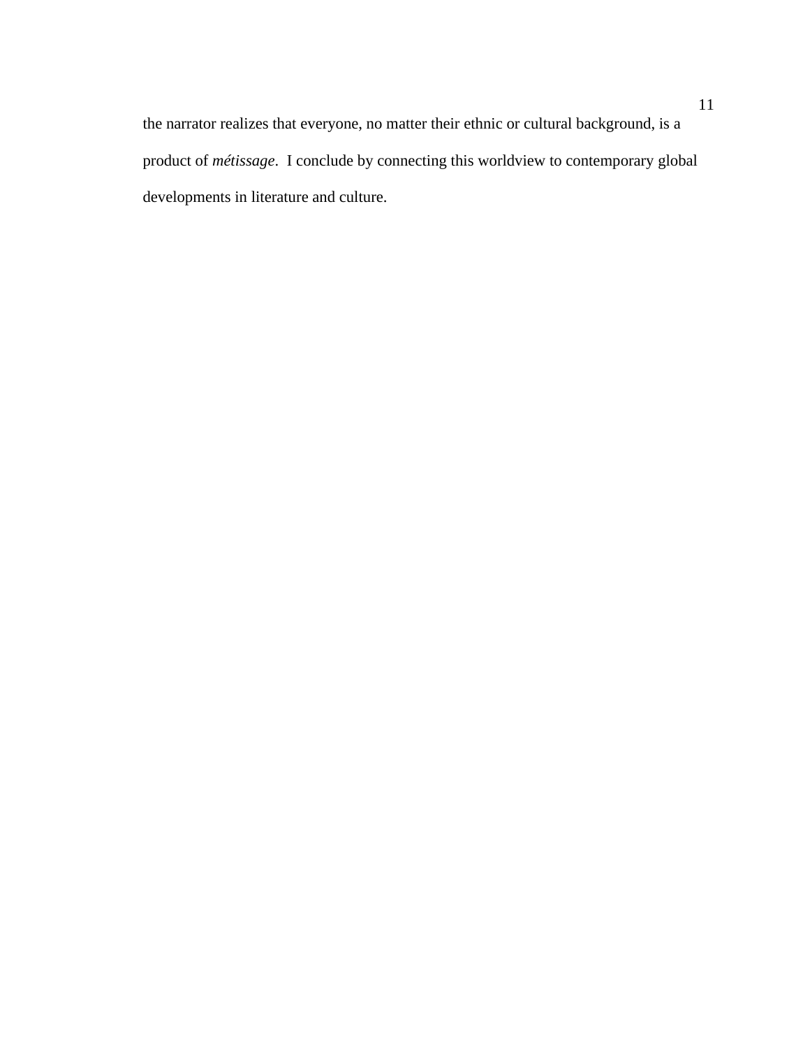the narrator realizes that everyone, no matter their ethnic or cultural background, is a product of *métissage*.  I conclude by connecting this worldview to contemporary global developments in literature and culture.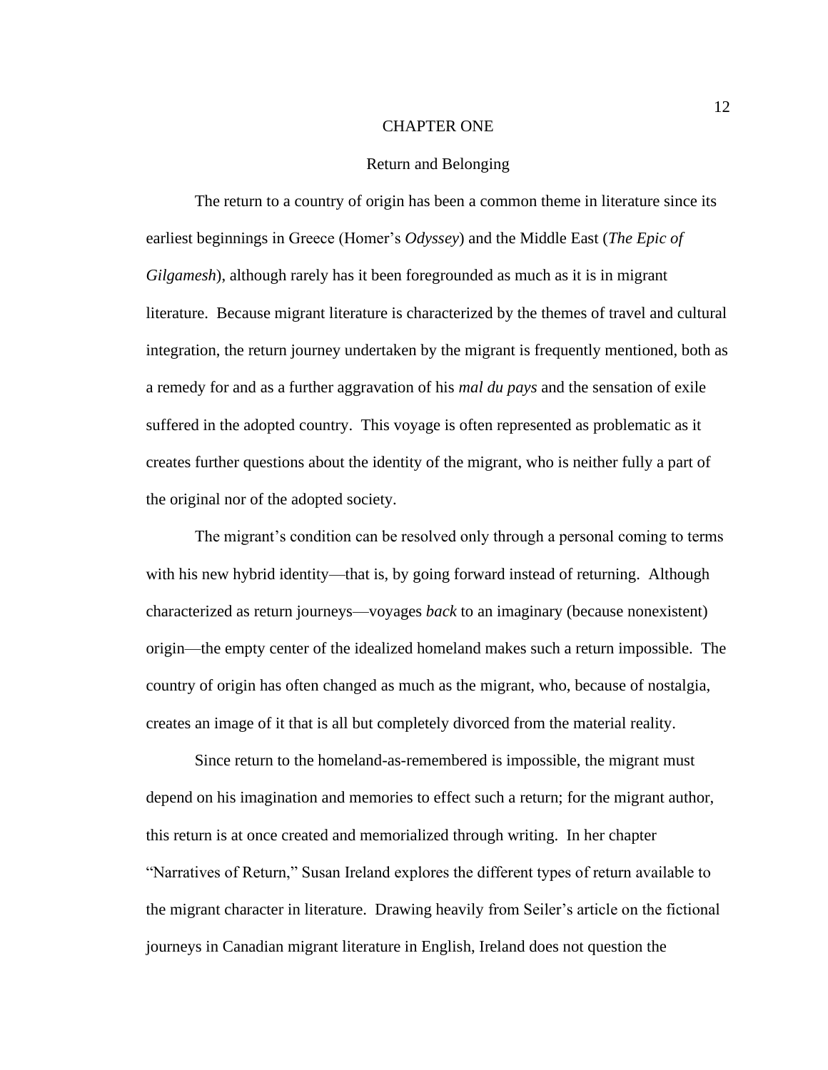# CHAPTER ONE

## Return and Belonging

The return to a country of origin has been a common theme in literature since its earliest beginnings in Greece (Homer's *Odyssey*) and the Middle East (*The Epic of Gilgamesh*), although rarely has it been foregrounded as much as it is in migrant literature. Because migrant literature is characterized by the themes of travel and cultural integration, the return journey undertaken by the migrant is frequently mentioned, both as a remedy for and as a further aggravation of his *mal du pays* and the sensation of exile suffered in the adopted country. This voyage is often represented as problematic as it creates further questions about the identity of the migrant, who is neither fully a part of the original nor of the adopted society.

The migrant's condition can be resolved only through a personal coming to terms with his new hybrid identity—that is, by going forward instead of returning. Although characterized as return journeys—voyages *back* to an imaginary (because nonexistent) origin—the empty center of the idealized homeland makes such a return impossible. The country of origin has often changed as much as the migrant, who, because of nostalgia, creates an image of it that is all but completely divorced from the material reality.

Since return to the homeland-as-remembered is impossible, the migrant must depend on his imagination and memories to effect such a return; for the migrant author, this return is at once created and memorialized through writing. In her chapter "Narratives of Return," Susan Ireland explores the different types of return available to the migrant character in literature. Drawing heavily from Seiler's article on the fictional journeys in Canadian migrant literature in English, Ireland does not question the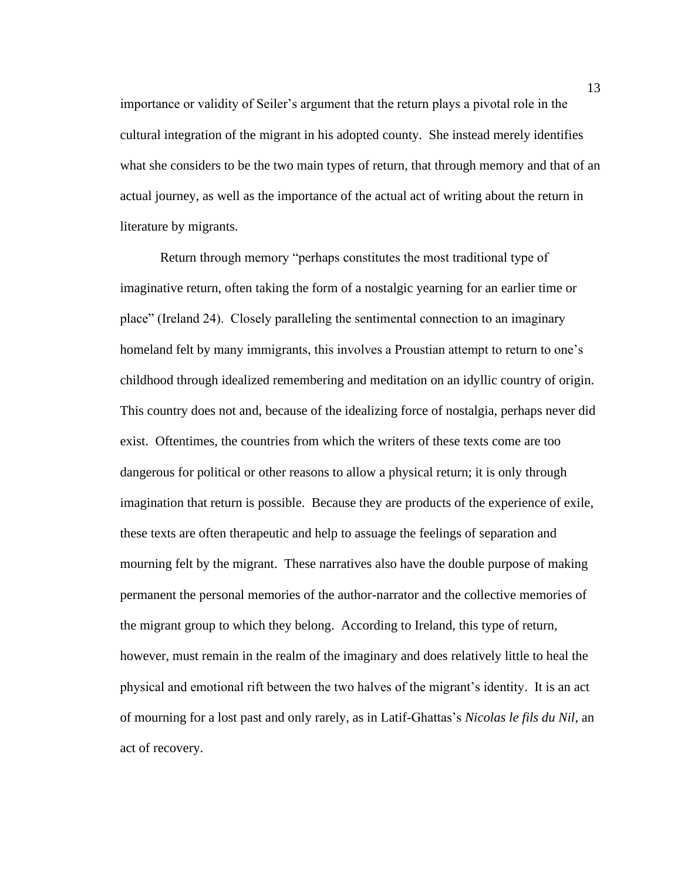importance or validity of Seiler's argument that the return plays a pivotal role in the cultural integration of the migrant in his adopted county. She instead merely identifies what she considers to be the two main types of return, that through memory and that of an actual journey, as well as the importance of the actual act of writing about the return in literature by migrants.

Return through memory "perhaps constitutes the most traditional type of imaginative return, often taking the form of a nostalgic yearning for an earlier time or place" (Ireland 24). Closely paralleling the sentimental connection to an imaginary homeland felt by many immigrants, this involves a Proustian attempt to return to one's childhood through idealized remembering and meditation on an idyllic country of origin. This country does not and, because of the idealizing force of nostalgia, perhaps never did exist. Oftentimes, the countries from which the writers of these texts come are too dangerous for political or other reasons to allow a physical return; it is only through imagination that return is possible. Because they are products of the experience of exile, these texts are often therapeutic and help to assuage the feelings of separation and mourning felt by the migrant. These narratives also have the double purpose of making permanent the personal memories of the author-narrator and the collective memories of the migrant group to which they belong. According to Ireland, this type of return, however, must remain in the realm of the imaginary and does relatively little to heal the physical and emotional rift between the two halves of the migrant's identity. It is an act of mourning for a lost past and only rarely, as in Latif-Ghattas's *Nicolas le fils du Nil*, an act of recovery.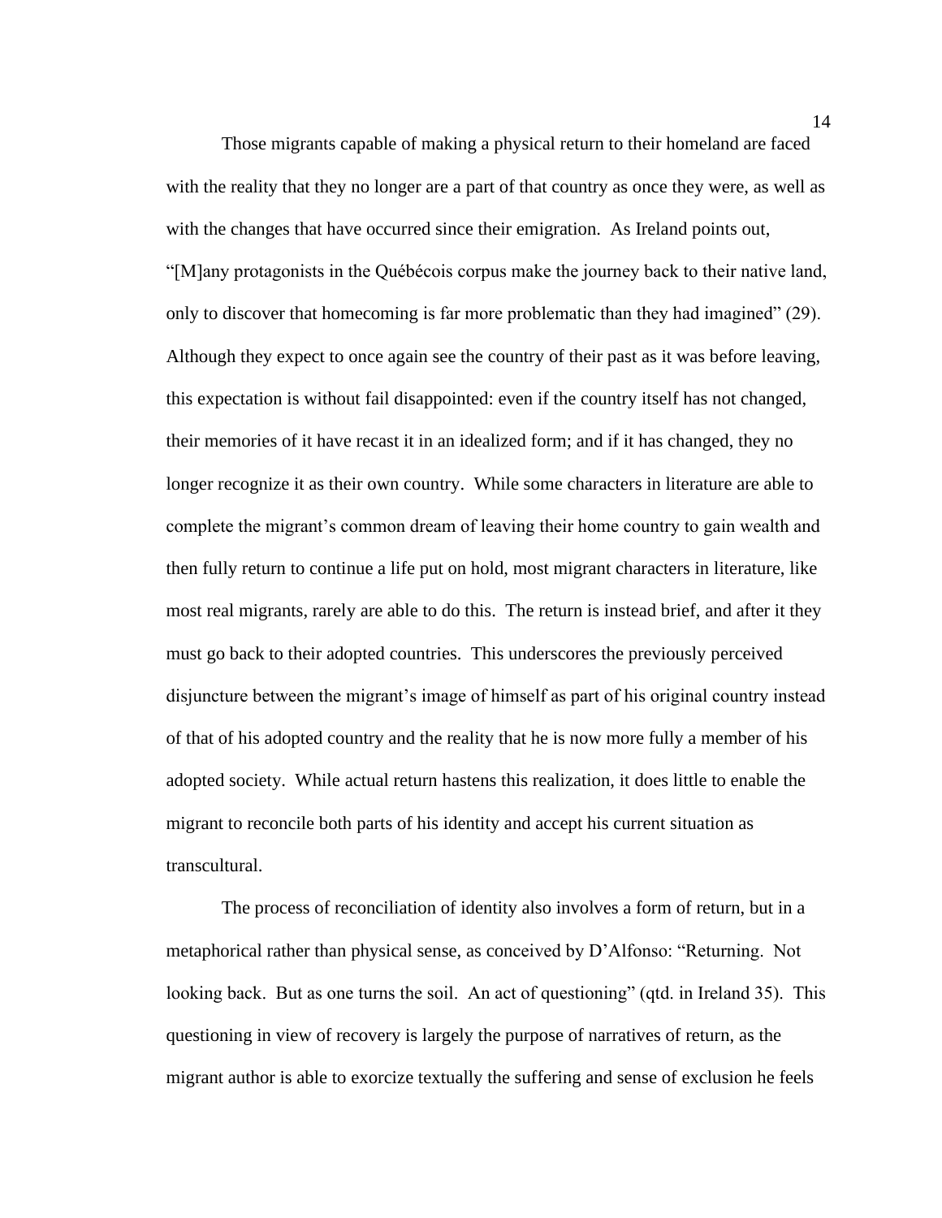Those migrants capable of making a physical return to their homeland are faced with the reality that they no longer are a part of that country as once they were, as well as with the changes that have occurred since their emigration. As Ireland points out, "[M]any protagonists in the Québécois corpus make the journey back to their native land, only to discover that homecoming is far more problematic than they had imagined" (29). Although they expect to once again see the country of their past as it was before leaving, this expectation is without fail disappointed: even if the country itself has not changed, their memories of it have recast it in an idealized form; and if it has changed, they no longer recognize it as their own country. While some characters in literature are able to complete the migrant's common dream of leaving their home country to gain wealth and then fully return to continue a life put on hold, most migrant characters in literature, like most real migrants, rarely are able to do this. The return is instead brief, and after it they must go back to their adopted countries. This underscores the previously perceived disjuncture between the migrant's image of himself as part of his original country instead of that of his adopted country and the reality that he is now more fully a member of his adopted society. While actual return hastens this realization, it does little to enable the migrant to reconcile both parts of his identity and accept his current situation as transcultural.

The process of reconciliation of identity also involves a form of return, but in a metaphorical rather than physical sense, as conceived by D'Alfonso: "Returning. Not looking back. But as one turns the soil. An act of questioning" (qtd. in Ireland 35). This questioning in view of recovery is largely the purpose of narratives of return, as the migrant author is able to exorcize textually the suffering and sense of exclusion he feels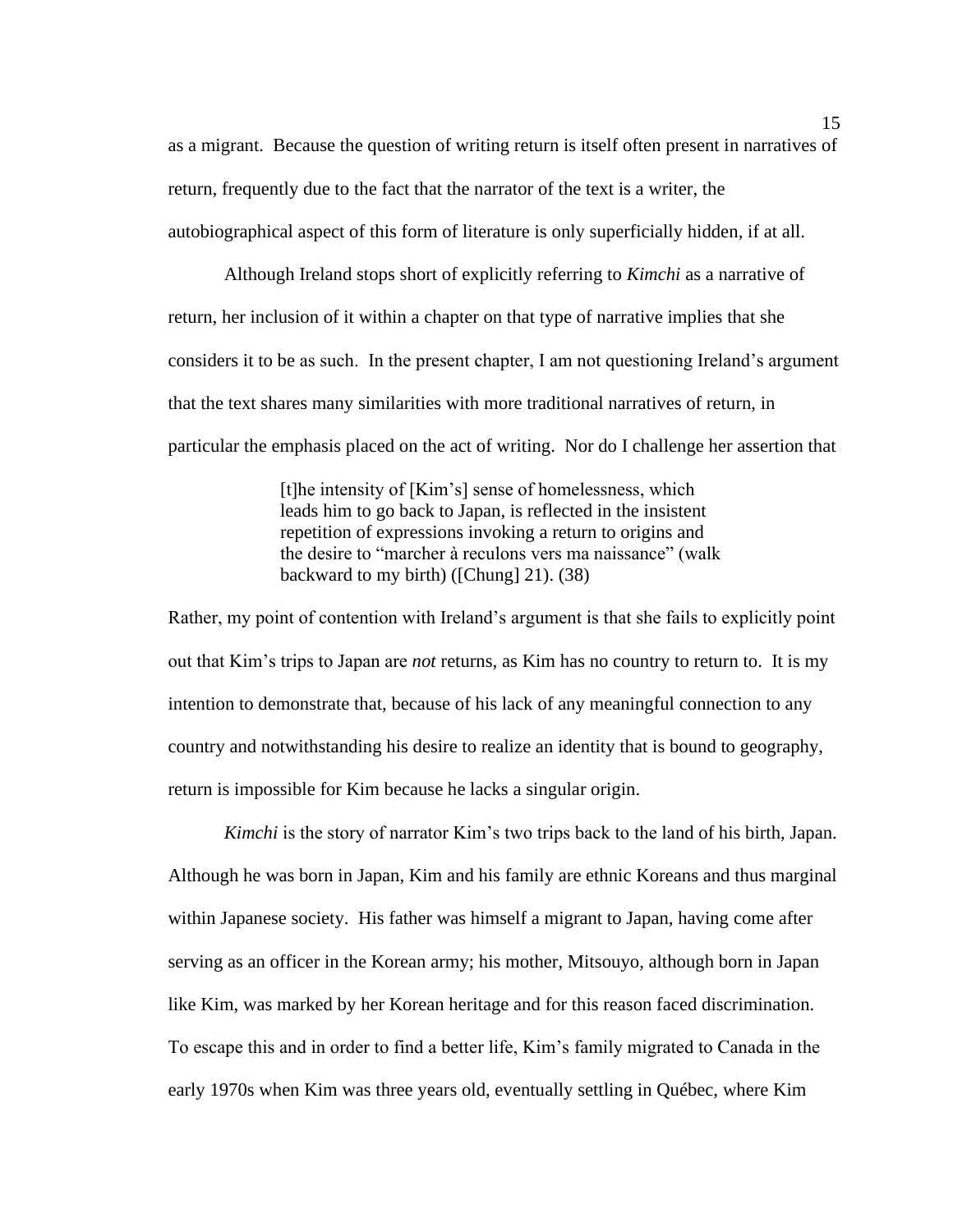as a migrant. Because the question of writing return is itself often present in narratives of return, frequently due to the fact that the narrator of the text is a writer, the autobiographical aspect of this form of literature is only superficially hidden, if at all.

Although Ireland stops short of explicitly referring to *Kimchi* as a narrative of return, her inclusion of it within a chapter on that type of narrative implies that she considers it to be as such. In the present chapter, I am not questioning Ireland's argument that the text shares many similarities with more traditional narratives of return, in particular the emphasis placed on the act of writing. Nor do I challenge her assertion that

> [t]he intensity of [Kim's] sense of homelessness, which leads him to go back to Japan, is reflected in the insistent repetition of expressions invoking a return to origins and the desire to "marcher à reculons vers ma naissance" (walk backward to my birth) ([Chung] 21). (38)

Rather, my point of contention with Ireland's argument is that she fails to explicitly point out that Kim's trips to Japan are *not* returns, as Kim has no country to return to. It is my intention to demonstrate that, because of his lack of any meaningful connection to any country and notwithstanding his desire to realize an identity that is bound to geography, return is impossible for Kim because he lacks a singular origin.

*Kimchi* is the story of narrator Kim's two trips back to the land of his birth, Japan. Although he was born in Japan, Kim and his family are ethnic Koreans and thus marginal within Japanese society. His father was himself a migrant to Japan, having come after serving as an officer in the Korean army; his mother, Mitsouyo, although born in Japan like Kim, was marked by her Korean heritage and for this reason faced discrimination. To escape this and in order to find a better life, Kim's family migrated to Canada in the early 1970s when Kim was three years old, eventually settling in Québec, where Kim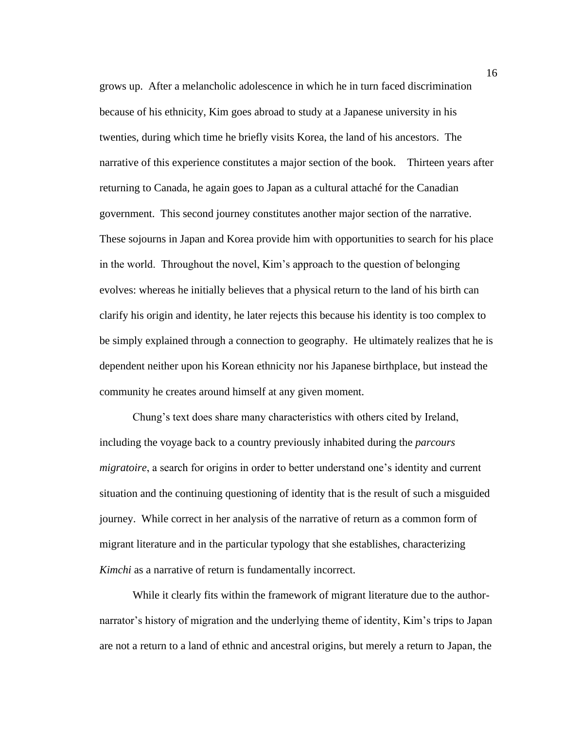grows up. After a melancholic adolescence in which he in turn faced discrimination because of his ethnicity, Kim goes abroad to study at a Japanese university in his twenties, during which time he briefly visits Korea, the land of his ancestors. The narrative of this experience constitutes a major section of the book. Thirteen years after returning to Canada, he again goes to Japan as a cultural attaché for the Canadian government. This second journey constitutes another major section of the narrative. These sojourns in Japan and Korea provide him with opportunities to search for his place in the world. Throughout the novel, Kim's approach to the question of belonging evolves: whereas he initially believes that a physical return to the land of his birth can clarify his origin and identity, he later rejects this because his identity is too complex to be simply explained through a connection to geography. He ultimately realizes that he is dependent neither upon his Korean ethnicity nor his Japanese birthplace, but instead the community he creates around himself at any given moment.

Chung's text does share many characteristics with others cited by Ireland, including the voyage back to a country previously inhabited during the *parcours migratoire*, a search for origins in order to better understand one's identity and current situation and the continuing questioning of identity that is the result of such a misguided journey. While correct in her analysis of the narrative of return as a common form of migrant literature and in the particular typology that she establishes, characterizing *Kimchi* as a narrative of return is fundamentally incorrect.

While it clearly fits within the framework of migrant literature due to the author-narrator's history of migration and the underlying theme of identity, Kim's trips to Japan are not a return to a land of ethnic and ancestral origins, but merely a return to Japan, the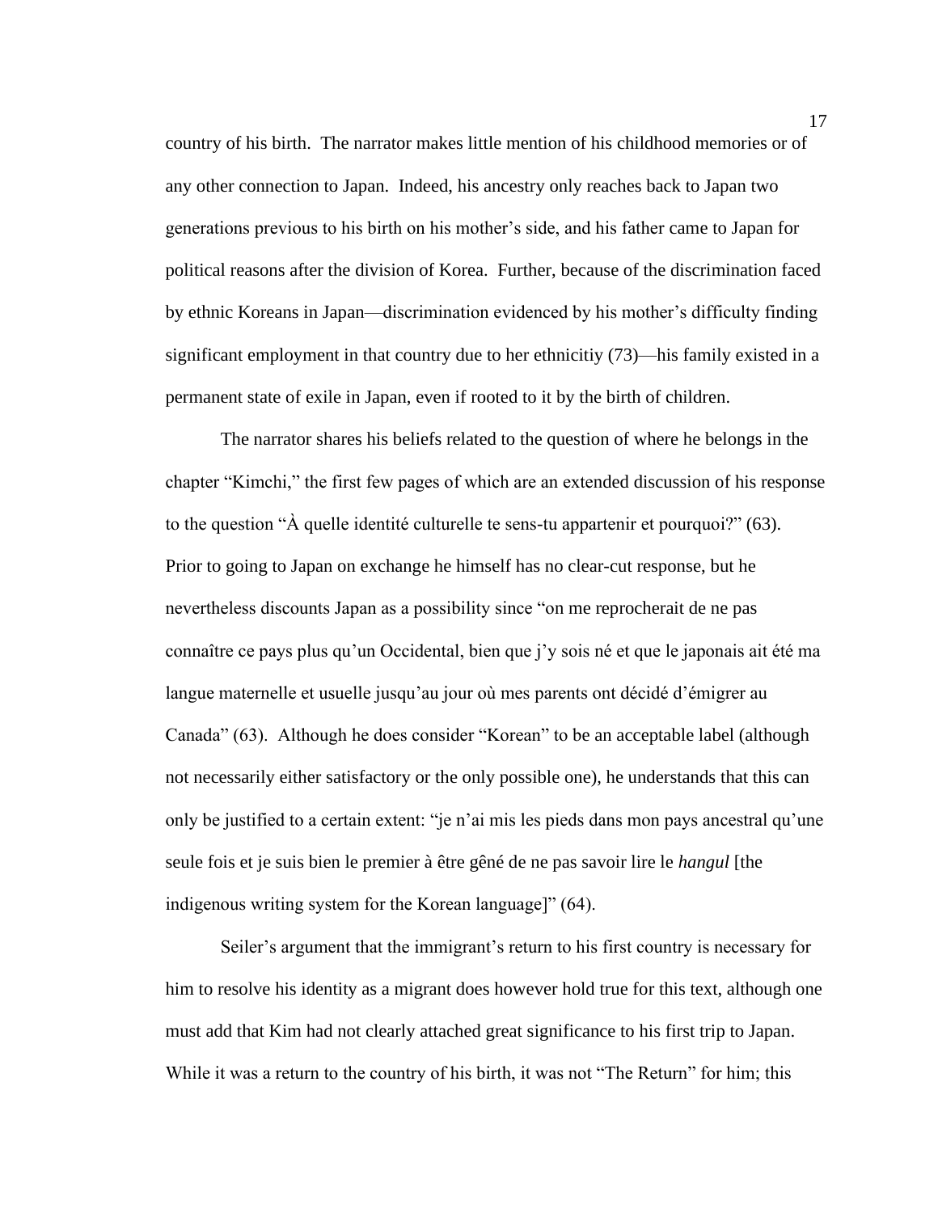country of his birth. The narrator makes little mention of his childhood memories or of any other connection to Japan. Indeed, his ancestry only reaches back to Japan two generations previous to his birth on his mother's side, and his father came to Japan for political reasons after the division of Korea. Further, because of the discrimination faced by ethnic Koreans in Japan—discrimination evidenced by his mother's difficulty finding significant employment in that country due to her ethnicitiy (73)—his family existed in a permanent state of exile in Japan, even if rooted to it by the birth of children.

The narrator shares his beliefs related to the question of where he belongs in the chapter "Kimchi," the first few pages of which are an extended discussion of his response to the question "À quelle identité culturelle te sens-tu appartenir et pourquoi?" (63). Prior to going to Japan on exchange he himself has no clear-cut response, but he nevertheless discounts Japan as a possibility since "on me reprocherait de ne pas connaître ce pays plus qu'un Occidental, bien que j'y sois né et que le japonais ait été ma langue maternelle et usuelle jusqu'au jour où mes parents ont décidé d'émigrer au Canada" (63). Although he does consider "Korean" to be an acceptable label (although not necessarily either satisfactory or the only possible one), he understands that this can only be justified to a certain extent: "je n'ai mis les pieds dans mon pays ancestral qu'une seule fois et je suis bien le premier à être gêné de ne pas savoir lire le *hangul* [the indigenous writing system for the Korean language]" (64).

Seiler's argument that the immigrant's return to his first country is necessary for him to resolve his identity as a migrant does however hold true for this text, although one must add that Kim had not clearly attached great significance to his first trip to Japan. While it was a return to the country of his birth, it was not "The Return" for him; this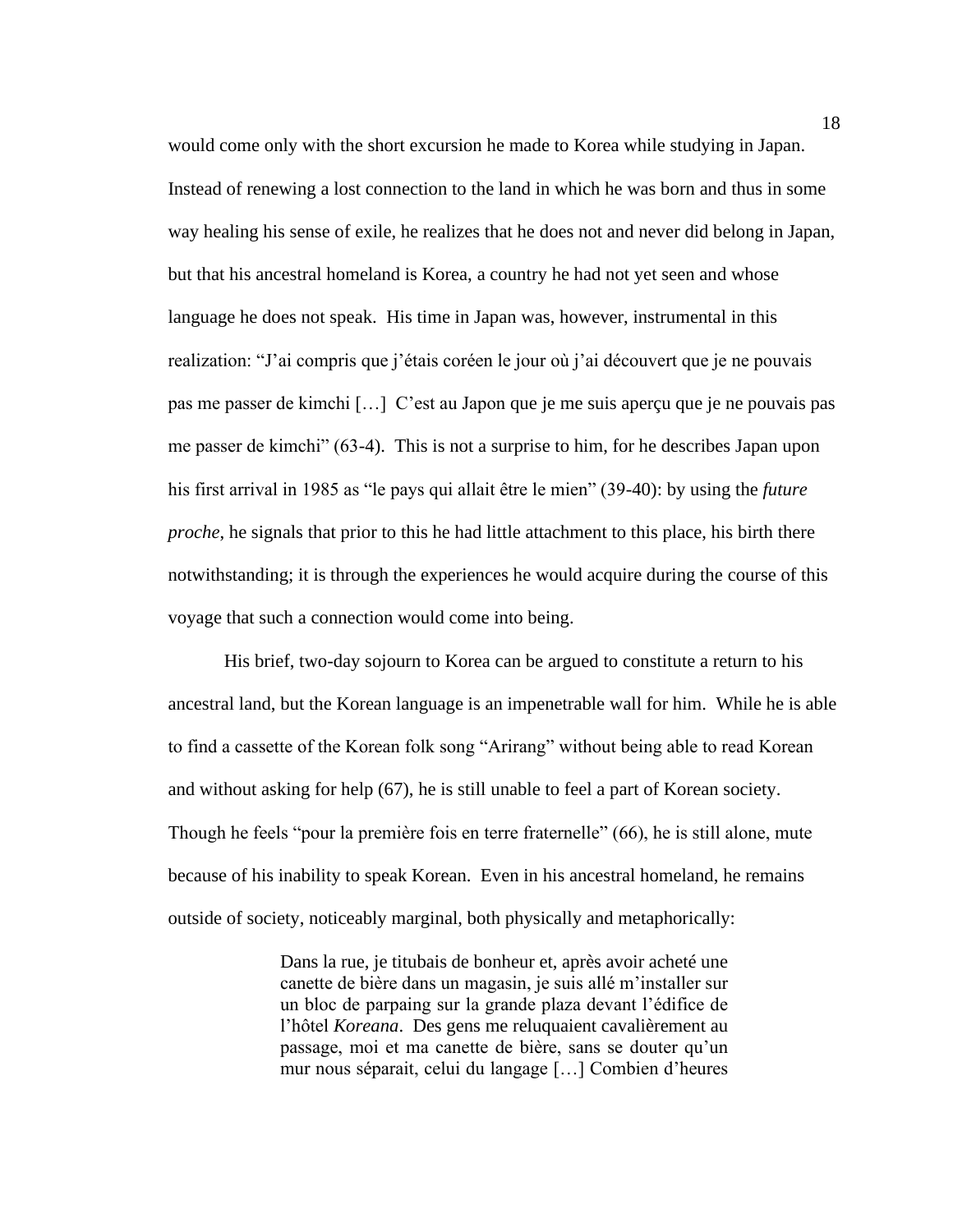would come only with the short excursion he made to Korea while studying in Japan. Instead of renewing a lost connection to the land in which he was born and thus in some way healing his sense of exile, he realizes that he does not and never did belong in Japan, but that his ancestral homeland is Korea, a country he had not yet seen and whose language he does not speak. His time in Japan was, however, instrumental in this realization: "J'ai compris que j'étais coréen le jour où j'ai découvert que je ne pouvais pas me passer de kimchi […] C'est au Japon que je me suis aperçu que je ne pouvais pas me passer de kimchi" (63-4). This is not a surprise to him, for he describes Japan upon his first arrival in 1985 as "le pays qui allait être le mien" (39-40): by using the *future proche*, he signals that prior to this he had little attachment to this place, his birth there notwithstanding; it is through the experiences he would acquire during the course of this voyage that such a connection would come into being.

His brief, two-day sojourn to Korea can be argued to constitute a return to his ancestral land, but the Korean language is an impenetrable wall for him. While he is able to find a cassette of the Korean folk song "Arirang" without being able to read Korean and without asking for help (67), he is still unable to feel a part of Korean society. Though he feels "pour la première fois en terre fraternelle" (66), he is still alone, mute because of his inability to speak Korean. Even in his ancestral homeland, he remains outside of society, noticeably marginal, both physically and metaphorically:

> Dans la rue, je titubais de bonheur et, après avoir acheté une canette de bière dans un magasin, je suis allé m'installer sur un bloc de parpaing sur la grande plaza devant l'édifice de l'hôtel *Koreana*. Des gens me reluquaient cavalièrement au passage, moi et ma canette de bière, sans se douter qu'un mur nous séparait, celui du langage […] Combien d'heures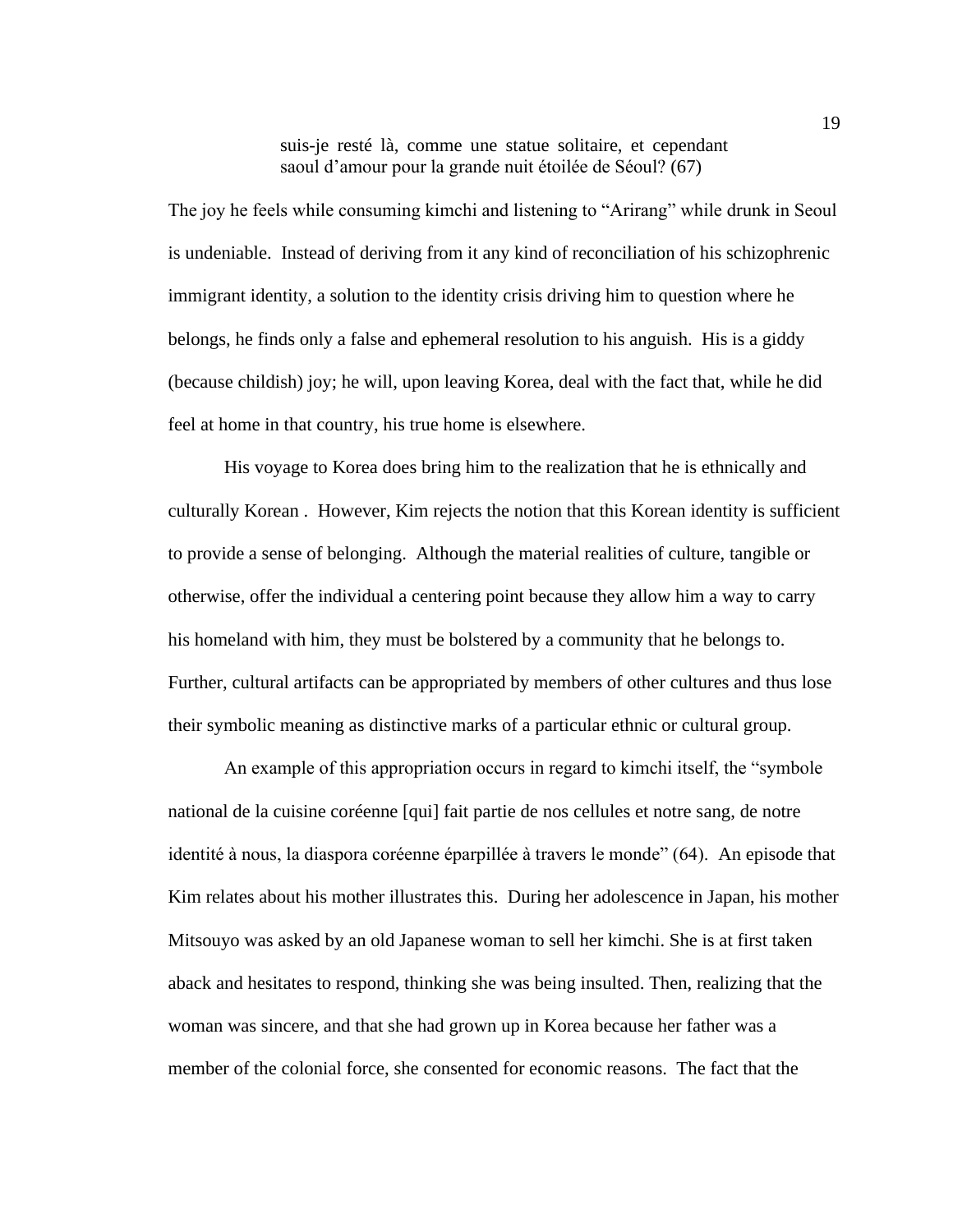> suis-je resté là, comme une statue solitaire, et cependant saoul d'amour pour la grande nuit étoilée de Séoul? (67)

The joy he feels while consuming kimchi and listening to "Arirang" while drunk in Seoul is undeniable. Instead of deriving from it any kind of reconciliation of his schizophrenic immigrant identity, a solution to the identity crisis driving him to question where he belongs, he finds only a false and ephemeral resolution to his anguish. His is a giddy (because childish) joy; he will, upon leaving Korea, deal with the fact that, while he did feel at home in that country, his true home is elsewhere.

His voyage to Korea does bring him to the realization that he is ethnically and culturally Korean . However, Kim rejects the notion that this Korean identity is sufficient to provide a sense of belonging. Although the material realities of culture, tangible or otherwise, offer the individual a centering point because they allow him a way to carry his homeland with him, they must be bolstered by a community that he belongs to. Further, cultural artifacts can be appropriated by members of other cultures and thus lose their symbolic meaning as distinctive marks of a particular ethnic or cultural group.

An example of this appropriation occurs in regard to kimchi itself, the "symbole national de la cuisine coréenne [qui] fait partie de nos cellules et notre sang, de notre identité à nous, la diaspora coréenne éparpillée à travers le monde" (64). An episode that Kim relates about his mother illustrates this. During her adolescence in Japan, his mother Mitsouyo was asked by an old Japanese woman to sell her kimchi. She is at first taken aback and hesitates to respond, thinking she was being insulted. Then, realizing that the woman was sincere, and that she had grown up in Korea because her father was a member of the colonial force, she consented for economic reasons. The fact that the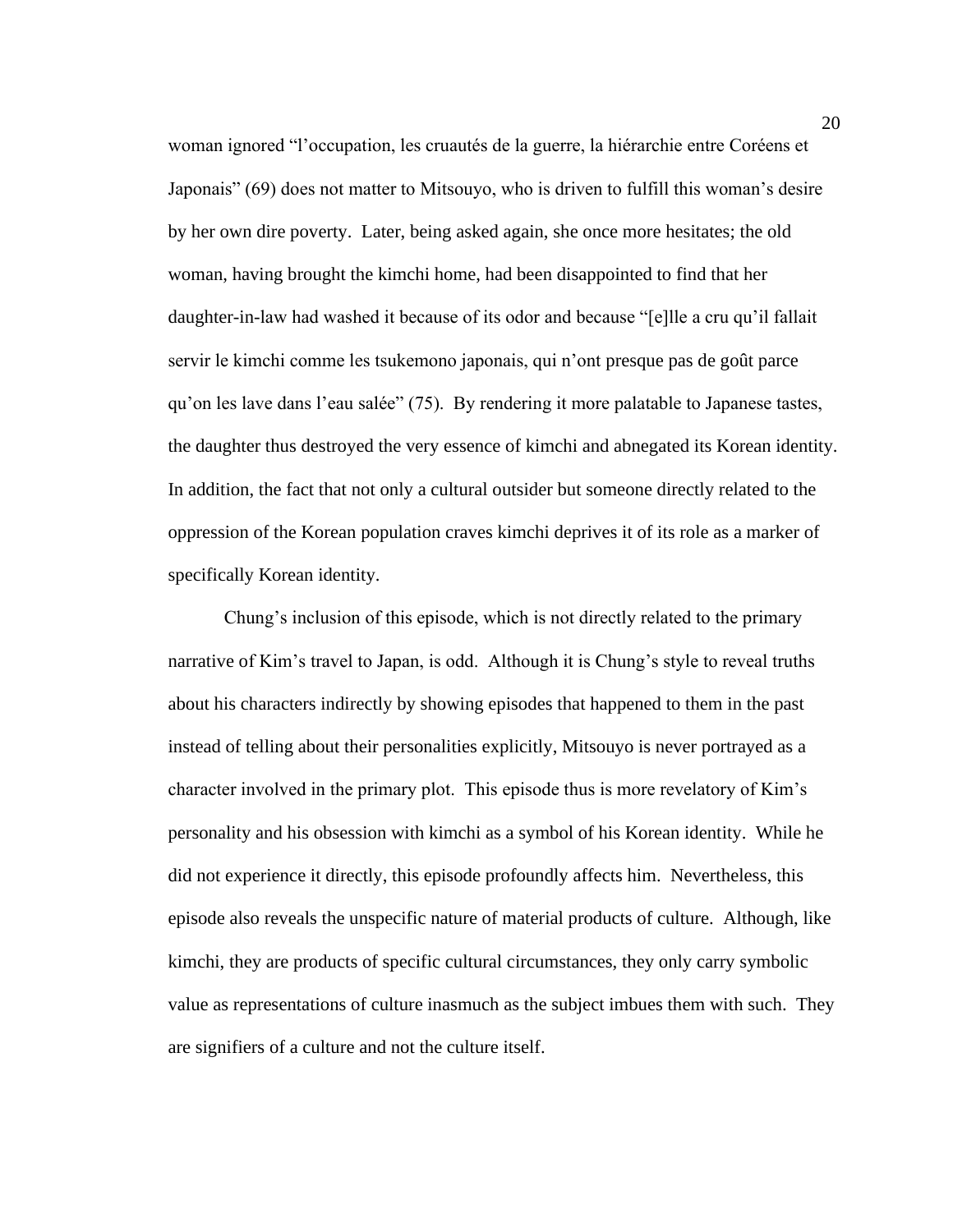woman ignored "l'occupation, les cruautés de la guerre, la hiérarchie entre Coréens et Japonais" (69) does not matter to Mitsouyo, who is driven to fulfill this woman's desire by her own dire poverty. Later, being asked again, she once more hesitates; the old woman, having brought the kimchi home, had been disappointed to find that her daughter-in-law had washed it because of its odor and because "[e]lle a cru qu'il fallait servir le kimchi comme les tsukemono japonais, qui n'ont presque pas de goût parce qu'on les lave dans l'eau salée" (75). By rendering it more palatable to Japanese tastes, the daughter thus destroyed the very essence of kimchi and abnegated its Korean identity. In addition, the fact that not only a cultural outsider but someone directly related to the oppression of the Korean population craves kimchi deprives it of its role as a marker of specifically Korean identity.

Chung's inclusion of this episode, which is not directly related to the primary narrative of Kim's travel to Japan, is odd. Although it is Chung's style to reveal truths about his characters indirectly by showing episodes that happened to them in the past instead of telling about their personalities explicitly, Mitsouyo is never portrayed as a character involved in the primary plot. This episode thus is more revelatory of Kim's personality and his obsession with kimchi as a symbol of his Korean identity. While he did not experience it directly, this episode profoundly affects him. Nevertheless, this episode also reveals the unspecific nature of material products of culture. Although, like kimchi, they are products of specific cultural circumstances, they only carry symbolic value as representations of culture inasmuch as the subject imbues them with such. They are signifiers of a culture and not the culture itself.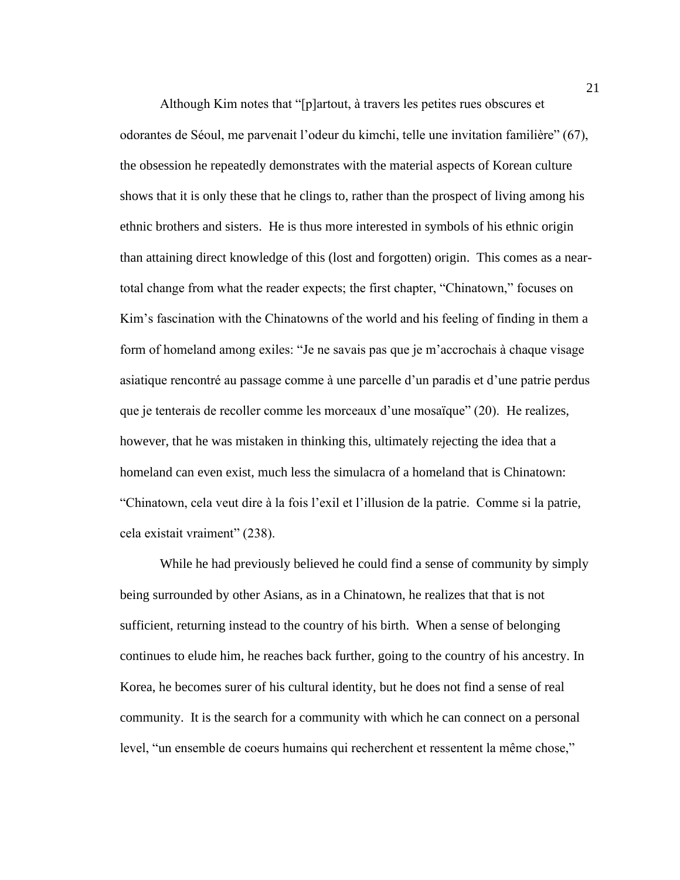Although Kim notes that "[p]artout, à travers les petites rues obscures et odorantes de Séoul, me parvenait l'odeur du kimchi, telle une invitation familière" (67), the obsession he repeatedly demonstrates with the material aspects of Korean culture shows that it is only these that he clings to, rather than the prospect of living among his ethnic brothers and sisters. He is thus more interested in symbols of his ethnic origin than attaining direct knowledge of this (lost and forgotten) origin. This comes as a near-total change from what the reader expects; the first chapter, "Chinatown," focuses on Kim's fascination with the Chinatowns of the world and his feeling of finding in them a form of homeland among exiles: "Je ne savais pas que je m'accrochais à chaque visage asiatique rencontré au passage comme à une parcelle d'un paradis et d'une patrie perdus que je tenterais de recoller comme les morceaux d'une mosaïque" (20). He realizes, however, that he was mistaken in thinking this, ultimately rejecting the idea that a homeland can even exist, much less the simulacra of a homeland that is Chinatown: "Chinatown, cela veut dire à la fois l'exil et l'illusion de la patrie. Comme si la patrie, cela existait vraiment" (238).

While he had previously believed he could find a sense of community by simply being surrounded by other Asians, as in a Chinatown, he realizes that that is not sufficient, returning instead to the country of his birth. When a sense of belonging continues to elude him, he reaches back further, going to the country of his ancestry. In Korea, he becomes surer of his cultural identity, but he does not find a sense of real community. It is the search for a community with which he can connect on a personal level, "un ensemble de coeurs humains qui recherchent et ressentent la même chose,"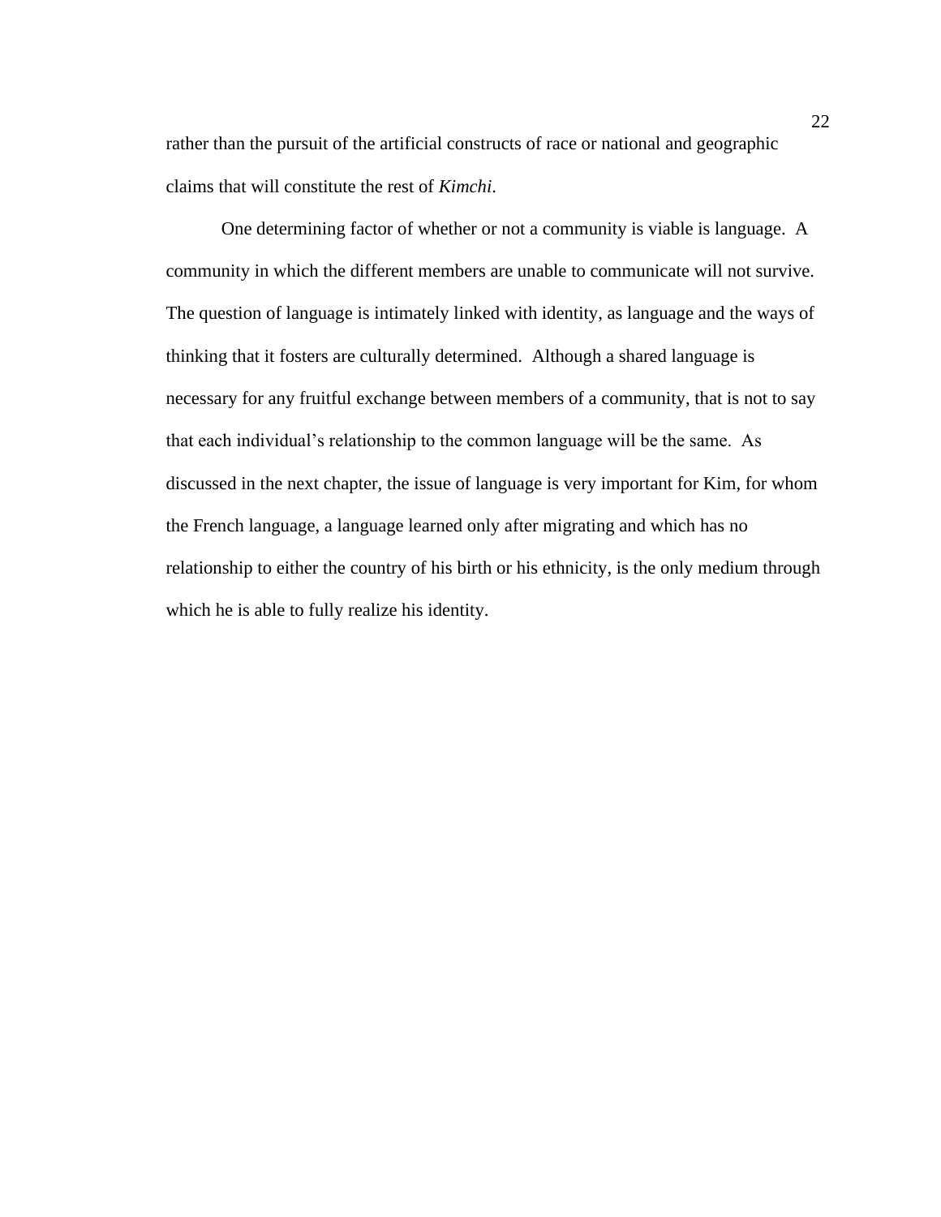rather than the pursuit of the artificial constructs of race or national and geographic claims that will constitute the rest of *Kimchi*.

One determining factor of whether or not a community is viable is language. A community in which the different members are unable to communicate will not survive. The question of language is intimately linked with identity, as language and the ways of thinking that it fosters are culturally determined. Although a shared language is necessary for any fruitful exchange between members of a community, that is not to say that each individual's relationship to the common language will be the same. As discussed in the next chapter, the issue of language is very important for Kim, for whom the French language, a language learned only after migrating and which has no relationship to either the country of his birth or his ethnicity, is the only medium through which he is able to fully realize his identity.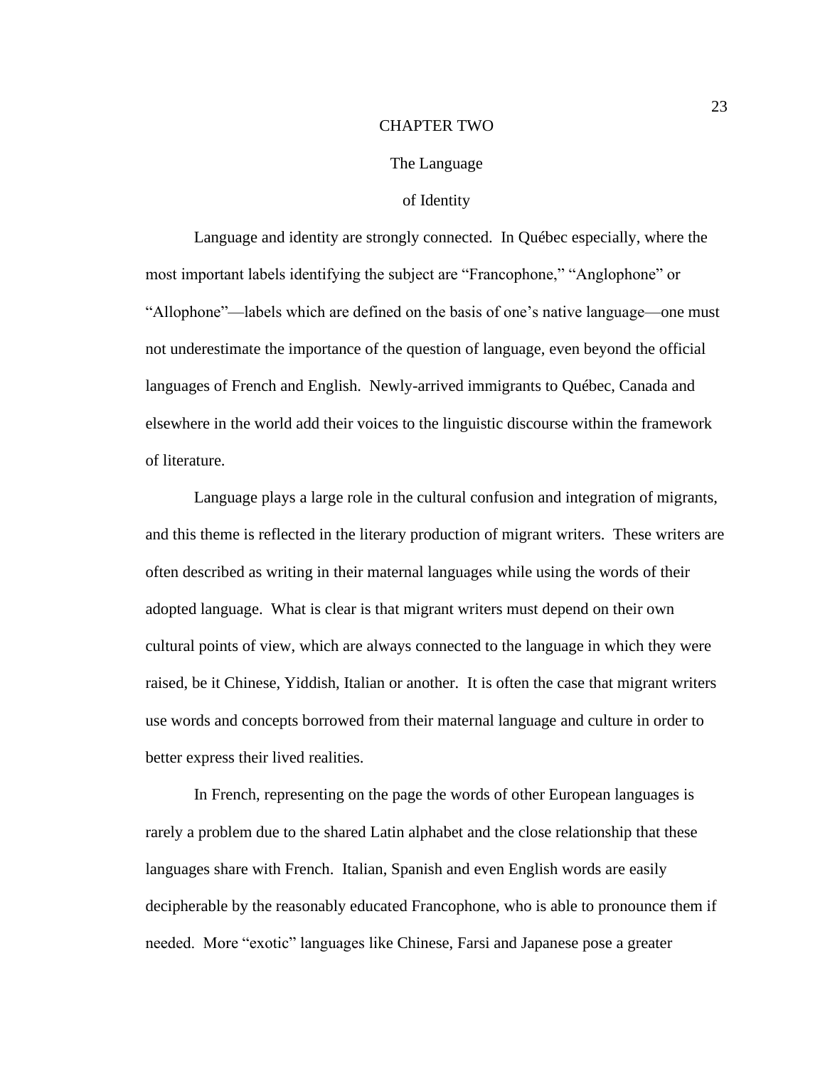# CHAPTER TWO

## The Language of Identity

Language and identity are strongly connected. In Québec especially, where the most important labels identifying the subject are "Francophone," "Anglophone" or "Allophone"—labels which are defined on the basis of one's native language—one must not underestimate the importance of the question of language, even beyond the official languages of French and English. Newly-arrived immigrants to Québec, Canada and elsewhere in the world add their voices to the linguistic discourse within the framework of literature.

Language plays a large role in the cultural confusion and integration of migrants, and this theme is reflected in the literary production of migrant writers. These writers are often described as writing in their maternal languages while using the words of their adopted language. What is clear is that migrant writers must depend on their own cultural points of view, which are always connected to the language in which they were raised, be it Chinese, Yiddish, Italian or another. It is often the case that migrant writers use words and concepts borrowed from their maternal language and culture in order to better express their lived realities.

In French, representing on the page the words of other European languages is rarely a problem due to the shared Latin alphabet and the close relationship that these languages share with French. Italian, Spanish and even English words are easily decipherable by the reasonably educated Francophone, who is able to pronounce them if needed. More "exotic" languages like Chinese, Farsi and Japanese pose a greater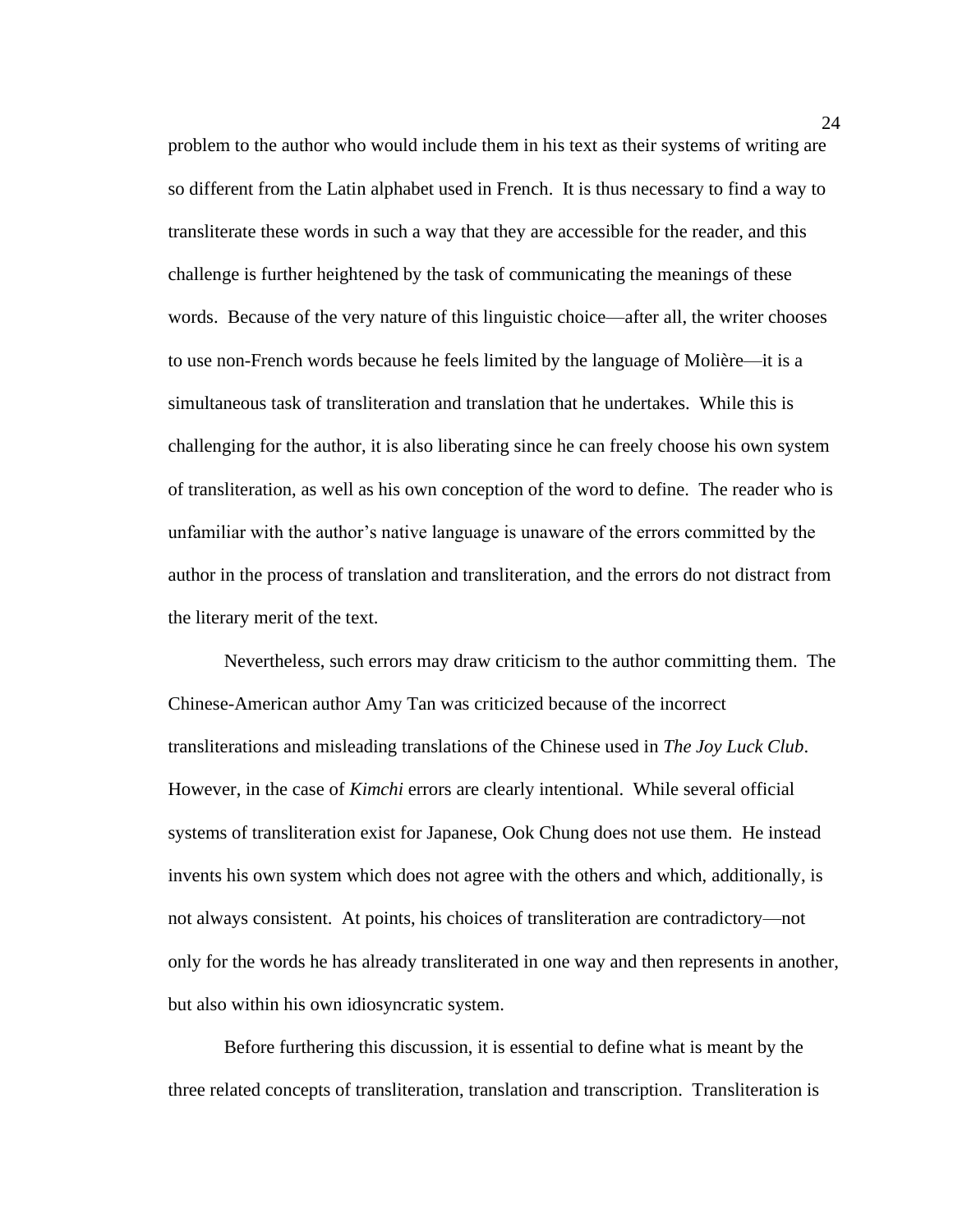problem to the author who would include them in his text as their systems of writing are so different from the Latin alphabet used in French. It is thus necessary to find a way to transliterate these words in such a way that they are accessible for the reader, and this challenge is further heightened by the task of communicating the meanings of these words. Because of the very nature of this linguistic choice—after all, the writer chooses to use non-French words because he feels limited by the language of Molière—it is a simultaneous task of transliteration and translation that he undertakes. While this is challenging for the author, it is also liberating since he can freely choose his own system of transliteration, as well as his own conception of the word to define. The reader who is unfamiliar with the author's native language is unaware of the errors committed by the author in the process of translation and transliteration, and the errors do not distract from the literary merit of the text.

Nevertheless, such errors may draw criticism to the author committing them. The Chinese-American author Amy Tan was criticized because of the incorrect transliterations and misleading translations of the Chinese used in *The Joy Luck Club*. However, in the case of *Kimchi* errors are clearly intentional. While several official systems of transliteration exist for Japanese, Ook Chung does not use them. He instead invents his own system which does not agree with the others and which, additionally, is not always consistent. At points, his choices of transliteration are contradictory—not only for the words he has already transliterated in one way and then represents in another, but also within his own idiosyncratic system.

Before furthering this discussion, it is essential to define what is meant by the three related concepts of transliteration, translation and transcription. Transliteration is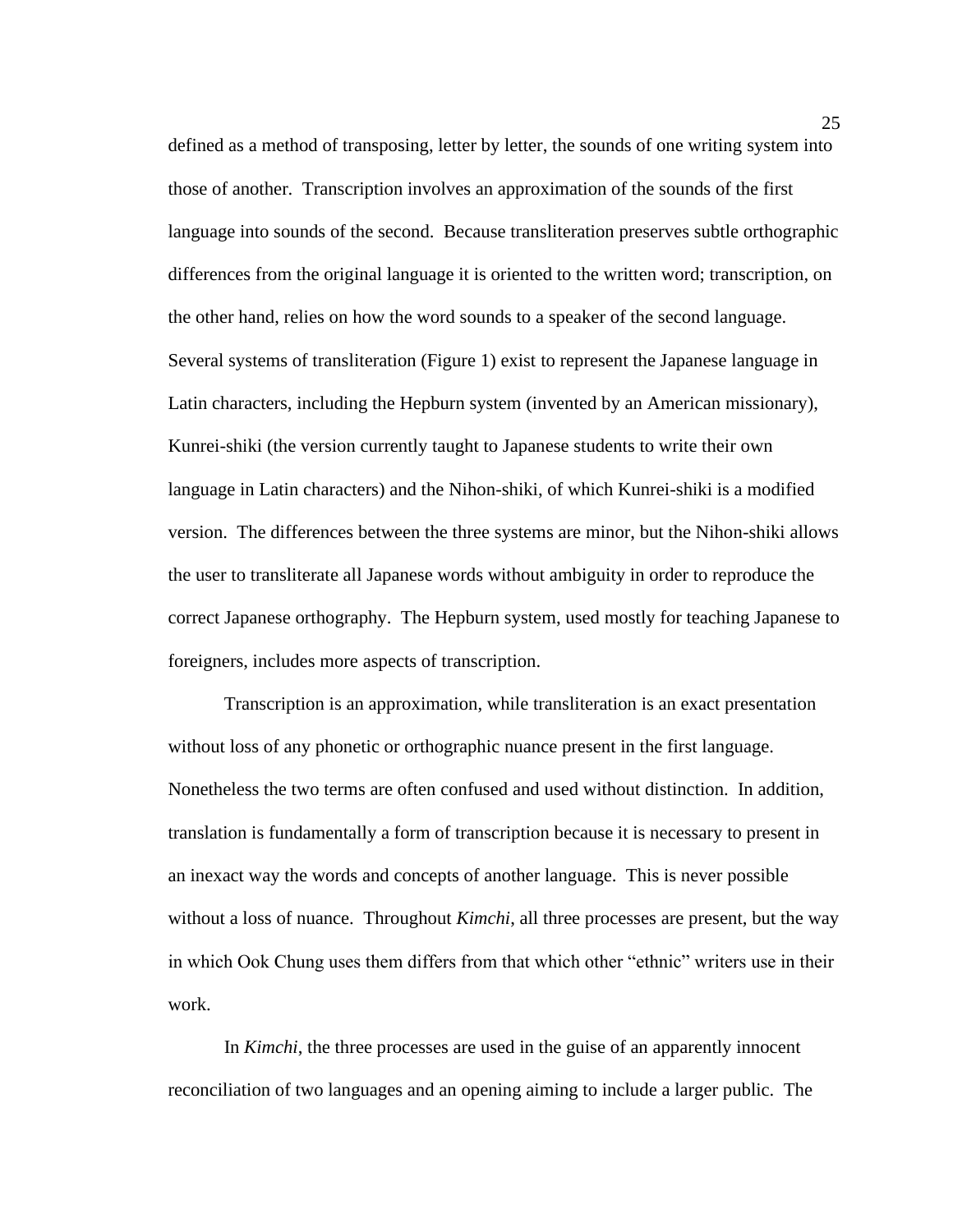defined as a method of transposing, letter by letter, the sounds of one writing system into those of another. Transcription involves an approximation of the sounds of the first language into sounds of the second. Because transliteration preserves subtle orthographic differences from the original language it is oriented to the written word; transcription, on the other hand, relies on how the word sounds to a speaker of the second language. Several systems of transliteration (Figure 1) exist to represent the Japanese language in Latin characters, including the Hepburn system (invented by an American missionary), Kunrei-shiki (the version currently taught to Japanese students to write their own language in Latin characters) and the Nihon-shiki, of which Kunrei-shiki is a modified version. The differences between the three systems are minor, but the Nihon-shiki allows the user to transliterate all Japanese words without ambiguity in order to reproduce the correct Japanese orthography. The Hepburn system, used mostly for teaching Japanese to foreigners, includes more aspects of transcription.

Transcription is an approximation, while transliteration is an exact presentation without loss of any phonetic or orthographic nuance present in the first language. Nonetheless the two terms are often confused and used without distinction. In addition, translation is fundamentally a form of transcription because it is necessary to present in an inexact way the words and concepts of another language. This is never possible without a loss of nuance. Throughout *Kimchi*, all three processes are present, but the way in which Ook Chung uses them differs from that which other "ethnic" writers use in their work.

In *Kimchi*, the three processes are used in the guise of an apparently innocent reconciliation of two languages and an opening aiming to include a larger public. The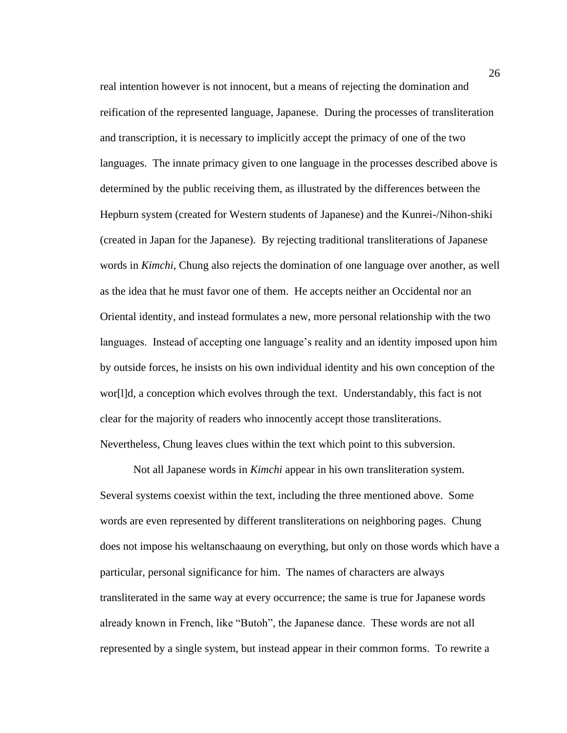real intention however is not innocent, but a means of rejecting the domination and reification of the represented language, Japanese. During the processes of transliteration and transcription, it is necessary to implicitly accept the primacy of one of the two languages. The innate primacy given to one language in the processes described above is determined by the public receiving them, as illustrated by the differences between the Hepburn system (created for Western students of Japanese) and the Kunrei-/Nihon-shiki (created in Japan for the Japanese). By rejecting traditional transliterations of Japanese words in *Kimchi*, Chung also rejects the domination of one language over another, as well as the idea that he must favor one of them. He accepts neither an Occidental nor an Oriental identity, and instead formulates a new, more personal relationship with the two languages. Instead of accepting one language's reality and an identity imposed upon him by outside forces, he insists on his own individual identity and his own conception of the wor[l]d, a conception which evolves through the text. Understandably, this fact is not clear for the majority of readers who innocently accept those transliterations. Nevertheless, Chung leaves clues within the text which point to this subversion.

Not all Japanese words in *Kimchi* appear in his own transliteration system. Several systems coexist within the text, including the three mentioned above. Some words are even represented by different transliterations on neighboring pages. Chung does not impose his weltanschaaung on everything, but only on those words which have a particular, personal significance for him. The names of characters are always transliterated in the same way at every occurrence; the same is true for Japanese words already known in French, like "Butoh", the Japanese dance. These words are not all represented by a single system, but instead appear in their common forms. To rewrite a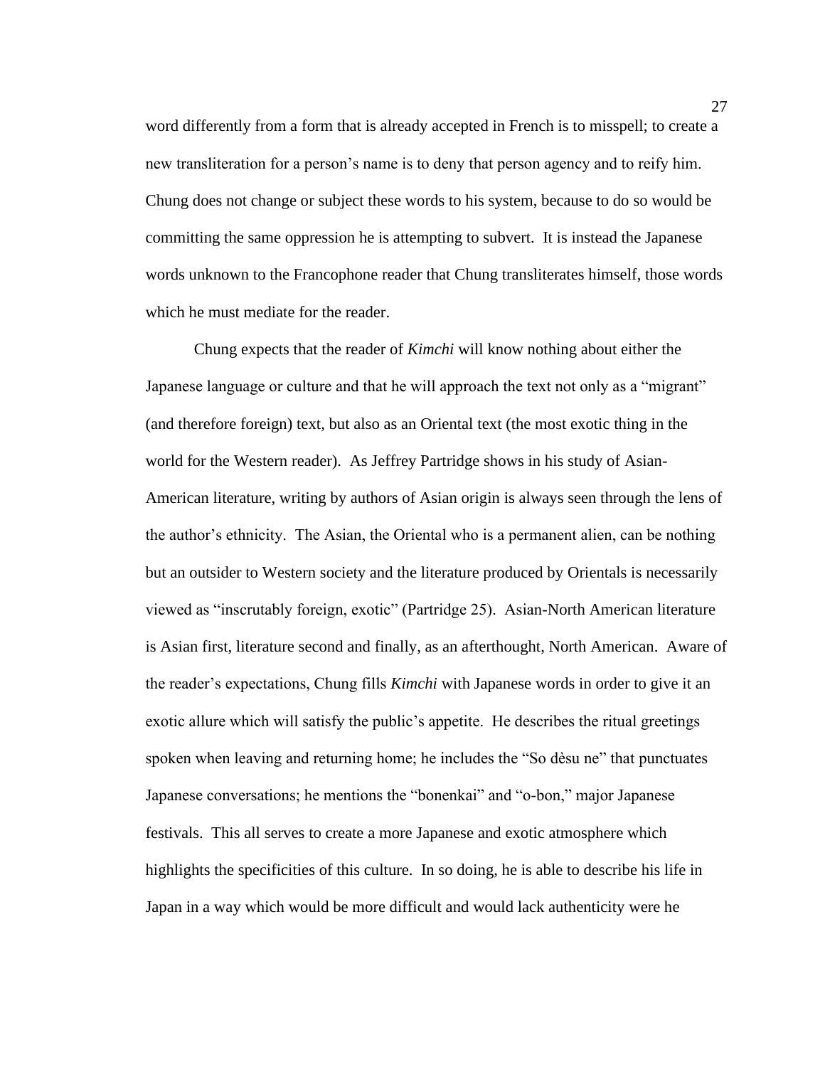word differently from a form that is already accepted in French is to misspell; to create a new transliteration for a person's name is to deny that person agency and to reify him. Chung does not change or subject these words to his system, because to do so would be committing the same oppression he is attempting to subvert. It is instead the Japanese words unknown to the Francophone reader that Chung transliterates himself, those words which he must mediate for the reader.

Chung expects that the reader of *Kimchi* will know nothing about either the Japanese language or culture and that he will approach the text not only as a "migrant" (and therefore foreign) text, but also as an Oriental text (the most exotic thing in the world for the Western reader). As Jeffrey Partridge shows in his study of Asian-American literature, writing by authors of Asian origin is always seen through the lens of the author's ethnicity. The Asian, the Oriental who is a permanent alien, can be nothing but an outsider to Western society and the literature produced by Orientals is necessarily viewed as "inscrutably foreign, exotic" (Partridge 25). Asian-North American literature is Asian first, literature second and finally, as an afterthought, North American. Aware of the reader's expectations, Chung fills *Kimchi* with Japanese words in order to give it an exotic allure which will satisfy the public's appetite. He describes the ritual greetings spoken when leaving and returning home; he includes the "So dèsu ne" that punctuates Japanese conversations; he mentions the "bonenkai" and "o-bon," major Japanese festivals. This all serves to create a more Japanese and exotic atmosphere which highlights the specificities of this culture. In so doing, he is able to describe his life in Japan in a way which would be more difficult and would lack authenticity were he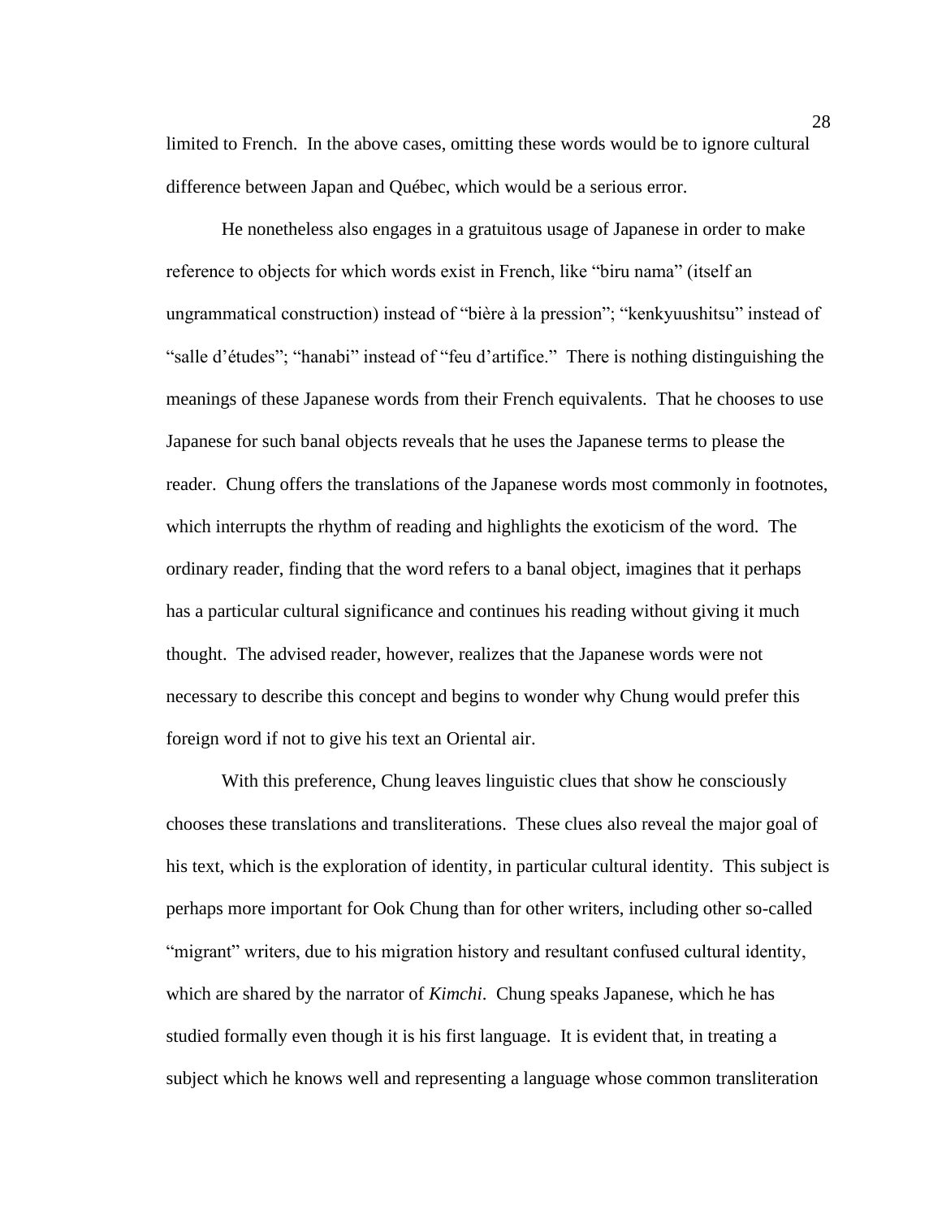limited to French. In the above cases, omitting these words would be to ignore cultural difference between Japan and Québec, which would be a serious error.

He nonetheless also engages in a gratuitous usage of Japanese in order to make reference to objects for which words exist in French, like "biru nama" (itself an ungrammatical construction) instead of "bière à la pression"; "kenkyuushitsu" instead of "salle d'études"; "hanabi" instead of "feu d'artifice." There is nothing distinguishing the meanings of these Japanese words from their French equivalents. That he chooses to use Japanese for such banal objects reveals that he uses the Japanese terms to please the reader. Chung offers the translations of the Japanese words most commonly in footnotes, which interrupts the rhythm of reading and highlights the exoticism of the word. The ordinary reader, finding that the word refers to a banal object, imagines that it perhaps has a particular cultural significance and continues his reading without giving it much thought. The advised reader, however, realizes that the Japanese words were not necessary to describe this concept and begins to wonder why Chung would prefer this foreign word if not to give his text an Oriental air.

With this preference, Chung leaves linguistic clues that show he consciously chooses these translations and transliterations. These clues also reveal the major goal of his text, which is the exploration of identity, in particular cultural identity. This subject is perhaps more important for Ook Chung than for other writers, including other so-called "migrant" writers, due to his migration history and resultant confused cultural identity, which are shared by the narrator of *Kimchi*. Chung speaks Japanese, which he has studied formally even though it is his first language. It is evident that, in treating a subject which he knows well and representing a language whose common transliteration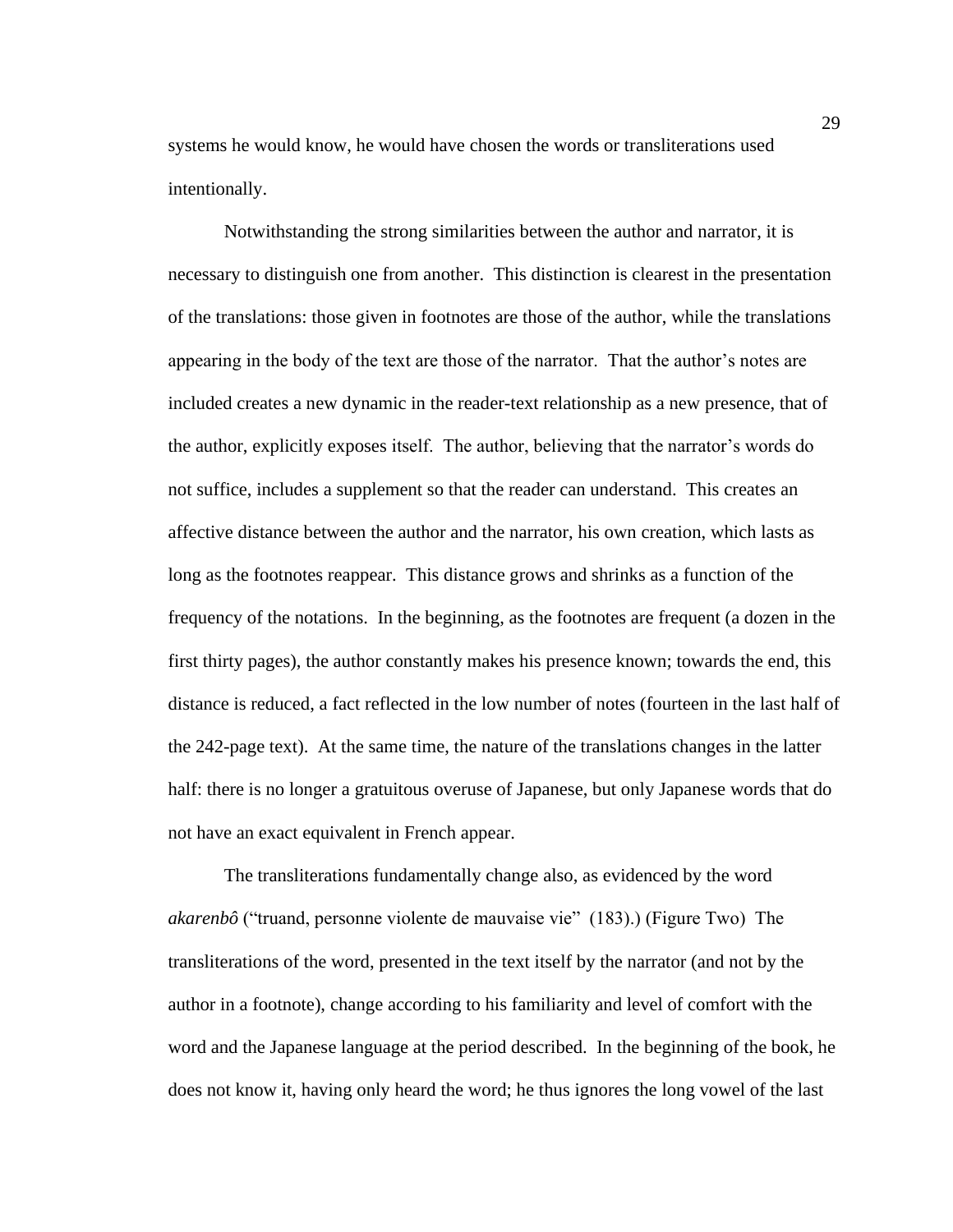systems he would know, he would have chosen the words or transliterations used intentionally.

Notwithstanding the strong similarities between the author and narrator, it is necessary to distinguish one from another. This distinction is clearest in the presentation of the translations: those given in footnotes are those of the author, while the translations appearing in the body of the text are those of the narrator. That the author's notes are included creates a new dynamic in the reader-text relationship as a new presence, that of the author, explicitly exposes itself. The author, believing that the narrator's words do not suffice, includes a supplement so that the reader can understand. This creates an affective distance between the author and the narrator, his own creation, which lasts as long as the footnotes reappear. This distance grows and shrinks as a function of the frequency of the notations. In the beginning, as the footnotes are frequent (a dozen in the first thirty pages), the author constantly makes his presence known; towards the end, this distance is reduced, a fact reflected in the low number of notes (fourteen in the last half of the 242-page text). At the same time, the nature of the translations changes in the latter half: there is no longer a gratuitous overuse of Japanese, but only Japanese words that do not have an exact equivalent in French appear.

The transliterations fundamentally change also, as evidenced by the word *akarenbô* ("truand, personne violente de mauvaise vie" (183).) (Figure Two) The transliterations of the word, presented in the text itself by the narrator (and not by the author in a footnote), change according to his familiarity and level of comfort with the word and the Japanese language at the period described. In the beginning of the book, he does not know it, having only heard the word; he thus ignores the long vowel of the last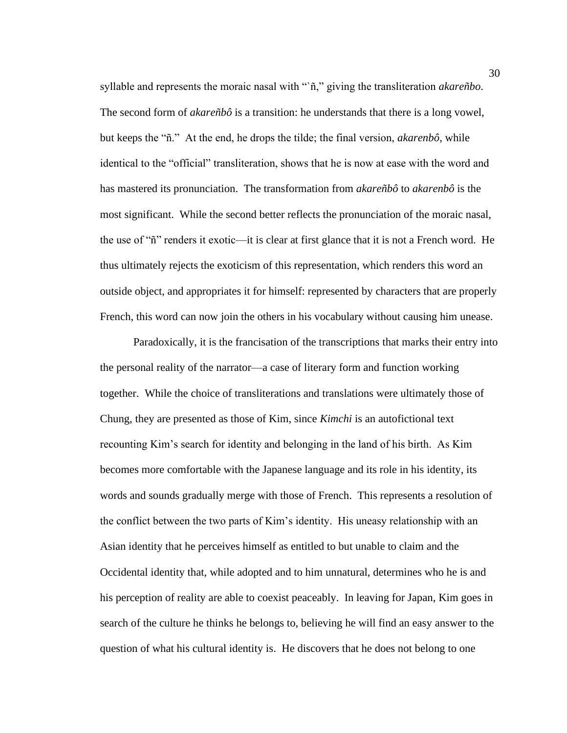syllable and represents the moraic nasal with "`ñ," giving the transliteration *akareñbo*. The second form of *akareñbô* is a transition: he understands that there is a long vowel, but keeps the "ñ." At the end, he drops the tilde; the final version, *akarenbô*, while identical to the "official" transliteration, shows that he is now at ease with the word and has mastered its pronunciation. The transformation from *akareñbô* to *akarenbô* is the most significant. While the second better reflects the pronunciation of the moraic nasal, the use of "ñ" renders it exotic—it is clear at first glance that it is not a French word. He thus ultimately rejects the exoticism of this representation, which renders this word an outside object, and appropriates it for himself: represented by characters that are properly French, this word can now join the others in his vocabulary without causing him unease.

Paradoxically, it is the francisation of the transcriptions that marks their entry into the personal reality of the narrator—a case of literary form and function working together. While the choice of transliterations and translations were ultimately those of Chung, they are presented as those of Kim, since *Kimchi* is an autofictional text recounting Kim's search for identity and belonging in the land of his birth. As Kim becomes more comfortable with the Japanese language and its role in his identity, its words and sounds gradually merge with those of French. This represents a resolution of the conflict between the two parts of Kim's identity. His uneasy relationship with an Asian identity that he perceives himself as entitled to but unable to claim and the Occidental identity that, while adopted and to him unnatural, determines who he is and his perception of reality are able to coexist peaceably. In leaving for Japan, Kim goes in search of the culture he thinks he belongs to, believing he will find an easy answer to the question of what his cultural identity is. He discovers that he does not belong to one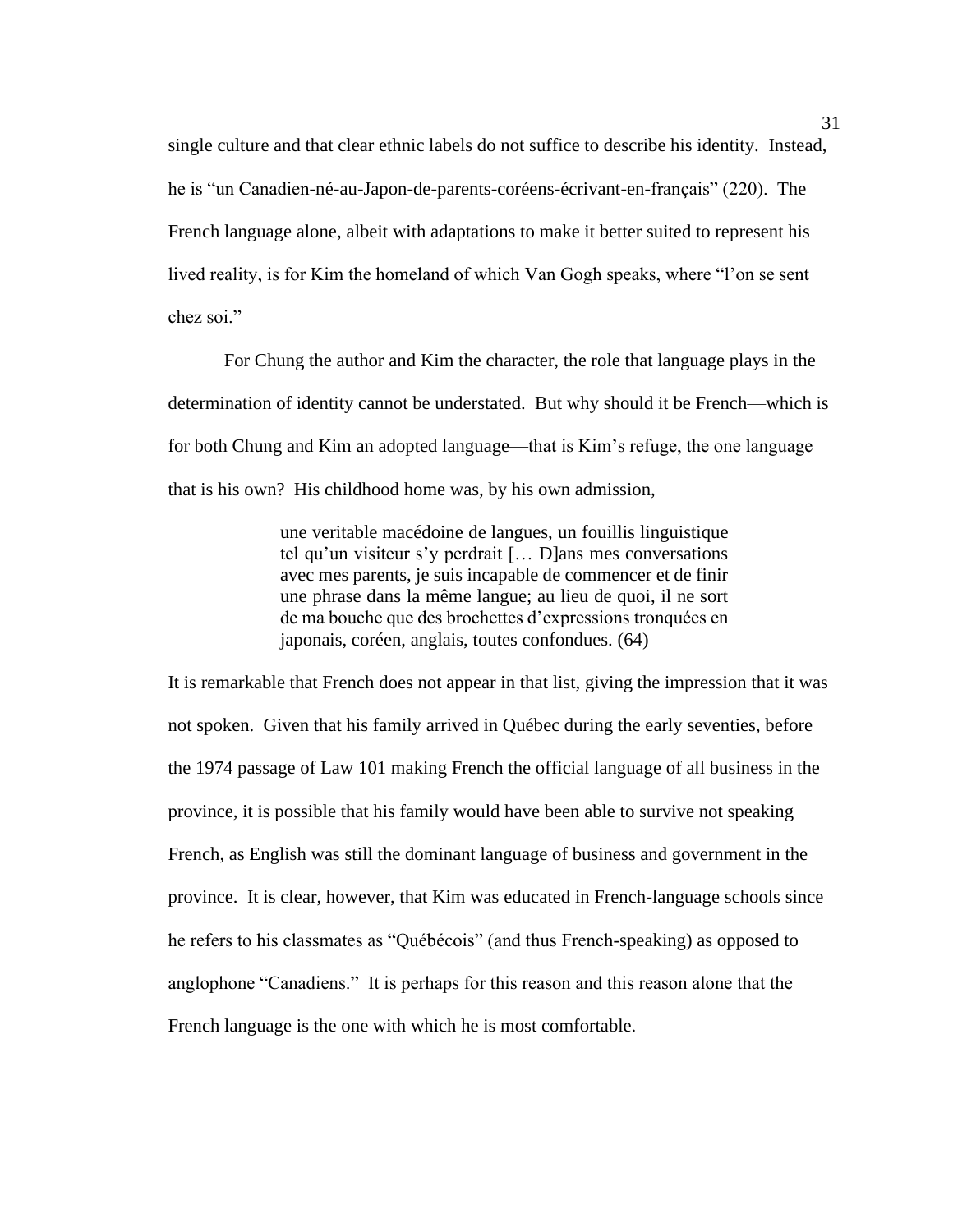single culture and that clear ethnic labels do not suffice to describe his identity. Instead, he is "un Canadien-né-au-Japon-de-parents-coréens-écrivant-en-français" (220). The French language alone, albeit with adaptations to make it better suited to represent his lived reality, is for Kim the homeland of which Van Gogh speaks, where "l'on se sent chez soi."

For Chung the author and Kim the character, the role that language plays in the determination of identity cannot be understated. But why should it be French—which is for both Chung and Kim an adopted language—that is Kim's refuge, the one language that is his own? His childhood home was, by his own admission,

> une veritable macédoine de langues, un fouillis linguistique tel qu'un visiteur s'y perdrait [… D]ans mes conversations avec mes parents, je suis incapable de commencer et de finir une phrase dans la même langue; au lieu de quoi, il ne sort de ma bouche que des brochettes d'expressions tronquées en japonais, coréen, anglais, toutes confondues. (64)

It is remarkable that French does not appear in that list, giving the impression that it was not spoken. Given that his family arrived in Québec during the early seventies, before the 1974 passage of Law 101 making French the official language of all business in the province, it is possible that his family would have been able to survive not speaking French, as English was still the dominant language of business and government in the province. It is clear, however, that Kim was educated in French-language schools since he refers to his classmates as "Québécois" (and thus French-speaking) as opposed to anglophone "Canadiens." It is perhaps for this reason and this reason alone that the French language is the one with which he is most comfortable.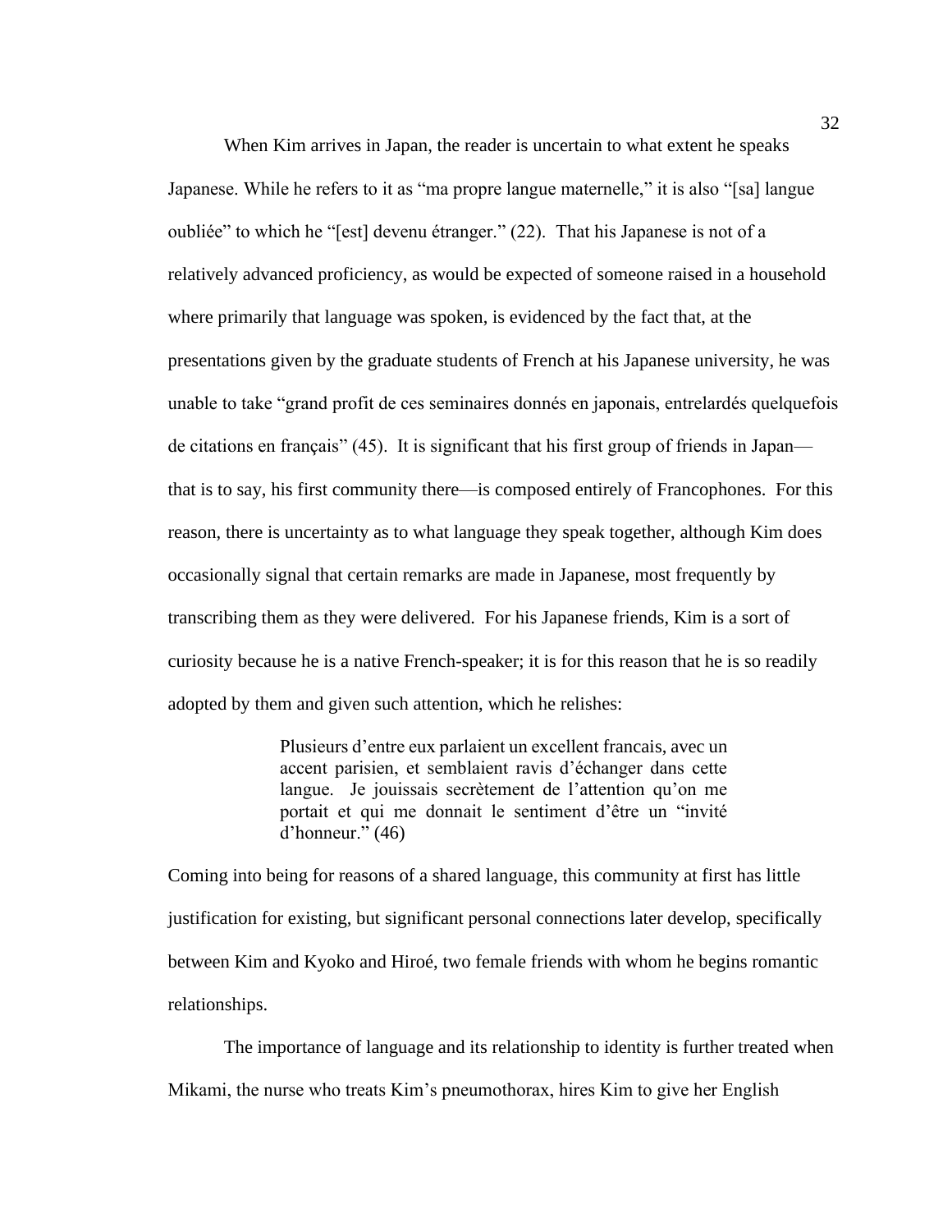When Kim arrives in Japan, the reader is uncertain to what extent he speaks Japanese. While he refers to it as "ma propre langue maternelle," it is also "[sa] langue oubliée" to which he "[est] devenu étranger." (22). That his Japanese is not of a relatively advanced proficiency, as would be expected of someone raised in a household where primarily that language was spoken, is evidenced by the fact that, at the presentations given by the graduate students of French at his Japanese university, he was unable to take "grand profit de ces seminaires donnés en japonais, entrelardés quelquefois de citations en français" (45). It is significant that his first group of friends in Japan—that is to say, his first community there—is composed entirely of Francophones. For this reason, there is uncertainty as to what language they speak together, although Kim does occasionally signal that certain remarks are made in Japanese, most frequently by transcribing them as they were delivered. For his Japanese friends, Kim is a sort of curiosity because he is a native French-speaker; it is for this reason that he is so readily adopted by them and given such attention, which he relishes:

> Plusieurs d'entre eux parlaient un excellent francais, avec un accent parisien, et semblaient ravis d'échanger dans cette langue. Je jouissais secrètement de l'attention qu'on me portait et qui me donnait le sentiment d'être un "invité d'honneur." (46)

Coming into being for reasons of a shared language, this community at first has little justification for existing, but significant personal connections later develop, specifically between Kim and Kyoko and Hiroé, two female friends with whom he begins romantic relationships.

The importance of language and its relationship to identity is further treated when Mikami, the nurse who treats Kim's pneumothorax, hires Kim to give her English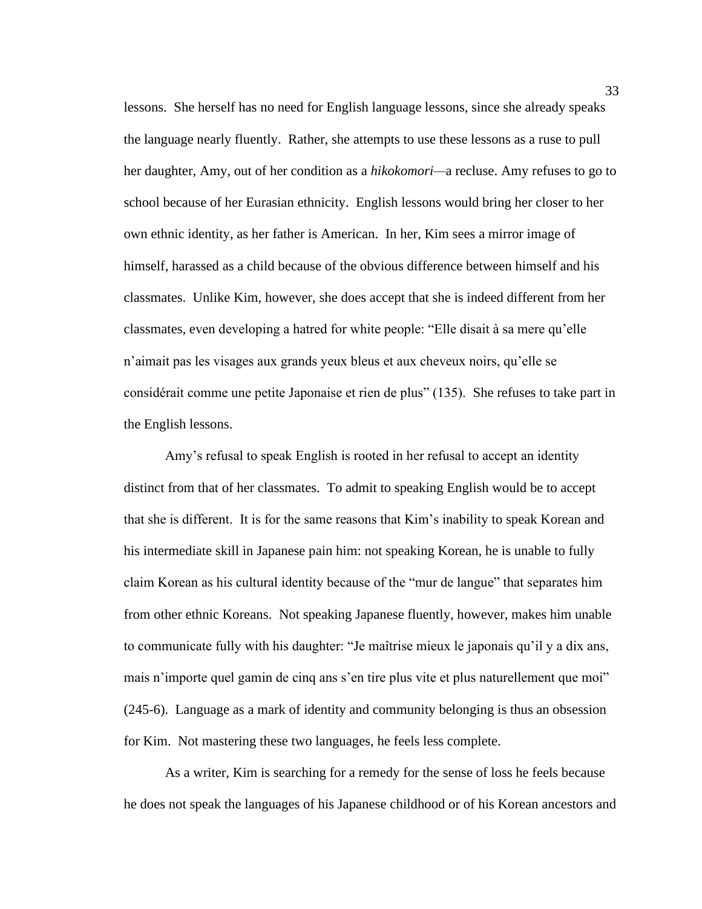lessons. She herself has no need for English language lessons, since she already speaks the language nearly fluently. Rather, she attempts to use these lessons as a ruse to pull her daughter, Amy, out of her condition as a *hikokomori*—a recluse. Amy refuses to go to school because of her Eurasian ethnicity. English lessons would bring her closer to her own ethnic identity, as her father is American. In her, Kim sees a mirror image of himself, harassed as a child because of the obvious difference between himself and his classmates. Unlike Kim, however, she does accept that she is indeed different from her classmates, even developing a hatred for white people: "Elle disait à sa mere qu'elle n'aimait pas les visages aux grands yeux bleus et aux cheveux noirs, qu'elle se considérait comme une petite Japonaise et rien de plus" (135). She refuses to take part in the English lessons.

Amy's refusal to speak English is rooted in her refusal to accept an identity distinct from that of her classmates. To admit to speaking English would be to accept that she is different. It is for the same reasons that Kim's inability to speak Korean and his intermediate skill in Japanese pain him: not speaking Korean, he is unable to fully claim Korean as his cultural identity because of the "mur de langue" that separates him from other ethnic Koreans. Not speaking Japanese fluently, however, makes him unable to communicate fully with his daughter: "Je maîtrise mieux le japonais qu'il y a dix ans, mais n'importe quel gamin de cinq ans s'en tire plus vite et plus naturellement que moi" (245-6). Language as a mark of identity and community belonging is thus an obsession for Kim. Not mastering these two languages, he feels less complete.

As a writer, Kim is searching for a remedy for the sense of loss he feels because he does not speak the languages of his Japanese childhood or of his Korean ancestors and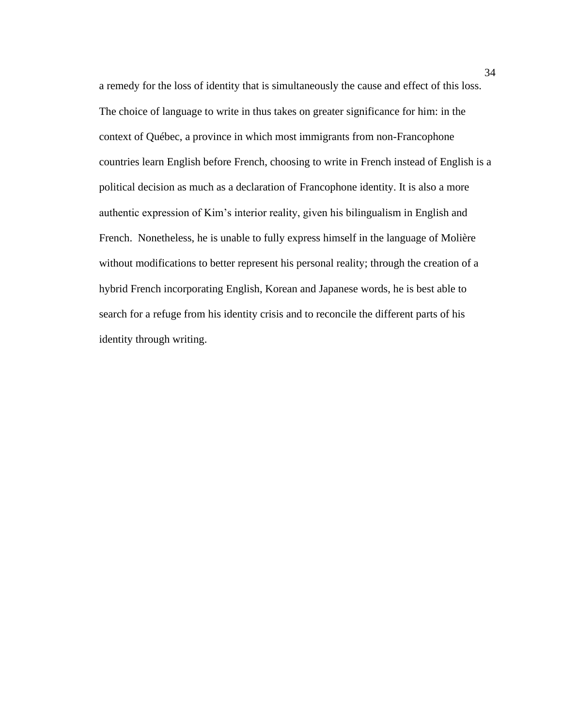a remedy for the loss of identity that is simultaneously the cause and effect of this loss. The choice of language to write in thus takes on greater significance for him: in the context of Québec, a province in which most immigrants from non-Francophone countries learn English before French, choosing to write in French instead of English is a political decision as much as a declaration of Francophone identity. It is also a more authentic expression of Kim's interior reality, given his bilingualism in English and French. Nonetheless, he is unable to fully express himself in the language of Molière without modifications to better represent his personal reality; through the creation of a hybrid French incorporating English, Korean and Japanese words, he is best able to search for a refuge from his identity crisis and to reconcile the different parts of his identity through writing.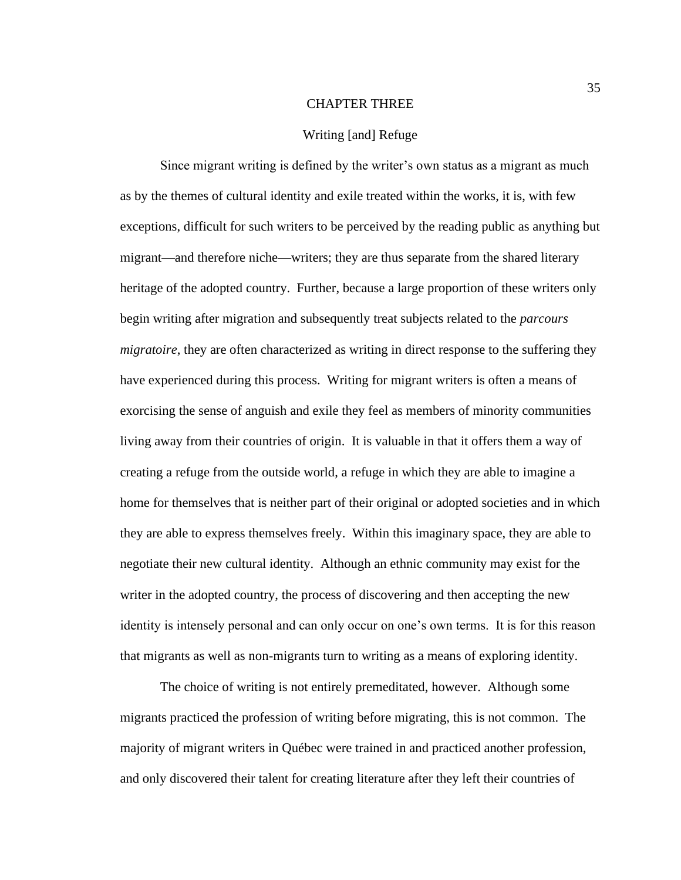# CHAPTER THREE

## Writing [and] Refuge

Since migrant writing is defined by the writer's own status as a migrant as much as by the themes of cultural identity and exile treated within the works, it is, with few exceptions, difficult for such writers to be perceived by the reading public as anything but migrant—and therefore niche—writers; they are thus separate from the shared literary heritage of the adopted country. Further, because a large proportion of these writers only begin writing after migration and subsequently treat subjects related to the *parcours migratoire*, they are often characterized as writing in direct response to the suffering they have experienced during this process. Writing for migrant writers is often a means of exorcising the sense of anguish and exile they feel as members of minority communities living away from their countries of origin. It is valuable in that it offers them a way of creating a refuge from the outside world, a refuge in which they are able to imagine a home for themselves that is neither part of their original or adopted societies and in which they are able to express themselves freely. Within this imaginary space, they are able to negotiate their new cultural identity. Although an ethnic community may exist for the writer in the adopted country, the process of discovering and then accepting the new identity is intensely personal and can only occur on one's own terms. It is for this reason that migrants as well as non-migrants turn to writing as a means of exploring identity.

The choice of writing is not entirely premeditated, however. Although some migrants practiced the profession of writing before migrating, this is not common. The majority of migrant writers in Québec were trained in and practiced another profession, and only discovered their talent for creating literature after they left their countries of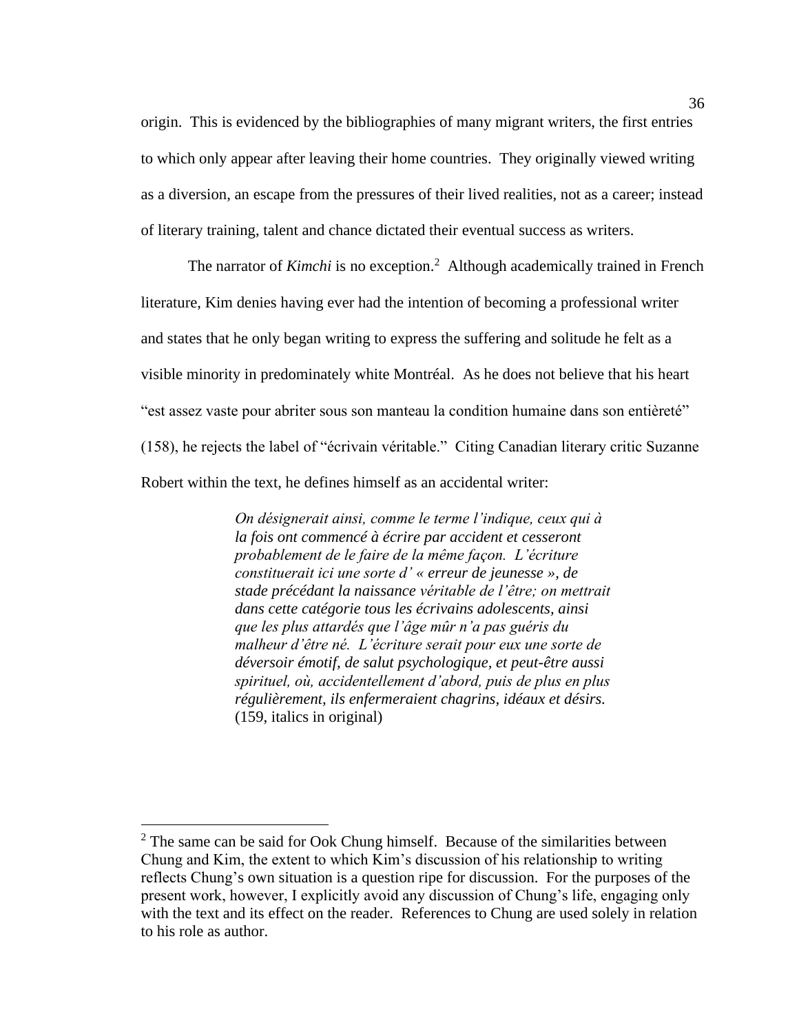origin.  This is evidenced by the bibliographies of many migrant writers, the first entries to which only appear after leaving their home countries.  They originally viewed writing as a diversion, an escape from the pressures of their lived realities, not as a career; instead of literary training, talent and chance dictated their eventual success as writers.

The narrator of *Kimchi* is no exception.[2]  Although academically trained in French literature, Kim denies having ever had the intention of becoming a professional writer and states that he only began writing to express the suffering and solitude he felt as a visible minority in predominately white Montréal.  As he does not believe that his heart "est assez vaste pour abriter sous son manteau la condition humaine dans son entièreté" (158), he rejects the label of "écrivain véritable."  Citing Canadian literary critic Suzanne Robert within the text, he defines himself as an accidental writer:

> *On désignerait ainsi, comme le terme l'indique, ceux qui à la fois ont commencé à écrire par accident et cesseront probablement de le faire de la même façon.  L'écriture constituerait ici une sorte d' « erreur de jeunesse », de stade précédant la naissance véritable de l'être; on mettrait dans cette catégorie tous les écrivains adolescents, ainsi que les plus attardés que l'âge mûr n'a pas guéris du malheur d'être né.  L'écriture serait pour eux une sorte de déversoir émotif, de salut psychologique, et peut-être aussi spirituel, où, accidentellement d'abord, puis de plus en plus régulièrement, ils enfermeraient chagrins, idéaux et désirs.* (159, italics in original)

---

[2] The same can be said for Ook Chung himself.  Because of the similarities between Chung and Kim, the extent to which Kim's discussion of his relationship to writing reflects Chung's own situation is a question ripe for discussion.  For the purposes of the present work, however, I explicitly avoid any discussion of Chung's life, engaging only with the text and its effect on the reader.  References to Chung are used solely in relation to his role as author.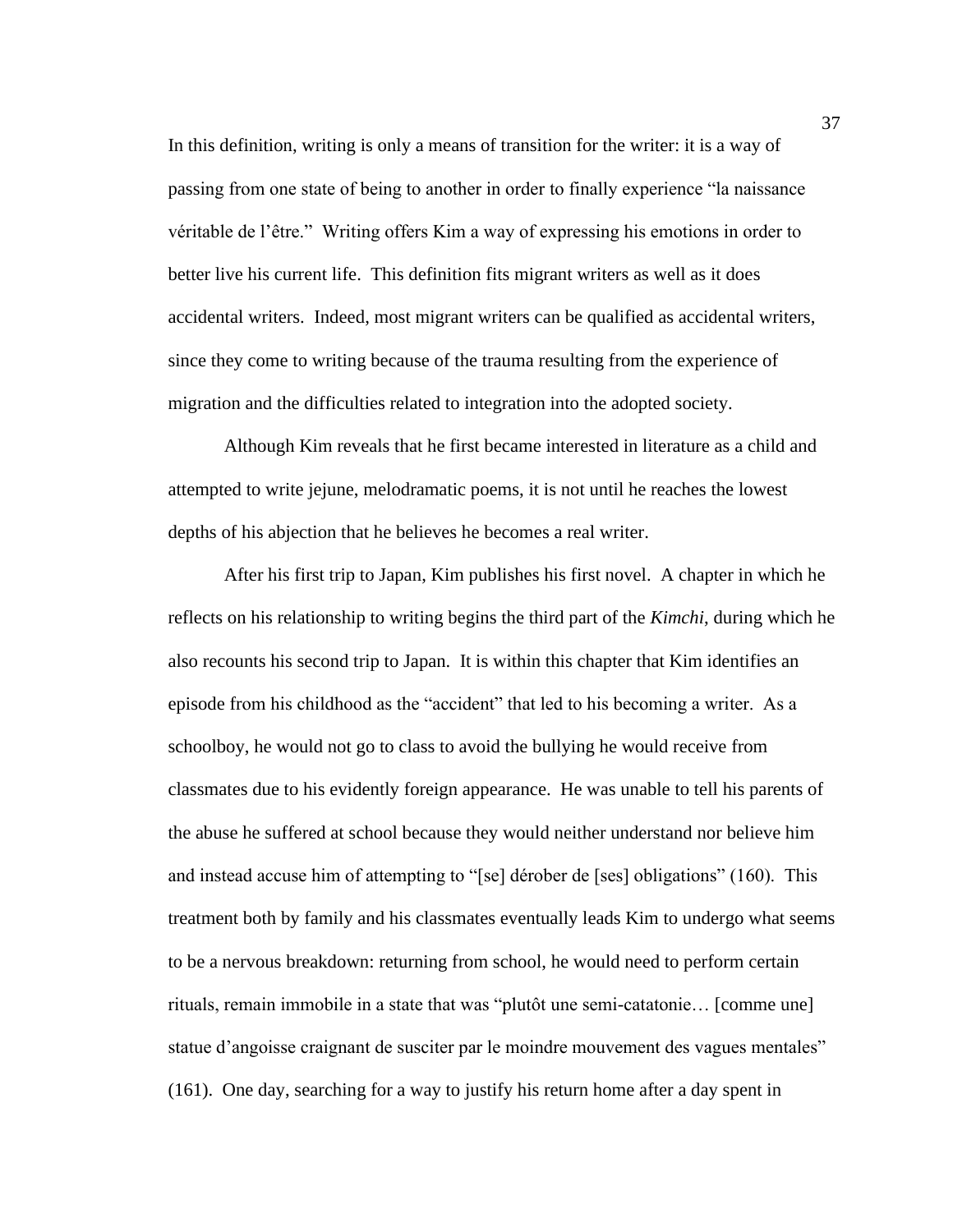In this definition, writing is only a means of transition for the writer: it is a way of passing from one state of being to another in order to finally experience "la naissance véritable de l'être." Writing offers Kim a way of expressing his emotions in order to better live his current life. This definition fits migrant writers as well as it does accidental writers. Indeed, most migrant writers can be qualified as accidental writers, since they come to writing because of the trauma resulting from the experience of migration and the difficulties related to integration into the adopted society.

Although Kim reveals that he first became interested in literature as a child and attempted to write jejune, melodramatic poems, it is not until he reaches the lowest depths of his abjection that he believes he becomes a real writer.

After his first trip to Japan, Kim publishes his first novel. A chapter in which he reflects on his relationship to writing begins the third part of the *Kimchi*, during which he also recounts his second trip to Japan. It is within this chapter that Kim identifies an episode from his childhood as the "accident" that led to his becoming a writer. As a schoolboy, he would not go to class to avoid the bullying he would receive from classmates due to his evidently foreign appearance. He was unable to tell his parents of the abuse he suffered at school because they would neither understand nor believe him and instead accuse him of attempting to "[se] dérober de [ses] obligations" (160). This treatment both by family and his classmates eventually leads Kim to undergo what seems to be a nervous breakdown: returning from school, he would need to perform certain rituals, remain immobile in a state that was "plutôt une semi-catatonie… [comme une] statue d'angoisse craignant de susciter par le moindre mouvement des vagues mentales" (161). One day, searching for a way to justify his return home after a day spent in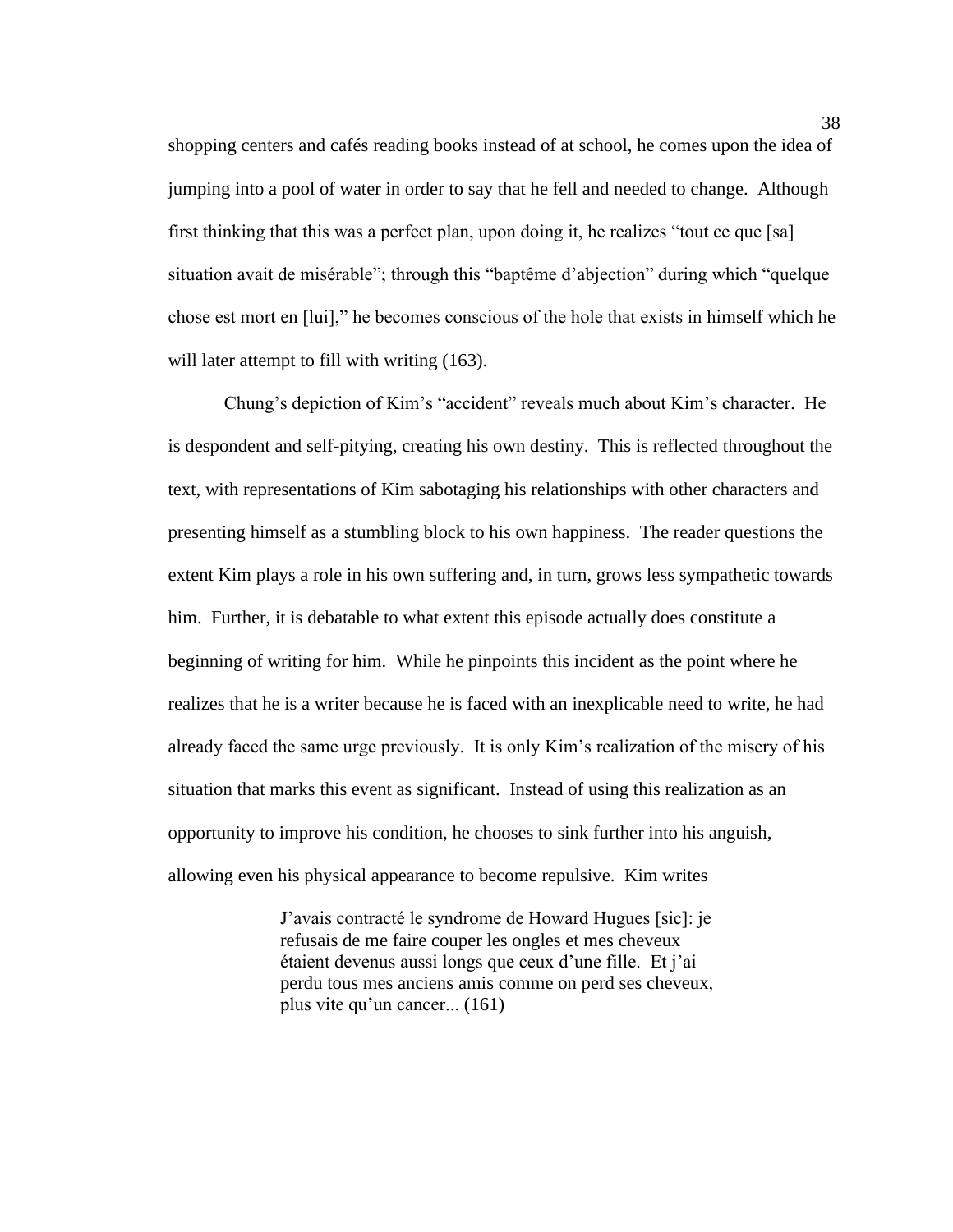shopping centers and cafés reading books instead of at school, he comes upon the idea of jumping into a pool of water in order to say that he fell and needed to change. Although first thinking that this was a perfect plan, upon doing it, he realizes "tout ce que [sa] situation avait de misérable"; through this "baptême d'abjection" during which "quelque chose est mort en [lui]," he becomes conscious of the hole that exists in himself which he will later attempt to fill with writing (163).

Chung's depiction of Kim's "accident" reveals much about Kim's character. He is despondent and self-pitying, creating his own destiny. This is reflected throughout the text, with representations of Kim sabotaging his relationships with other characters and presenting himself as a stumbling block to his own happiness. The reader questions the extent Kim plays a role in his own suffering and, in turn, grows less sympathetic towards him. Further, it is debatable to what extent this episode actually does constitute a beginning of writing for him. While he pinpoints this incident as the point where he realizes that he is a writer because he is faced with an inexplicable need to write, he had already faced the same urge previously. It is only Kim's realization of the misery of his situation that marks this event as significant. Instead of using this realization as an opportunity to improve his condition, he chooses to sink further into his anguish, allowing even his physical appearance to become repulsive. Kim writes

> J'avais contracté le syndrome de Howard Hugues [sic]: je refusais de me faire couper les ongles et mes cheveux étaient devenus aussi longs que ceux d'une fille. Et j'ai perdu tous mes anciens amis comme on perd ses cheveux, plus vite qu'un cancer... (161)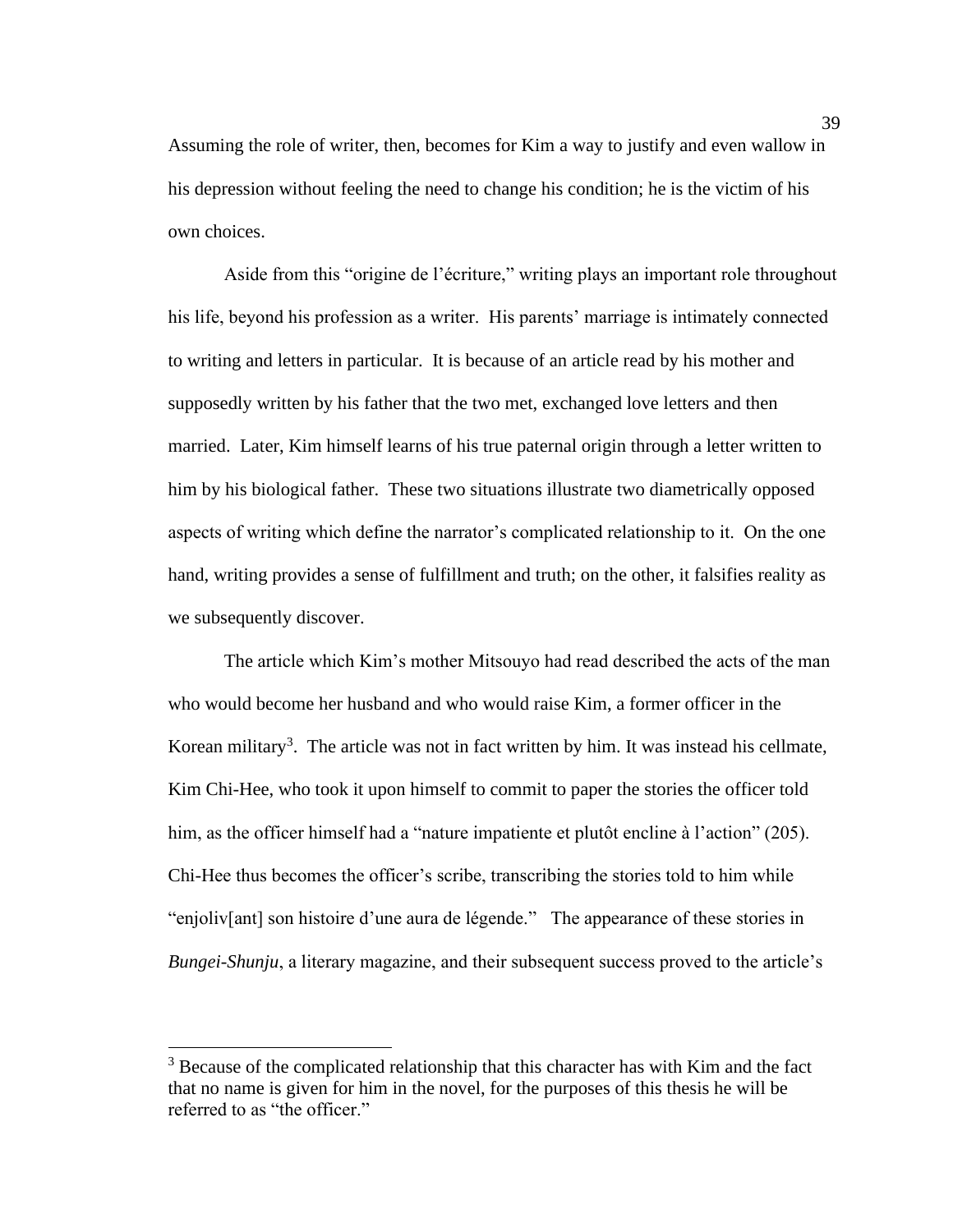Assuming the role of writer, then, becomes for Kim a way to justify and even wallow in his depression without feeling the need to change his condition; he is the victim of his own choices.

Aside from this "origine de l'écriture," writing plays an important role throughout his life, beyond his profession as a writer. His parents' marriage is intimately connected to writing and letters in particular. It is because of an article read by his mother and supposedly written by his father that the two met, exchanged love letters and then married. Later, Kim himself learns of his true paternal origin through a letter written to him by his biological father. These two situations illustrate two diametrically opposed aspects of writing which define the narrator's complicated relationship to it. On the one hand, writing provides a sense of fulfillment and truth; on the other, it falsifies reality as we subsequently discover.

The article which Kim's mother Mitsouyo had read described the acts of the man who would become her husband and who would raise Kim, a former officer in the Korean military[3]. The article was not in fact written by him. It was instead his cellmate, Kim Chi-Hee, who took it upon himself to commit to paper the stories the officer told him, as the officer himself had a "nature impatiente et plutôt encline à l'action" (205). Chi-Hee thus becomes the officer's scribe, transcribing the stories told to him while "enjoliv[ant] son histoire d'une aura de légende." The appearance of these stories in *Bungei-Shunju*, a literary magazine, and their subsequent success proved to the article's

[3] Because of the complicated relationship that this character has with Kim and the fact that no name is given for him in the novel, for the purposes of this thesis he will be referred to as "the officer."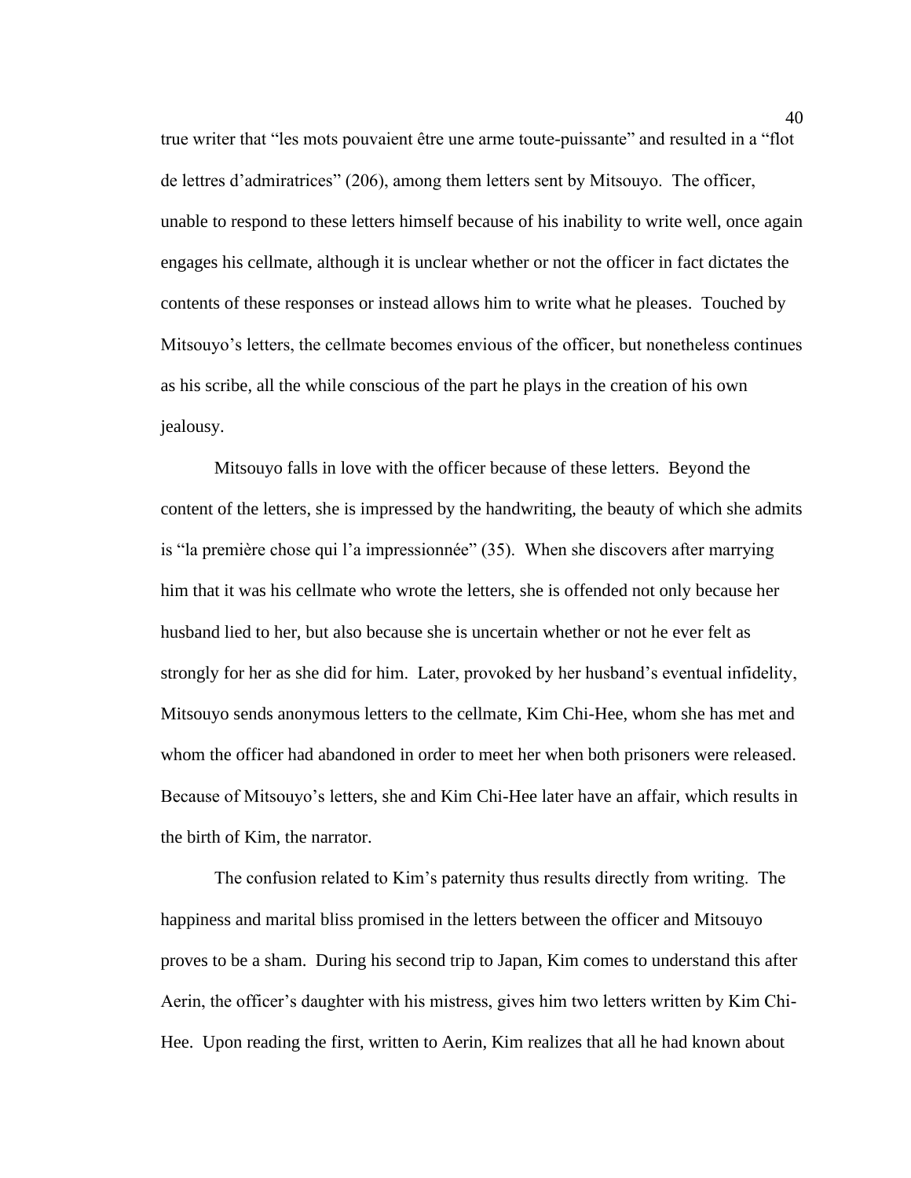true writer that “les mots pouvaient être une arme toute-puissante” and resulted in a “flot de lettres d’admiratrices” (206), among them letters sent by Mitsouyo. The officer, unable to respond to these letters himself because of his inability to write well, once again engages his cellmate, although it is unclear whether or not the officer in fact dictates the contents of these responses or instead allows him to write what he pleases. Touched by Mitsouyo’s letters, the cellmate becomes envious of the officer, but nonetheless continues as his scribe, all the while conscious of the part he plays in the creation of his own jealousy.

Mitsouyo falls in love with the officer because of these letters. Beyond the content of the letters, she is impressed by the handwriting, the beauty of which she admits is “la première chose qui l’a impressionnée” (35). When she discovers after marrying him that it was his cellmate who wrote the letters, she is offended not only because her husband lied to her, but also because she is uncertain whether or not he ever felt as strongly for her as she did for him. Later, provoked by her husband’s eventual infidelity, Mitsouyo sends anonymous letters to the cellmate, Kim Chi-Hee, whom she has met and whom the officer had abandoned in order to meet her when both prisoners were released. Because of Mitsouyo’s letters, she and Kim Chi-Hee later have an affair, which results in the birth of Kim, the narrator.

The confusion related to Kim’s paternity thus results directly from writing. The happiness and marital bliss promised in the letters between the officer and Mitsouyo proves to be a sham. During his second trip to Japan, Kim comes to understand this after Aerin, the officer’s daughter with his mistress, gives him two letters written by Kim Chi-Hee. Upon reading the first, written to Aerin, Kim realizes that all he had known about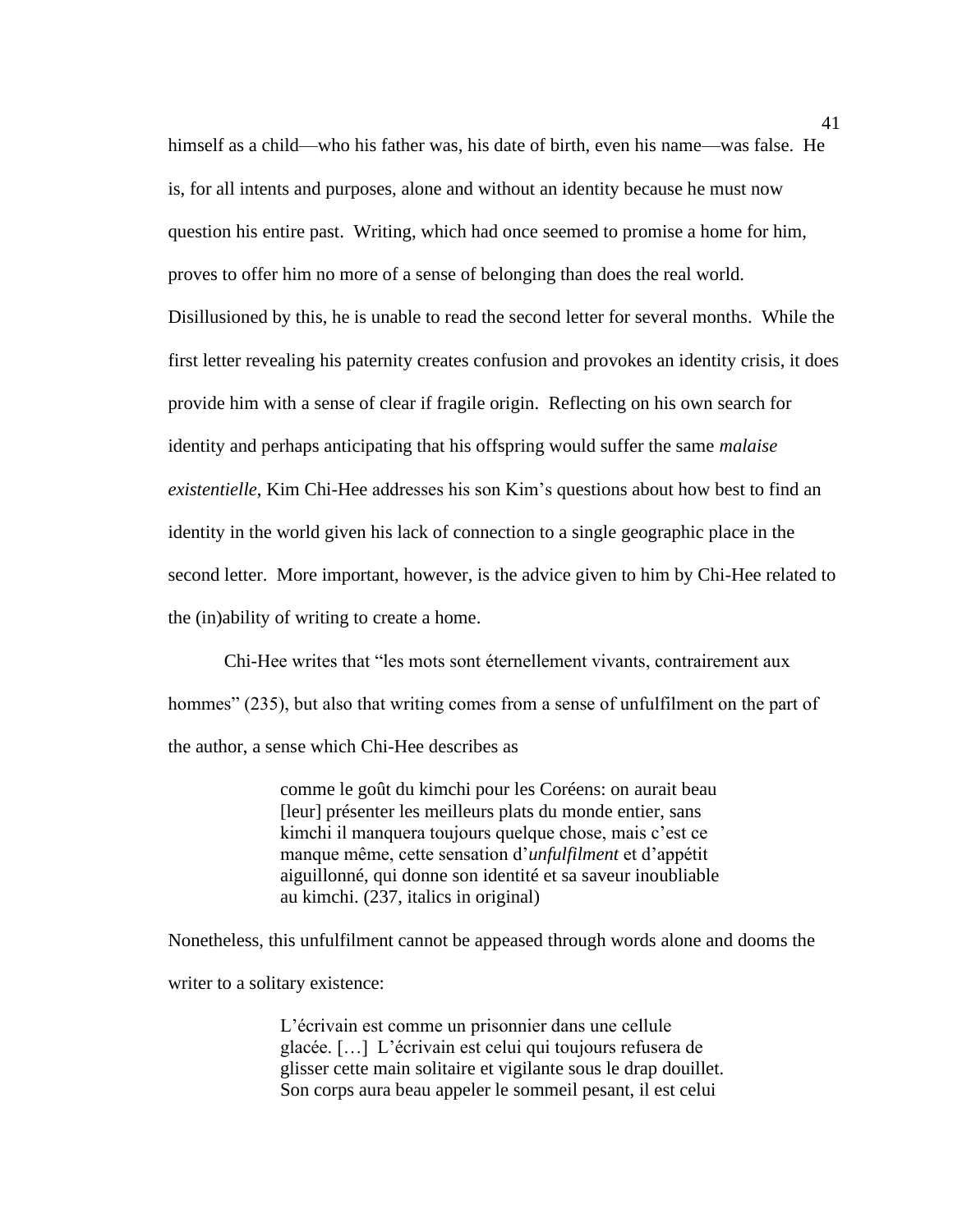himself as a child—who his father was, his date of birth, even his name—was false. He is, for all intents and purposes, alone and without an identity because he must now question his entire past. Writing, which had once seemed to promise a home for him, proves to offer him no more of a sense of belonging than does the real world. Disillusioned by this, he is unable to read the second letter for several months. While the first letter revealing his paternity creates confusion and provokes an identity crisis, it does provide him with a sense of clear if fragile origin. Reflecting on his own search for identity and perhaps anticipating that his offspring would suffer the same *malaise existentielle*, Kim Chi-Hee addresses his son Kim's questions about how best to find an identity in the world given his lack of connection to a single geographic place in the second letter. More important, however, is the advice given to him by Chi-Hee related to the (in)ability of writing to create a home.

Chi-Hee writes that "les mots sont éternellement vivants, contrairement aux hommes" (235), but also that writing comes from a sense of unfulfilment on the part of the author, a sense which Chi-Hee describes as

> comme le goût du kimchi pour les Coréens: on aurait beau [leur] présenter les meilleurs plats du monde entier, sans kimchi il manquera toujours quelque chose, mais c'est ce manque même, cette sensation d'*unfulfilment* et d'appétit aiguillonné, qui donne son identité et sa saveur inoubliable au kimchi. (237, italics in original)

Nonetheless, this unfulfilment cannot be appeased through words alone and dooms the writer to a solitary existence:

> L'écrivain est comme un prisonnier dans une cellule glacée. […] L'écrivain est celui qui toujours refusera de glisser cette main solitaire et vigilante sous le drap douillet. Son corps aura beau appeler le sommeil pesant, il est celui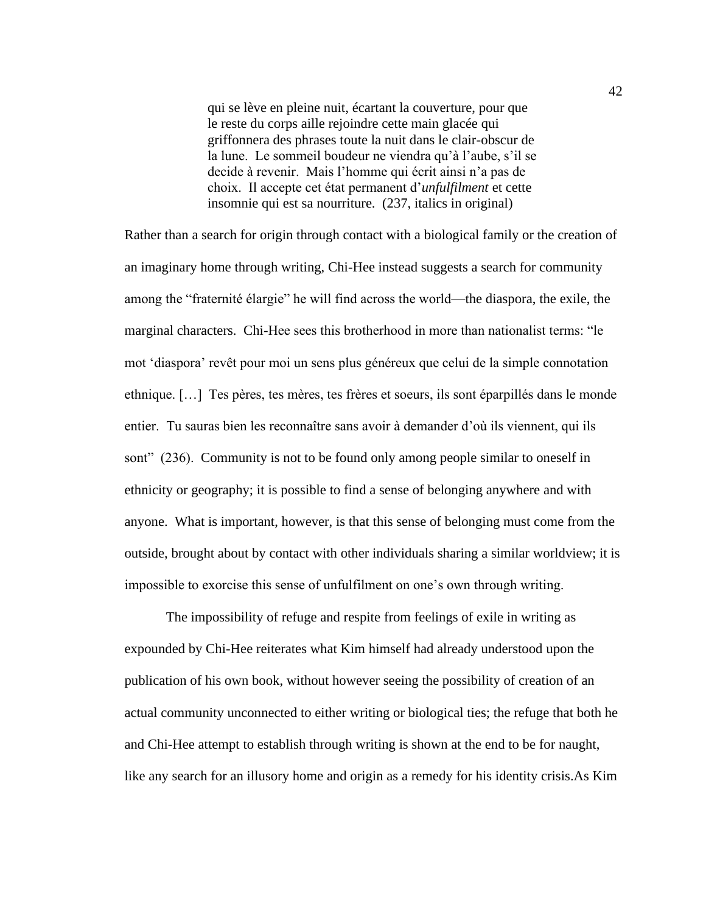> qui se lève en pleine nuit, écartant la couverture, pour que le reste du corps aille rejoindre cette main glacée qui griffonnera des phrases toute la nuit dans le clair-obscur de la lune. Le sommeil boudeur ne viendra qu'à l'aube, s'il se decide à revenir. Mais l'homme qui écrit ainsi n'a pas de choix. Il accepte cet état permanent d'*unfulfilment* et cette insomnie qui est sa nourriture. (237, italics in original)

Rather than a search for origin through contact with a biological family or the creation of an imaginary home through writing, Chi-Hee instead suggests a search for community among the "fraternité élargie" he will find across the world—the diaspora, the exile, the marginal characters. Chi-Hee sees this brotherhood in more than nationalist terms: "le mot 'diaspora' revêt pour moi un sens plus généreux que celui de la simple connotation ethnique. […] Tes pères, tes mères, tes frères et soeurs, ils sont éparpillés dans le monde entier. Tu sauras bien les reconnaître sans avoir à demander d'où ils viennent, qui ils sont" (236). Community is not to be found only among people similar to oneself in ethnicity or geography; it is possible to find a sense of belonging anywhere and with anyone. What is important, however, is that this sense of belonging must come from the outside, brought about by contact with other individuals sharing a similar worldview; it is impossible to exorcise this sense of unfulfilment on one's own through writing.

The impossibility of refuge and respite from feelings of exile in writing as expounded by Chi-Hee reiterates what Kim himself had already understood upon the publication of his own book, without however seeing the possibility of creation of an actual community unconnected to either writing or biological ties; the refuge that both he and Chi-Hee attempt to establish through writing is shown at the end to be for naught, like any search for an illusory home and origin as a remedy for his identity crisis.As Kim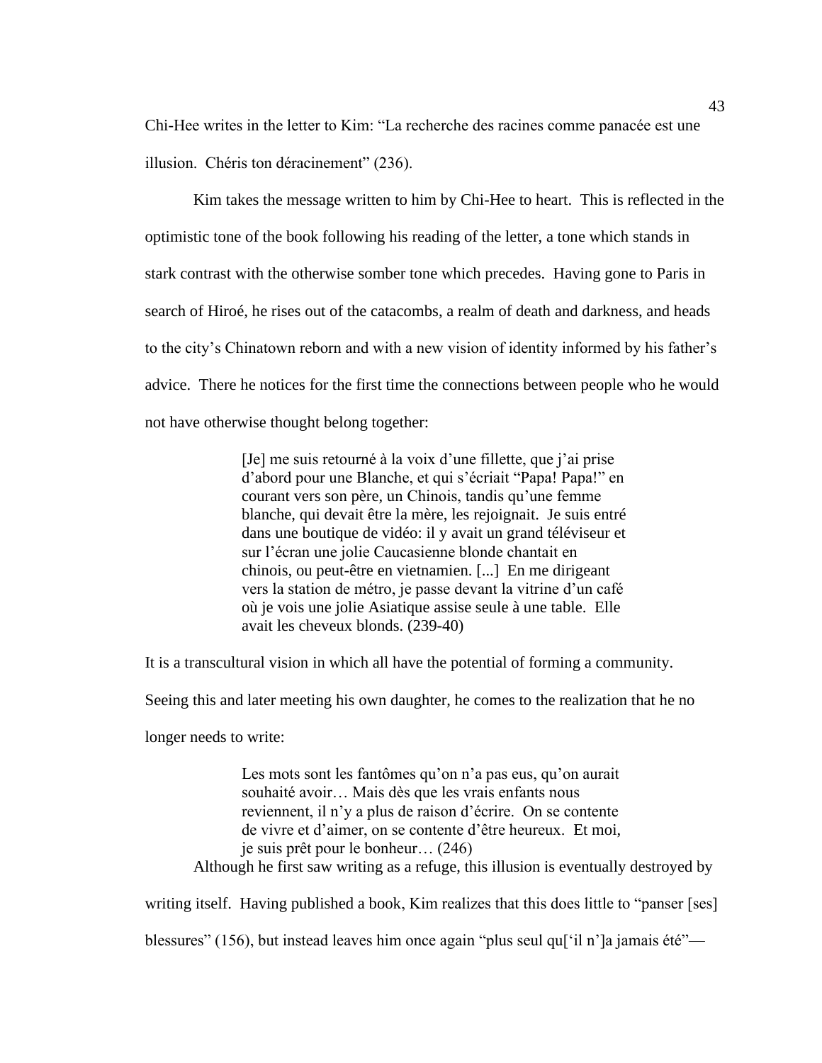Chi-Hee writes in the letter to Kim: "La recherche des racines comme panacée est une illusion. Chéris ton déracinement" (236).

Kim takes the message written to him by Chi-Hee to heart. This is reflected in the optimistic tone of the book following his reading of the letter, a tone which stands in stark contrast with the otherwise somber tone which precedes. Having gone to Paris in search of Hiroé, he rises out of the catacombs, a realm of death and darkness, and heads to the city's Chinatown reborn and with a new vision of identity informed by his father's advice. There he notices for the first time the connections between people who he would not have otherwise thought belong together:

> [Je] me suis retourné à la voix d'une fillette, que j'ai prise d'abord pour une Blanche, et qui s'écriait "Papa! Papa!" en courant vers son père, un Chinois, tandis qu'une femme blanche, qui devait être la mère, les rejoignait. Je suis entré dans une boutique de vidéo: il y avait un grand téléviseur et sur l'écran une jolie Caucasienne blonde chantait en chinois, ou peut-être en vietnamien. [...] En me dirigeant vers la station de métro, je passe devant la vitrine d'un café où je vois une jolie Asiatique assise seule à une table. Elle avait les cheveux blonds. (239-40)

It is a transcultural vision in which all have the potential of forming a community. Seeing this and later meeting his own daughter, he comes to the realization that he no longer needs to write:

> Les mots sont les fantômes qu'on n'a pas eus, qu'on aurait souhaité avoir… Mais dès que les vrais enfants nous reviennent, il n'y a plus de raison d'écrire. On se contente de vivre et d'aimer, on se contente d'être heureux. Et moi, je suis prêt pour le bonheur… (246)

Although he first saw writing as a refuge, this illusion is eventually destroyed by writing itself. Having published a book, Kim realizes that this does little to "panser [ses] blessures" (156), but instead leaves him once again "plus seul qu['il n']a jamais été"—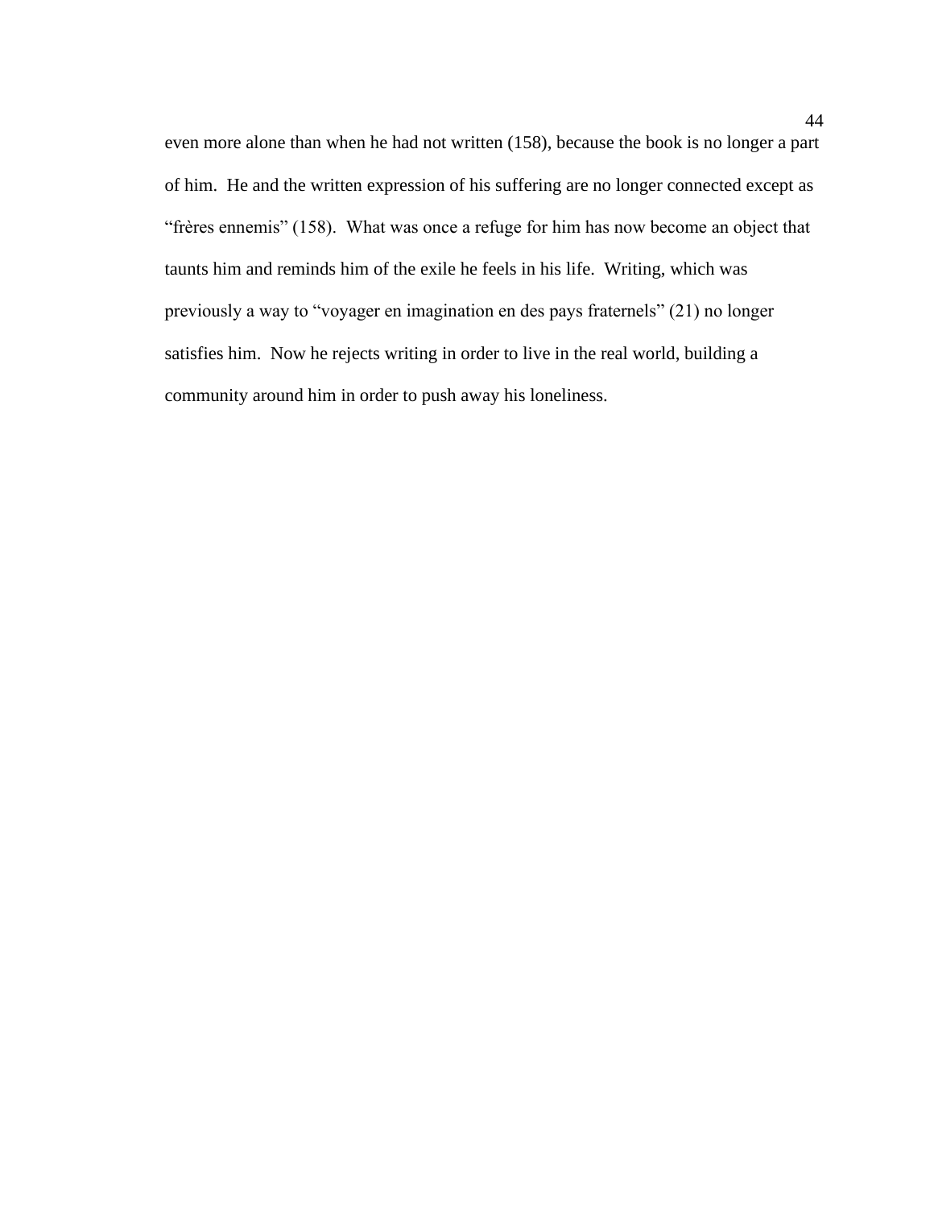even more alone than when he had not written (158), because the book is no longer a part of him. He and the written expression of his suffering are no longer connected except as "frères ennemis" (158). What was once a refuge for him has now become an object that taunts him and reminds him of the exile he feels in his life. Writing, which was previously a way to "voyager en imagination en des pays fraternels" (21) no longer satisfies him. Now he rejects writing in order to live in the real world, building a community around him in order to push away his loneliness.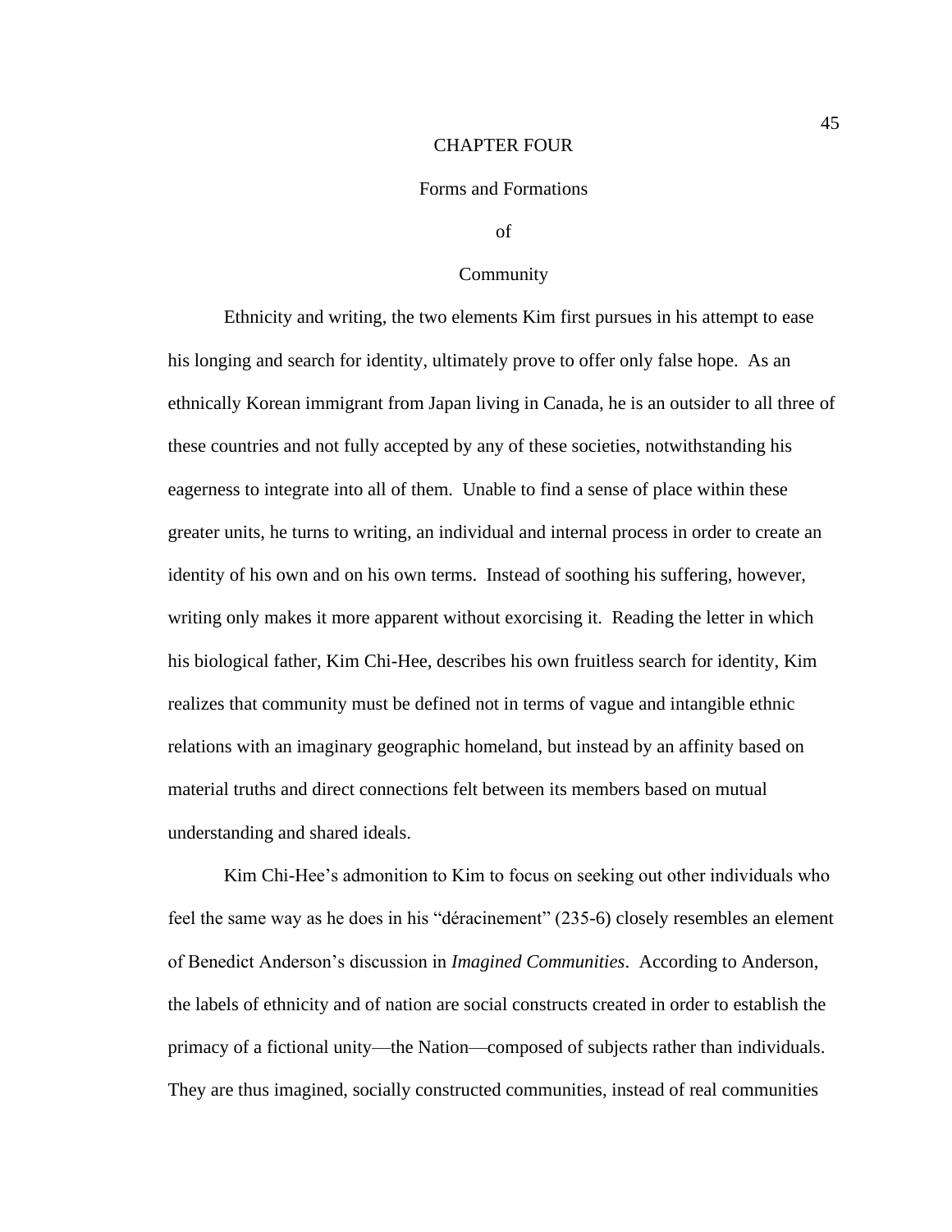# CHAPTER FOUR

## Forms and Formations of Community

Ethnicity and writing, the two elements Kim first pursues in his attempt to ease his longing and search for identity, ultimately prove to offer only false hope. As an ethnically Korean immigrant from Japan living in Canada, he is an outsider to all three of these countries and not fully accepted by any of these societies, notwithstanding his eagerness to integrate into all of them. Unable to find a sense of place within these greater units, he turns to writing, an individual and internal process in order to create an identity of his own and on his own terms. Instead of soothing his suffering, however, writing only makes it more apparent without exorcising it. Reading the letter in which his biological father, Kim Chi-Hee, describes his own fruitless search for identity, Kim realizes that community must be defined not in terms of vague and intangible ethnic relations with an imaginary geographic homeland, but instead by an affinity based on material truths and direct connections felt between its members based on mutual understanding and shared ideals.

Kim Chi-Hee's admonition to Kim to focus on seeking out other individuals who feel the same way as he does in his "déracinement" (235-6) closely resembles an element of Benedict Anderson's discussion in *Imagined Communities*. According to Anderson, the labels of ethnicity and of nation are social constructs created in order to establish the primacy of a fictional unity—the Nation—composed of subjects rather than individuals. They are thus imagined, socially constructed communities, instead of real communities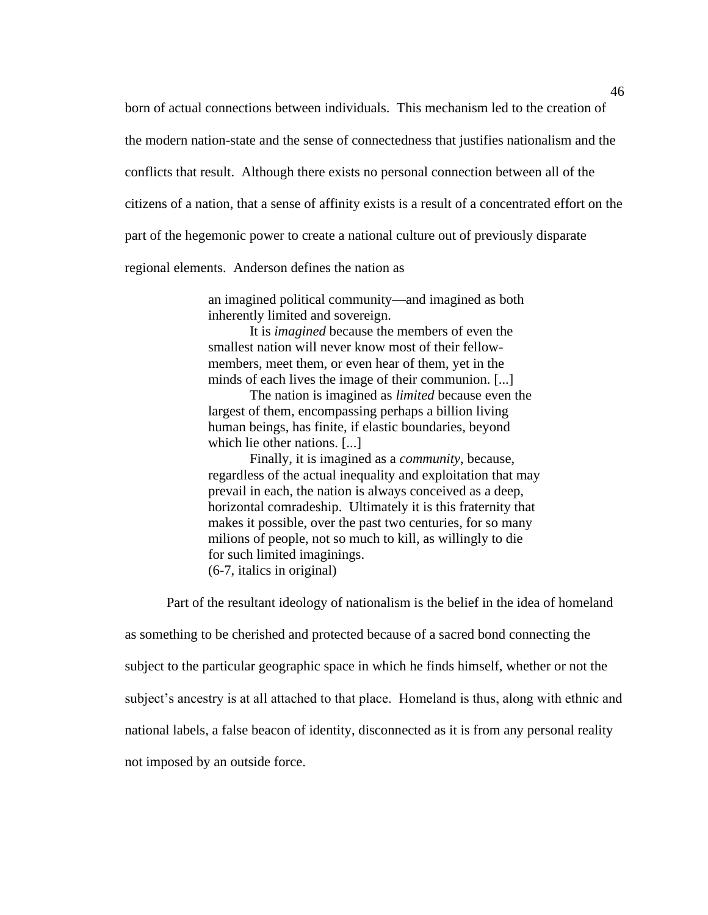born of actual connections between individuals. This mechanism led to the creation of the modern nation-state and the sense of connectedness that justifies nationalism and the conflicts that result. Although there exists no personal connection between all of the citizens of a nation, that a sense of affinity exists is a result of a concentrated effort on the part of the hegemonic power to create a national culture out of previously disparate regional elements. Anderson defines the nation as

> an imagined political community—and imagined as both inherently limited and sovereign.
>
> It is *imagined* because the members of even the smallest nation will never know most of their fellow-members, meet them, or even hear of them, yet in the minds of each lives the image of their communion. [...]
>
> The nation is imagined as *limited* because even the largest of them, encompassing perhaps a billion living human beings, has finite, if elastic boundaries, beyond which lie other nations. [...]
>
> Finally, it is imagined as a *community*, because, regardless of the actual inequality and exploitation that may prevail in each, the nation is always conceived as a deep, horizontal comradeship. Ultimately it is this fraternity that makes it possible, over the past two centuries, for so many milions of people, not so much to kill, as willingly to die for such limited imaginings.
> (6-7, italics in original)

Part of the resultant ideology of nationalism is the belief in the idea of homeland as something to be cherished and protected because of a sacred bond connecting the subject to the particular geographic space in which he finds himself, whether or not the subject's ancestry is at all attached to that place. Homeland is thus, along with ethnic and national labels, a false beacon of identity, disconnected as it is from any personal reality not imposed by an outside force.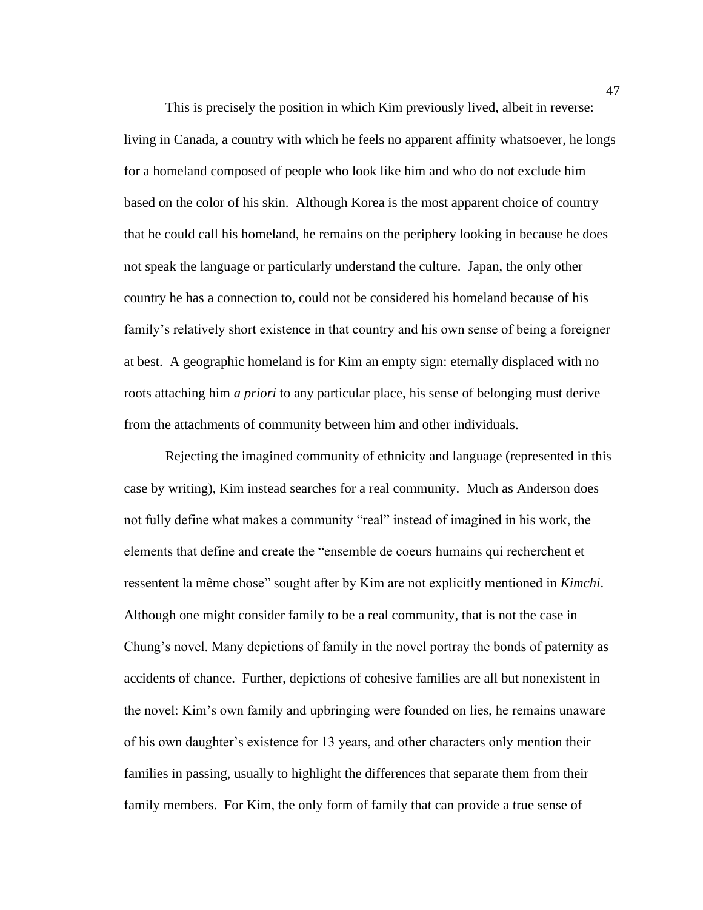This is precisely the position in which Kim previously lived, albeit in reverse: living in Canada, a country with which he feels no apparent affinity whatsoever, he longs for a homeland composed of people who look like him and who do not exclude him based on the color of his skin. Although Korea is the most apparent choice of country that he could call his homeland, he remains on the periphery looking in because he does not speak the language or particularly understand the culture. Japan, the only other country he has a connection to, could not be considered his homeland because of his family's relatively short existence in that country and his own sense of being a foreigner at best. A geographic homeland is for Kim an empty sign: eternally displaced with no roots attaching him *a priori* to any particular place, his sense of belonging must derive from the attachments of community between him and other individuals.

Rejecting the imagined community of ethnicity and language (represented in this case by writing), Kim instead searches for a real community. Much as Anderson does not fully define what makes a community "real" instead of imagined in his work, the elements that define and create the "ensemble de coeurs humains qui recherchent et ressentent la même chose" sought after by Kim are not explicitly mentioned in *Kimchi*. Although one might consider family to be a real community, that is not the case in Chung's novel. Many depictions of family in the novel portray the bonds of paternity as accidents of chance. Further, depictions of cohesive families are all but nonexistent in the novel: Kim's own family and upbringing were founded on lies, he remains unaware of his own daughter's existence for 13 years, and other characters only mention their families in passing, usually to highlight the differences that separate them from their family members. For Kim, the only form of family that can provide a true sense of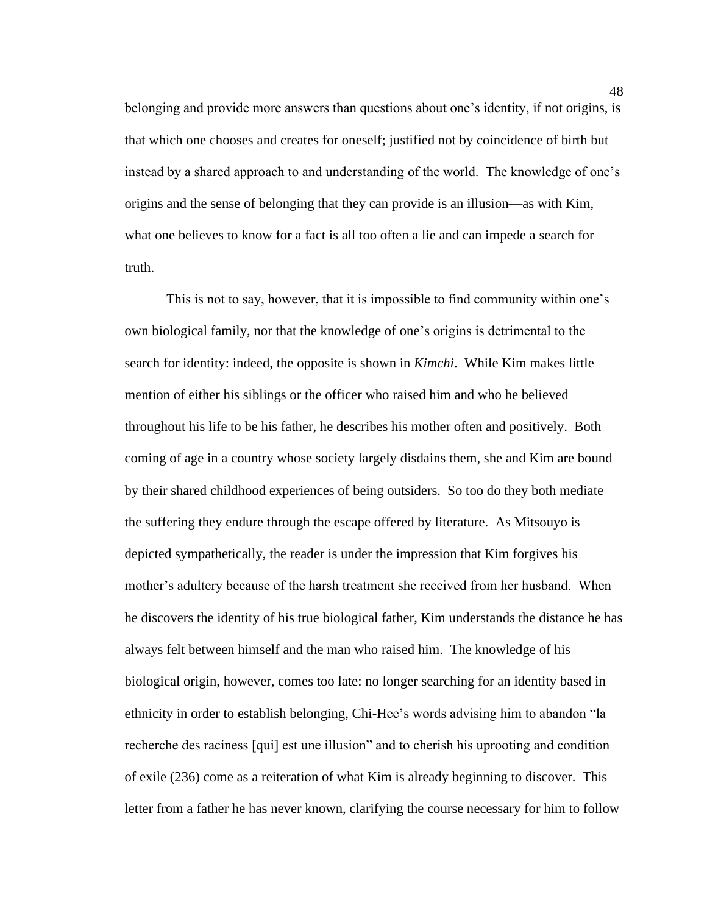belonging and provide more answers than questions about one's identity, if not origins, is that which one chooses and creates for oneself; justified not by coincidence of birth but instead by a shared approach to and understanding of the world. The knowledge of one's origins and the sense of belonging that they can provide is an illusion—as with Kim, what one believes to know for a fact is all too often a lie and can impede a search for truth.

This is not to say, however, that it is impossible to find community within one's own biological family, nor that the knowledge of one's origins is detrimental to the search for identity: indeed, the opposite is shown in *Kimchi*. While Kim makes little mention of either his siblings or the officer who raised him and who he believed throughout his life to be his father, he describes his mother often and positively. Both coming of age in a country whose society largely disdains them, she and Kim are bound by their shared childhood experiences of being outsiders. So too do they both mediate the suffering they endure through the escape offered by literature. As Mitsouyo is depicted sympathetically, the reader is under the impression that Kim forgives his mother's adultery because of the harsh treatment she received from her husband. When he discovers the identity of his true biological father, Kim understands the distance he has always felt between himself and the man who raised him. The knowledge of his biological origin, however, comes too late: no longer searching for an identity based in ethnicity in order to establish belonging, Chi-Hee's words advising him to abandon "la recherche des raciness [qui] est une illusion" and to cherish his uprooting and condition of exile (236) come as a reiteration of what Kim is already beginning to discover. This letter from a father he has never known, clarifying the course necessary for him to follow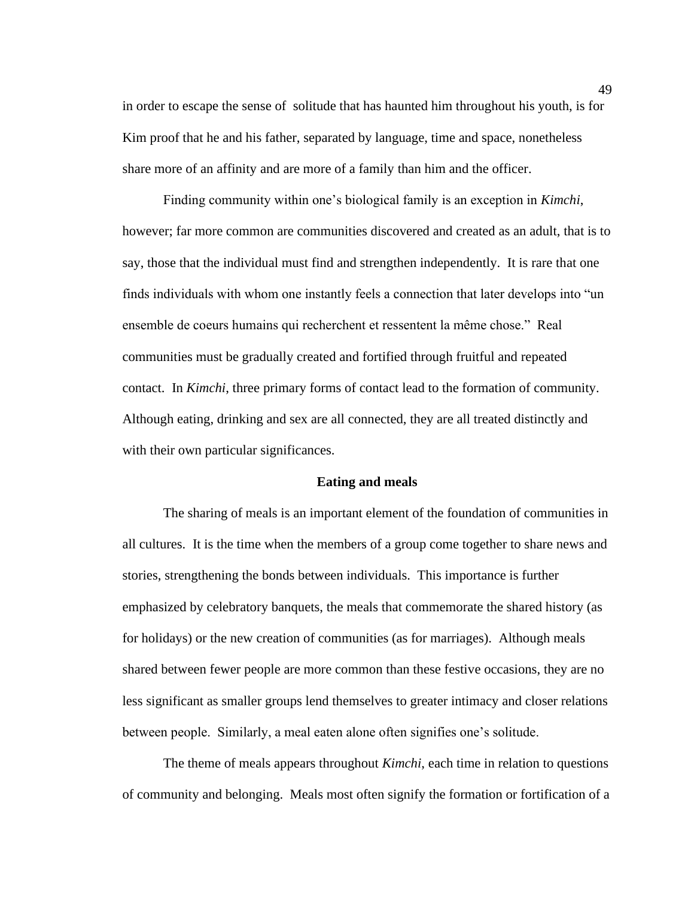in order to escape the sense of  solitude that has haunted him throughout his youth, is for Kim proof that he and his father, separated by language, time and space, nonetheless share more of an affinity and are more of a family than him and the officer.

Finding community within one's biological family is an exception in *Kimchi*, however; far more common are communities discovered and created as an adult, that is to say, those that the individual must find and strengthen independently.  It is rare that one finds individuals with whom one instantly feels a connection that later develops into "un ensemble de coeurs humains qui recherchent et ressentent la même chose."  Real communities must be gradually created and fortified through fruitful and repeated contact.  In *Kimchi*, three primary forms of contact lead to the formation of community. Although eating, drinking and sex are all connected, they are all treated distinctly and with their own particular significances.

**Eating and meals**

The sharing of meals is an important element of the foundation of communities in all cultures.  It is the time when the members of a group come together to share news and stories, strengthening the bonds between individuals.  This importance is further emphasized by celebratory banquets, the meals that commemorate the shared history (as for holidays) or the new creation of communities (as for marriages).  Although meals shared between fewer people are more common than these festive occasions, they are no less significant as smaller groups lend themselves to greater intimacy and closer relations between people.  Similarly, a meal eaten alone often signifies one's solitude.

The theme of meals appears throughout *Kimchi*, each time in relation to questions of community and belonging.  Meals most often signify the formation or fortification of a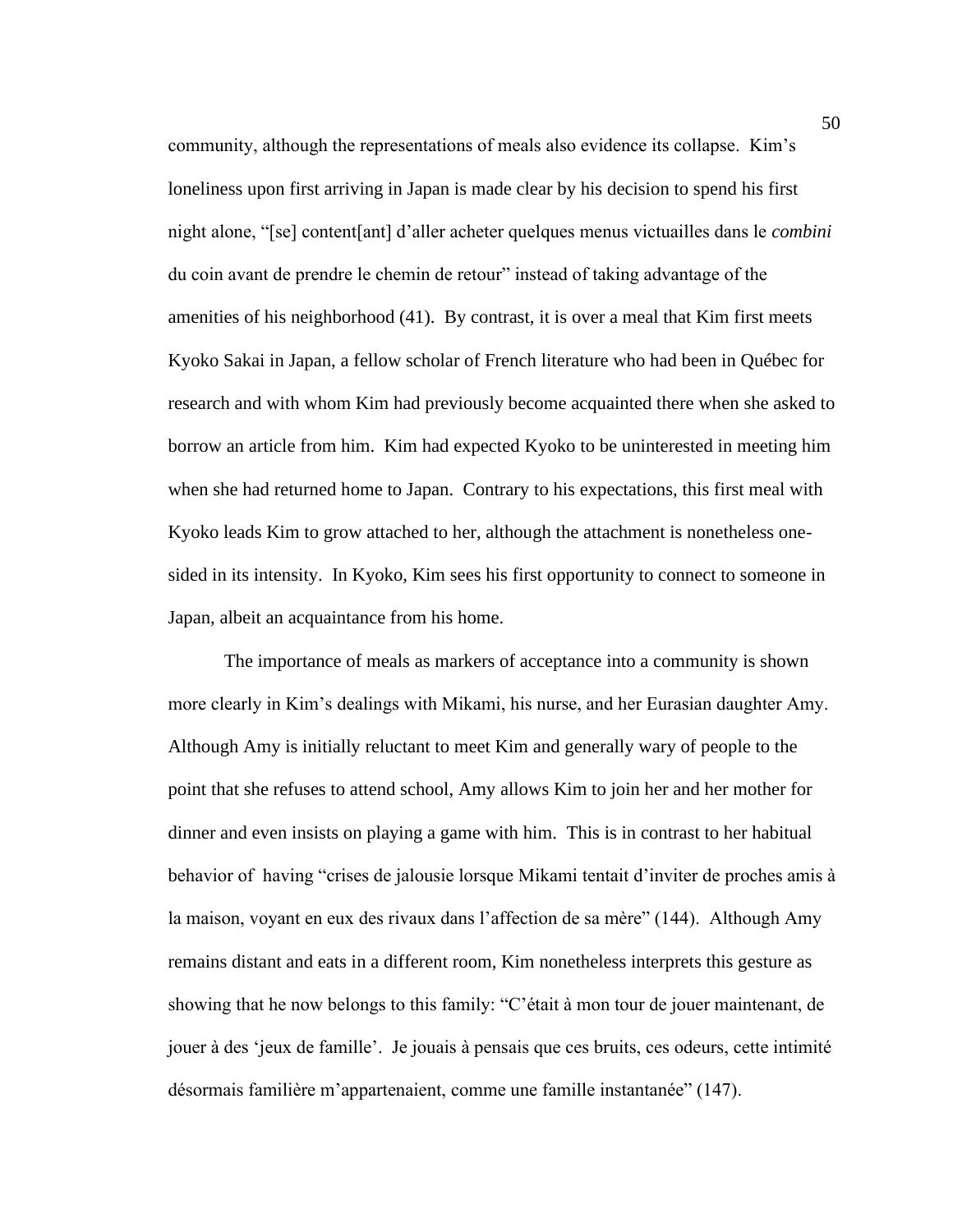community, although the representations of meals also evidence its collapse. Kim's loneliness upon first arriving in Japan is made clear by his decision to spend his first night alone, "[se] content[ant] d'aller acheter quelques menus victuailles dans le *combini* du coin avant de prendre le chemin de retour" instead of taking advantage of the amenities of his neighborhood (41). By contrast, it is over a meal that Kim first meets Kyoko Sakai in Japan, a fellow scholar of French literature who had been in Québec for research and with whom Kim had previously become acquainted there when she asked to borrow an article from him. Kim had expected Kyoko to be uninterested in meeting him when she had returned home to Japan. Contrary to his expectations, this first meal with Kyoko leads Kim to grow attached to her, although the attachment is nonetheless one-sided in its intensity. In Kyoko, Kim sees his first opportunity to connect to someone in Japan, albeit an acquaintance from his home.

The importance of meals as markers of acceptance into a community is shown more clearly in Kim's dealings with Mikami, his nurse, and her Eurasian daughter Amy. Although Amy is initially reluctant to meet Kim and generally wary of people to the point that she refuses to attend school, Amy allows Kim to join her and her mother for dinner and even insists on playing a game with him. This is in contrast to her habitual behavior of having "crises de jalousie lorsque Mikami tentait d'inviter de proches amis à la maison, voyant en eux des rivaux dans l'affection de sa mère" (144). Although Amy remains distant and eats in a different room, Kim nonetheless interprets this gesture as showing that he now belongs to this family: "C'était à mon tour de jouer maintenant, de jouer à des 'jeux de famille'. Je jouais à pensais que ces bruits, ces odeurs, cette intimité désormais familière m'appartenaient, comme une famille instantanée" (147).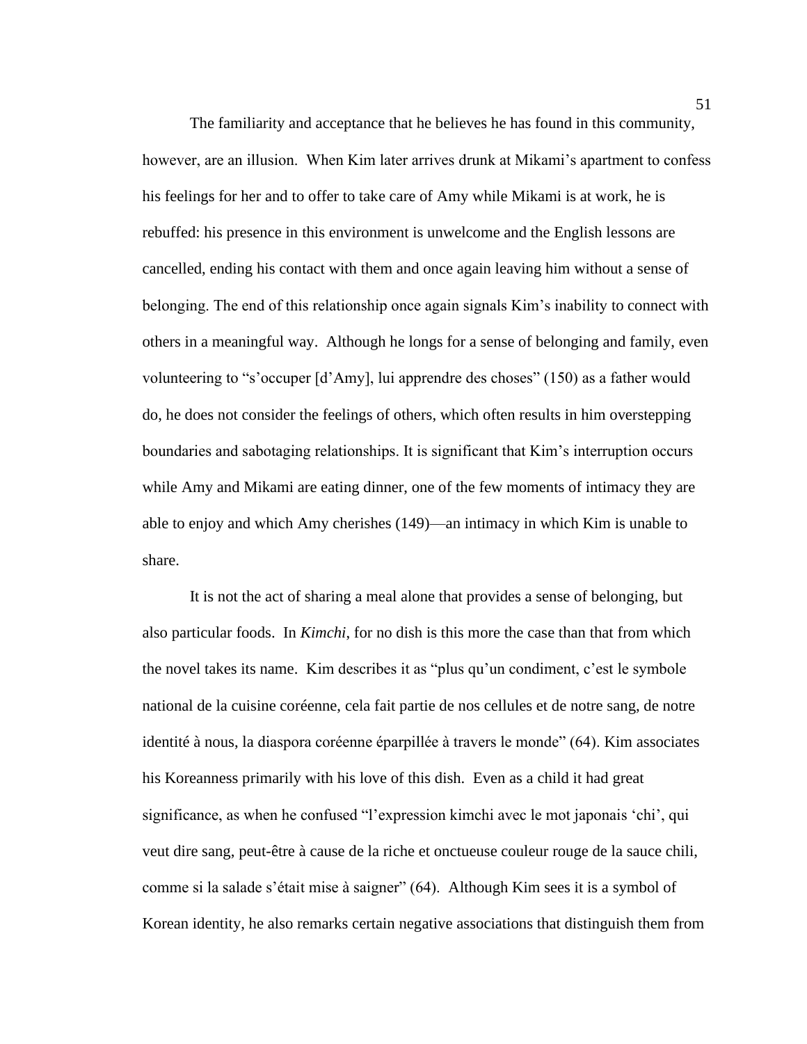The familiarity and acceptance that he believes he has found in this community, however, are an illusion. When Kim later arrives drunk at Mikami's apartment to confess his feelings for her and to offer to take care of Amy while Mikami is at work, he is rebuffed: his presence in this environment is unwelcome and the English lessons are cancelled, ending his contact with them and once again leaving him without a sense of belonging. The end of this relationship once again signals Kim's inability to connect with others in a meaningful way. Although he longs for a sense of belonging and family, even volunteering to "s'occuper [d'Amy], lui apprendre des choses" (150) as a father would do, he does not consider the feelings of others, which often results in him overstepping boundaries and sabotaging relationships. It is significant that Kim's interruption occurs while Amy and Mikami are eating dinner, one of the few moments of intimacy they are able to enjoy and which Amy cherishes (149)—an intimacy in which Kim is unable to share.

It is not the act of sharing a meal alone that provides a sense of belonging, but also particular foods. In *Kimchi*, for no dish is this more the case than that from which the novel takes its name. Kim describes it as "plus qu'un condiment, c'est le symbole national de la cuisine coréenne, cela fait partie de nos cellules et de notre sang, de notre identité à nous, la diaspora coréenne éparpillée à travers le monde" (64). Kim associates his Koreanness primarily with his love of this dish. Even as a child it had great significance, as when he confused "l'expression kimchi avec le mot japonais 'chi', qui veut dire sang, peut-être à cause de la riche et onctueuse couleur rouge de la sauce chili, comme si la salade s'était mise à saigner" (64). Although Kim sees it is a symbol of Korean identity, he also remarks certain negative associations that distinguish them from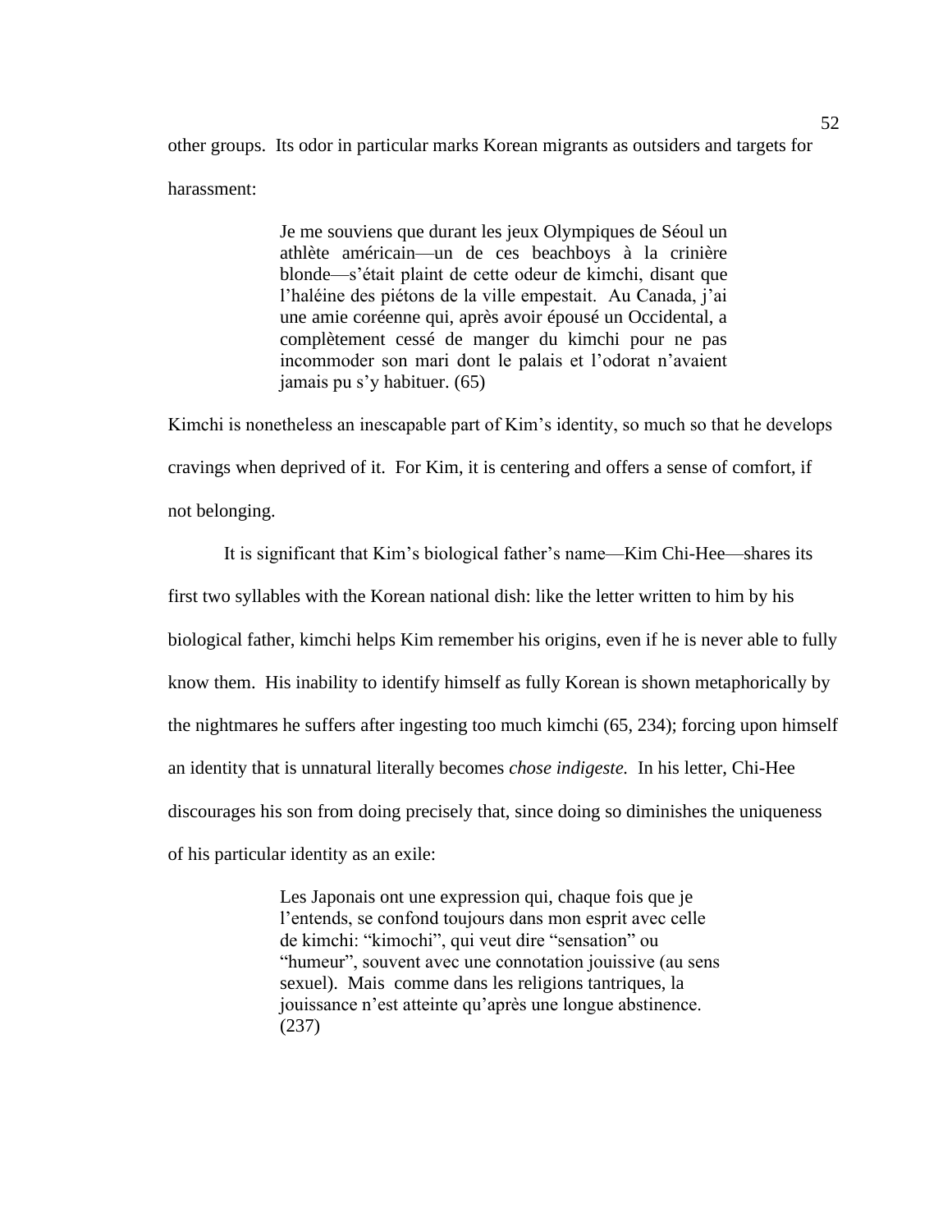other groups. Its odor in particular marks Korean migrants as outsiders and targets for harassment:

> Je me souviens que durant les jeux Olympiques de Séoul un athlète américain—un de ces beachboys à la crinière blonde—s'était plaint de cette odeur de kimchi, disant que l'haléine des piétons de la ville empestait. Au Canada, j'ai une amie coréenne qui, après avoir épousé un Occidental, a complètement cessé de manger du kimchi pour ne pas incommoder son mari dont le palais et l'odorat n'avaient jamais pu s'y habituer. (65)

Kimchi is nonetheless an inescapable part of Kim's identity, so much so that he develops cravings when deprived of it. For Kim, it is centering and offers a sense of comfort, if not belonging.

It is significant that Kim's biological father's name—Kim Chi-Hee—shares its first two syllables with the Korean national dish: like the letter written to him by his biological father, kimchi helps Kim remember his origins, even if he is never able to fully know them. His inability to identify himself as fully Korean is shown metaphorically by the nightmares he suffers after ingesting too much kimchi (65, 234); forcing upon himself an identity that is unnatural literally becomes *chose indigeste.* In his letter, Chi-Hee discourages his son from doing precisely that, since doing so diminishes the uniqueness of his particular identity as an exile:

> Les Japonais ont une expression qui, chaque fois que je l'entends, se confond toujours dans mon esprit avec celle de kimchi: "kimochi", qui veut dire "sensation" ou "humeur", souvent avec une connotation jouissive (au sens sexuel). Mais comme dans les religions tantriques, la jouissance n'est atteinte qu'après une longue abstinence. (237)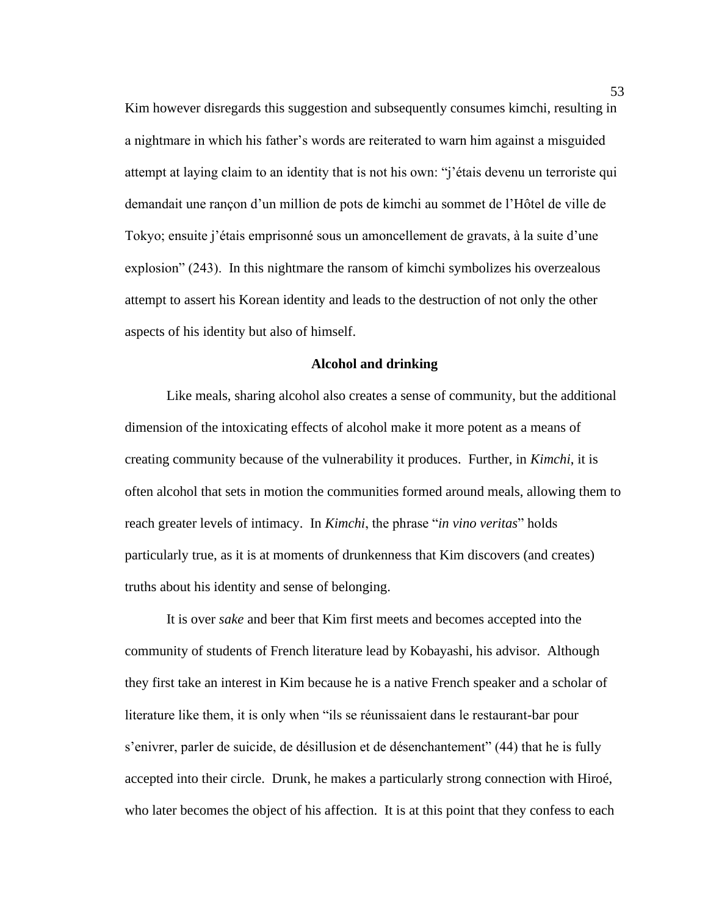Kim however disregards this suggestion and subsequently consumes kimchi, resulting in a nightmare in which his father's words are reiterated to warn him against a misguided attempt at laying claim to an identity that is not his own: "j'étais devenu un terroriste qui demandait une rançon d'un million de pots de kimchi au sommet de l'Hôtel de ville de Tokyo; ensuite j'étais emprisonné sous un amoncellement de gravats, à la suite d'une explosion" (243). In this nightmare the ransom of kimchi symbolizes his overzealous attempt to assert his Korean identity and leads to the destruction of not only the other aspects of his identity but also of himself.

## Alcohol and drinking

Like meals, sharing alcohol also creates a sense of community, but the additional dimension of the intoxicating effects of alcohol make it more potent as a means of creating community because of the vulnerability it produces. Further, in *Kimchi*, it is often alcohol that sets in motion the communities formed around meals, allowing them to reach greater levels of intimacy. In *Kimchi*, the phrase "*in vino veritas*" holds particularly true, as it is at moments of drunkenness that Kim discovers (and creates) truths about his identity and sense of belonging.

It is over *sake* and beer that Kim first meets and becomes accepted into the community of students of French literature lead by Kobayashi, his advisor. Although they first take an interest in Kim because he is a native French speaker and a scholar of literature like them, it is only when "ils se réunissaient dans le restaurant-bar pour s'enivrer, parler de suicide, de désillusion et de désenchantement" (44) that he is fully accepted into their circle. Drunk, he makes a particularly strong connection with Hiroé, who later becomes the object of his affection. It is at this point that they confess to each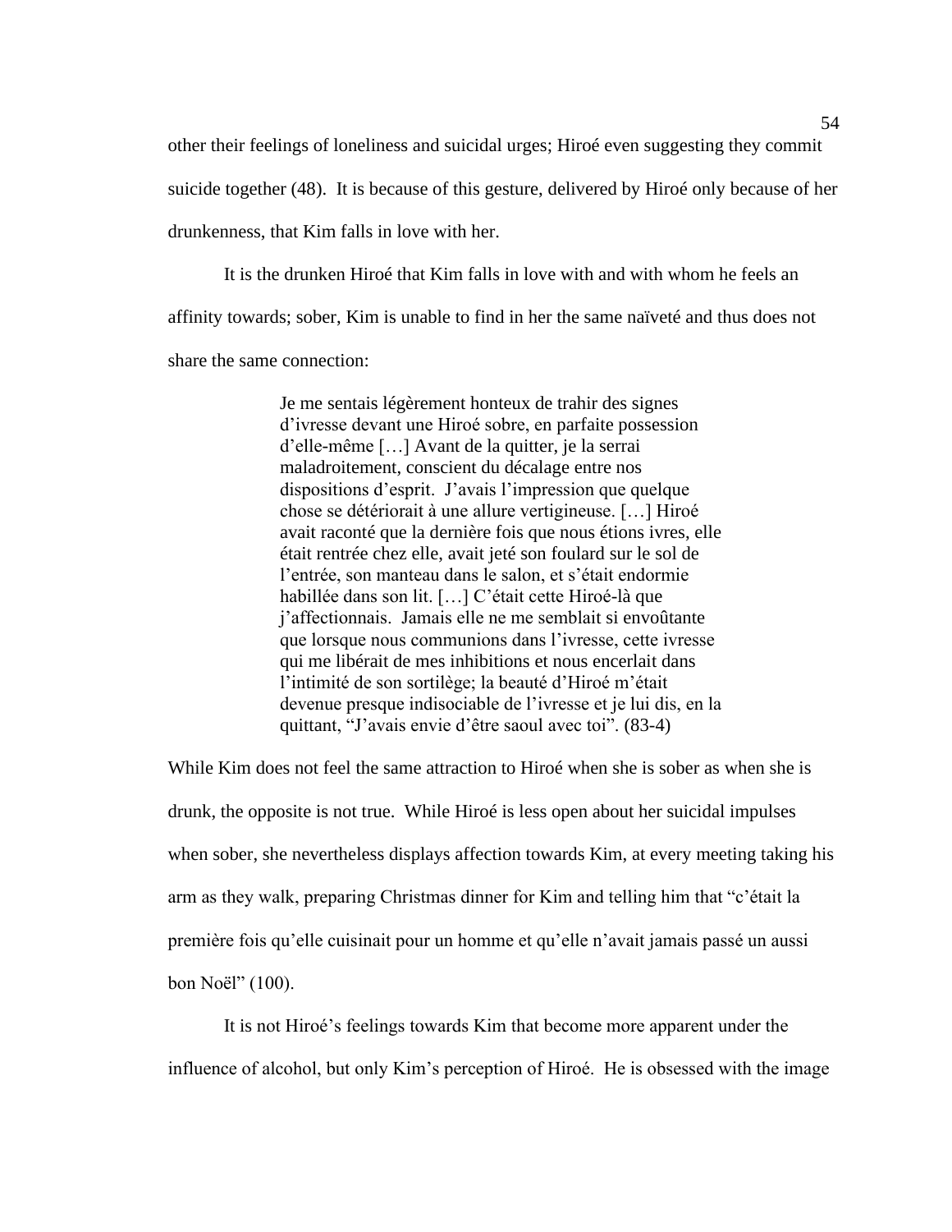other their feelings of loneliness and suicidal urges; Hiroé even suggesting they commit suicide together (48). It is because of this gesture, delivered by Hiroé only because of her drunkenness, that Kim falls in love with her.

It is the drunken Hiroé that Kim falls in love with and with whom he feels an affinity towards; sober, Kim is unable to find in her the same naïveté and thus does not share the same connection:

> Je me sentais légèrement honteux de trahir des signes d'ivresse devant une Hiroé sobre, en parfaite possession d'elle-même […] Avant de la quitter, je la serrai maladroitement, conscient du décalage entre nos dispositions d'esprit. J'avais l'impression que quelque chose se détériorait à une allure vertigineuse. […] Hiroé avait raconté que la dernière fois que nous étions ivres, elle était rentrée chez elle, avait jeté son foulard sur le sol de l'entrée, son manteau dans le salon, et s'était endormie habillée dans son lit. […] C'était cette Hiroé-là que j'affectionnais. Jamais elle ne me semblait si envoûtante que lorsque nous communions dans l'ivresse, cette ivresse qui me libérait de mes inhibitions et nous encerlait dans l'intimité de son sortilège; la beauté d'Hiroé m'était devenue presque indisociable de l'ivresse et je lui dis, en la quittant, "J'avais envie d'être saoul avec toi". (83-4)

While Kim does not feel the same attraction to Hiroé when she is sober as when she is drunk, the opposite is not true. While Hiroé is less open about her suicidal impulses when sober, she nevertheless displays affection towards Kim, at every meeting taking his arm as they walk, preparing Christmas dinner for Kim and telling him that "c'était la première fois qu'elle cuisinait pour un homme et qu'elle n'avait jamais passé un aussi bon Noël" (100).

It is not Hiroé's feelings towards Kim that become more apparent under the influence of alcohol, but only Kim's perception of Hiroé. He is obsessed with the image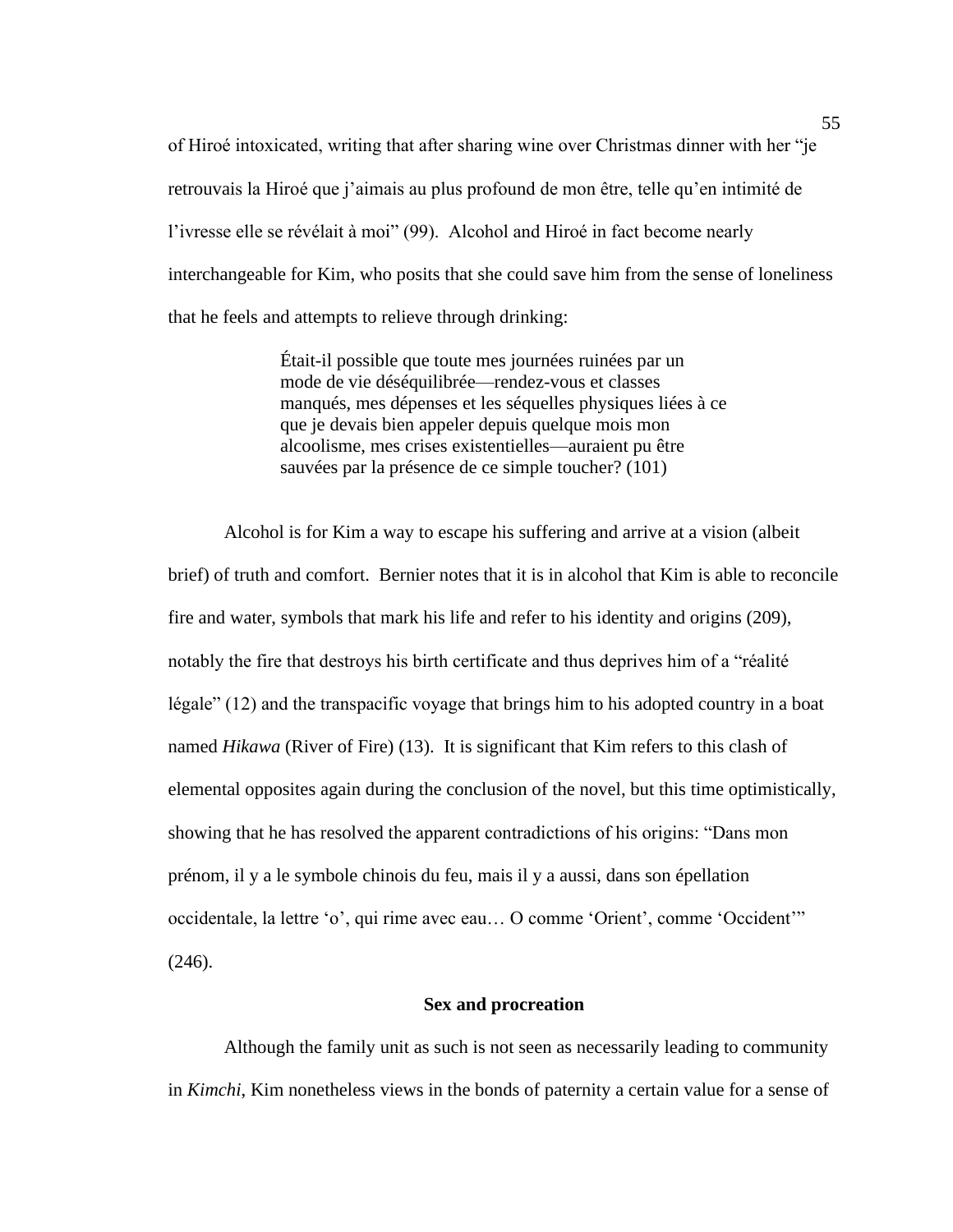of Hiroé intoxicated, writing that after sharing wine over Christmas dinner with her "je retrouvais la Hiroé que j'aimais au plus profound de mon être, telle qu'en intimité de l'ivresse elle se révélait à moi" (99). Alcohol and Hiroé in fact become nearly interchangeable for Kim, who posits that she could save him from the sense of loneliness that he feels and attempts to relieve through drinking:

> Était-il possible que toute mes journées ruinées par un mode de vie déséquilibrée—rendez-vous et classes manqués, mes dépenses et les séquelles physiques liées à ce que je devais bien appeler depuis quelque mois mon alcoolisme, mes crises existentielles—auraient pu être sauvées par la présence de ce simple toucher? (101)

Alcohol is for Kim a way to escape his suffering and arrive at a vision (albeit brief) of truth and comfort. Bernier notes that it is in alcohol that Kim is able to reconcile fire and water, symbols that mark his life and refer to his identity and origins (209), notably the fire that destroys his birth certificate and thus deprives him of a "réalité légale" (12) and the transpacific voyage that brings him to his adopted country in a boat named *Hikawa* (River of Fire) (13). It is significant that Kim refers to this clash of elemental opposites again during the conclusion of the novel, but this time optimistically, showing that he has resolved the apparent contradictions of his origins: "Dans mon prénom, il y a le symbole chinois du feu, mais il y a aussi, dans son épellation occidentale, la lettre 'o', qui rime avec eau… O comme 'Orient', comme 'Occident'" (246).

### Sex and procreation

Although the family unit as such is not seen as necessarily leading to community in *Kimchi*, Kim nonetheless views in the bonds of paternity a certain value for a sense of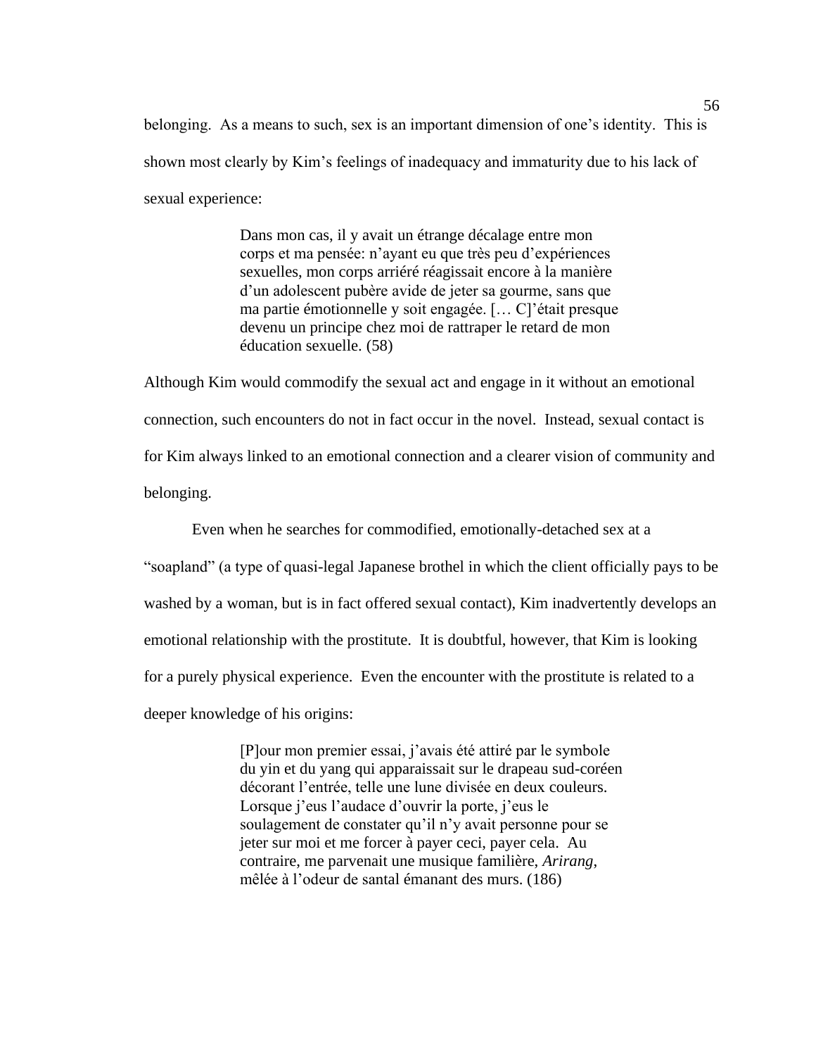belonging.  As a means to such, sex is an important dimension of one's identity.  This is shown most clearly by Kim's feelings of inadequacy and immaturity due to his lack of sexual experience:

> Dans mon cas, il y avait un étrange décalage entre mon corps et ma pensée: n'ayant eu que très peu d'expériences sexuelles, mon corps arriéré réagissait encore à la manière d'un adolescent pubère avide de jeter sa gourme, sans que ma partie émotionnelle y soit engagée. [… C]'était presque devenu un principe chez moi de rattraper le retard de mon éducation sexuelle. (58)

Although Kim would commodify the sexual act and engage in it without an emotional connection, such encounters do not in fact occur in the novel.  Instead, sexual contact is for Kim always linked to an emotional connection and a clearer vision of community and belonging.

Even when he searches for commodified, emotionally-detached sex at a "soapland" (a type of quasi-legal Japanese brothel in which the client officially pays to be washed by a woman, but is in fact offered sexual contact), Kim inadvertently develops an emotional relationship with the prostitute.  It is doubtful, however, that Kim is looking for a purely physical experience.  Even the encounter with the prostitute is related to a deeper knowledge of his origins:

> [P]our mon premier essai, j'avais été attiré par le symbole du yin et du yang qui apparaissait sur le drapeau sud-coréen décorant l'entrée, telle une lune divisée en deux couleurs. Lorsque j'eus l'audace d'ouvrir la porte, j'eus le soulagement de constater qu'il n'y avait personne pour se jeter sur moi et me forcer à payer ceci, payer cela.  Au contraire, me parvenait une musique familière, *Arirang*, mêlée à l'odeur de santal émanant des murs. (186)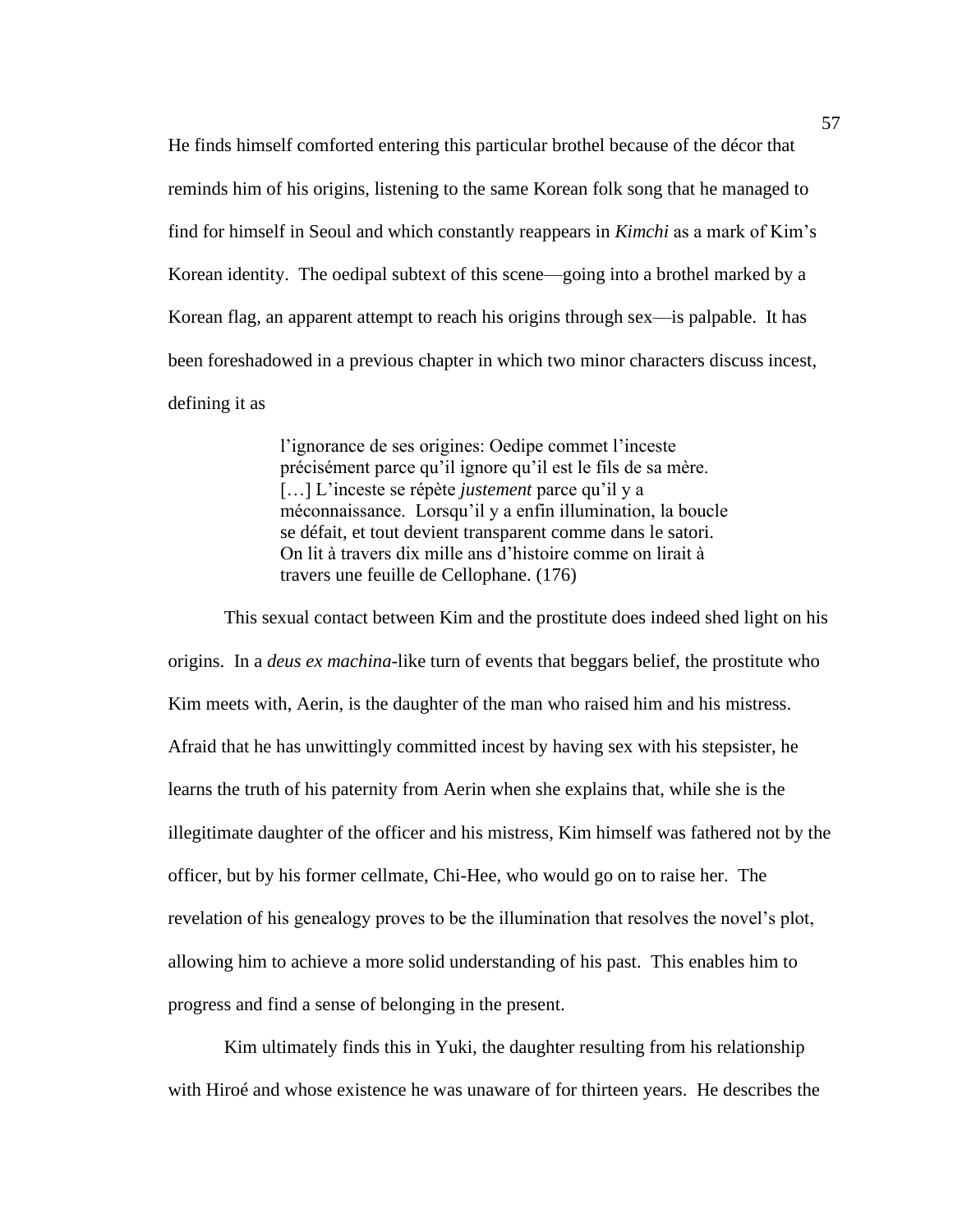He finds himself comforted entering this particular brothel because of the décor that reminds him of his origins, listening to the same Korean folk song that he managed to find for himself in Seoul and which constantly reappears in *Kimchi* as a mark of Kim's Korean identity. The oedipal subtext of this scene—going into a brothel marked by a Korean flag, an apparent attempt to reach his origins through sex—is palpable. It has been foreshadowed in a previous chapter in which two minor characters discuss incest, defining it as

> l'ignorance de ses origines: Oedipe commet l'inceste précisément parce qu'il ignore qu'il est le fils de sa mère. […] L'inceste se répète *justement* parce qu'il y a méconnaissance. Lorsqu'il y a enfin illumination, la boucle se défait, et tout devient transparent comme dans le satori. On lit à travers dix mille ans d'histoire comme on lirait à travers une feuille de Cellophane. (176)

This sexual contact between Kim and the prostitute does indeed shed light on his origins. In a *deus ex machina*-like turn of events that beggars belief, the prostitute who Kim meets with, Aerin, is the daughter of the man who raised him and his mistress. Afraid that he has unwittingly committed incest by having sex with his stepsister, he learns the truth of his paternity from Aerin when she explains that, while she is the illegitimate daughter of the officer and his mistress, Kim himself was fathered not by the officer, but by his former cellmate, Chi-Hee, who would go on to raise her. The revelation of his genealogy proves to be the illumination that resolves the novel's plot, allowing him to achieve a more solid understanding of his past. This enables him to progress and find a sense of belonging in the present.

Kim ultimately finds this in Yuki, the daughter resulting from his relationship with Hiroé and whose existence he was unaware of for thirteen years. He describes the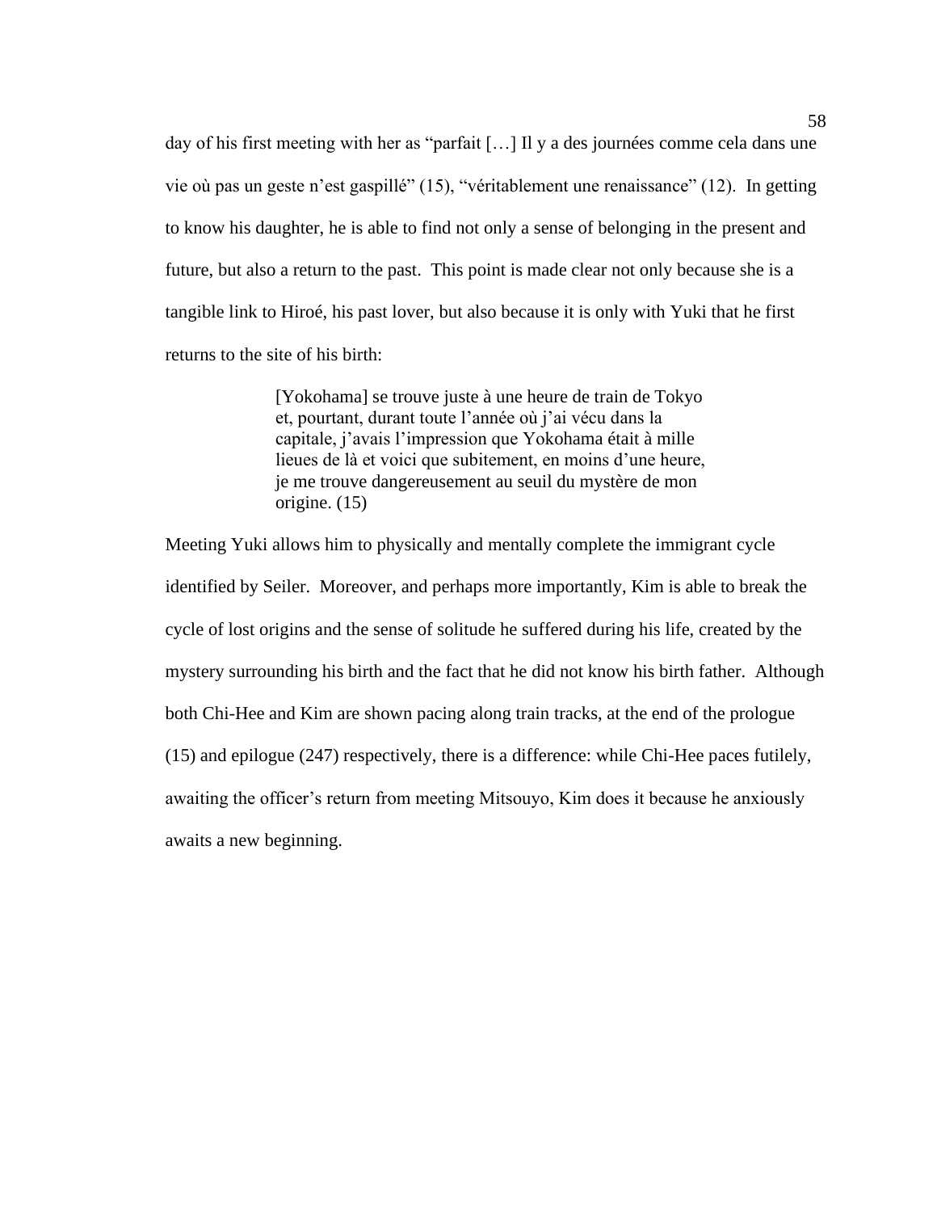day of his first meeting with her as "parfait […] Il y a des journées comme cela dans une vie où pas un geste n'est gaspillé" (15), "véritablement une renaissance" (12). In getting to know his daughter, he is able to find not only a sense of belonging in the present and future, but also a return to the past. This point is made clear not only because she is a tangible link to Hiroé, his past lover, but also because it is only with Yuki that he first returns to the site of his birth:

> [Yokohama] se trouve juste à une heure de train de Tokyo et, pourtant, durant toute l'année où j'ai vécu dans la capitale, j'avais l'impression que Yokohama était à mille lieues de là et voici que subitement, en moins d'une heure, je me trouve dangereusement au seuil du mystère de mon origine. (15)

Meeting Yuki allows him to physically and mentally complete the immigrant cycle identified by Seiler. Moreover, and perhaps more importantly, Kim is able to break the cycle of lost origins and the sense of solitude he suffered during his life, created by the mystery surrounding his birth and the fact that he did not know his birth father. Although both Chi-Hee and Kim are shown pacing along train tracks, at the end of the prologue (15) and epilogue (247) respectively, there is a difference: while Chi-Hee paces futilely, awaiting the officer's return from meeting Mitsouyo, Kim does it because he anxiously awaits a new beginning.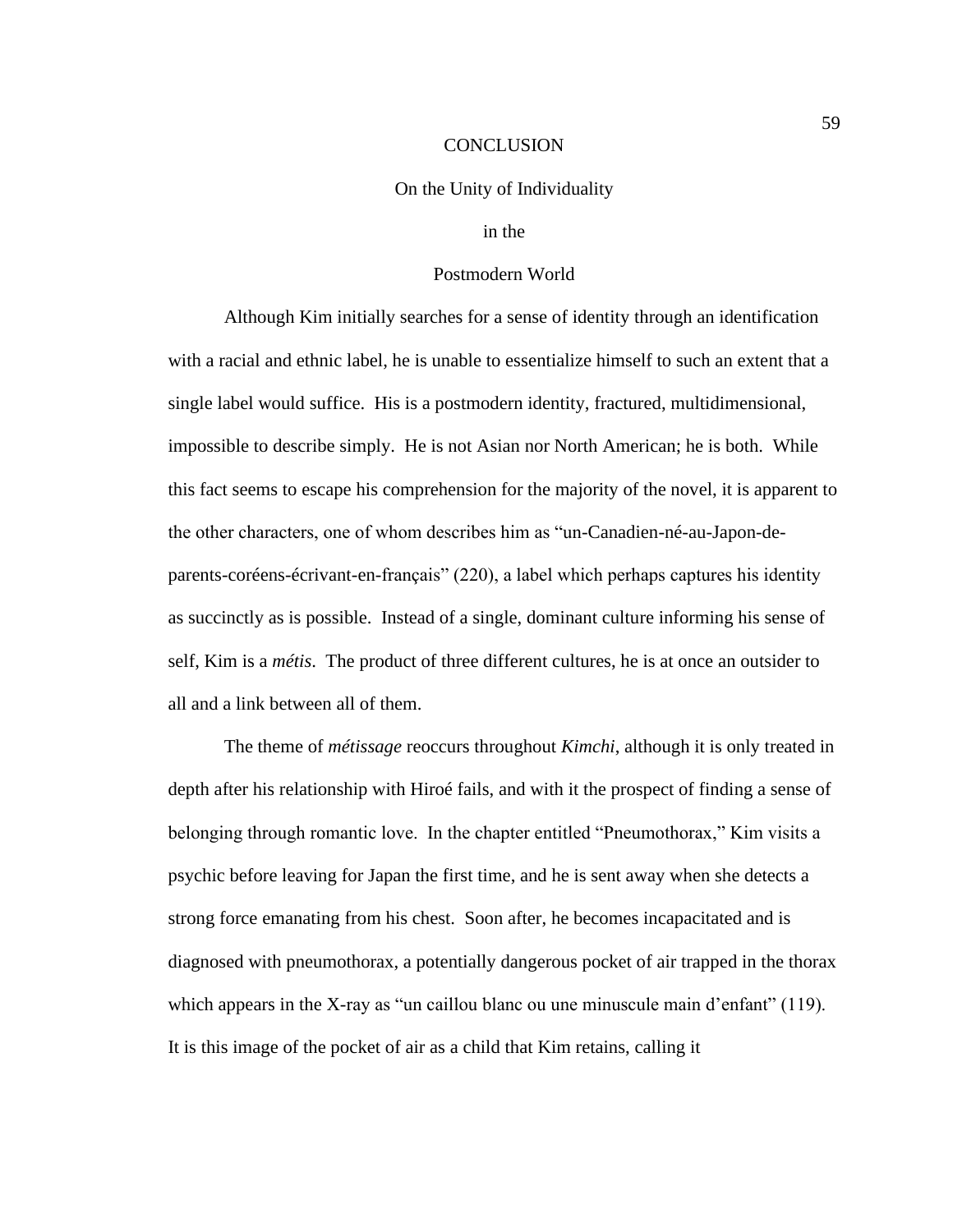# CONCLUSION

## On the Unity of Individuality in the Postmodern World

Although Kim initially searches for a sense of identity through an identification with a racial and ethnic label, he is unable to essentialize himself to such an extent that a single label would suffice. His is a postmodern identity, fractured, multidimensional, impossible to describe simply. He is not Asian nor North American; he is both. While this fact seems to escape his comprehension for the majority of the novel, it is apparent to the other characters, one of whom describes him as "un-Canadien-né-au-Japon-de-parents-coréens-écrivant-en-français" (220), a label which perhaps captures his identity as succinctly as is possible. Instead of a single, dominant culture informing his sense of self, Kim is a *métis*. The product of three different cultures, he is at once an outsider to all and a link between all of them.

The theme of *métissage* reoccurs throughout *Kimchi*, although it is only treated in depth after his relationship with Hiroé fails, and with it the prospect of finding a sense of belonging through romantic love. In the chapter entitled "Pneumothorax," Kim visits a psychic before leaving for Japan the first time, and he is sent away when she detects a strong force emanating from his chest. Soon after, he becomes incapacitated and is diagnosed with pneumothorax, a potentially dangerous pocket of air trapped in the thorax which appears in the X-ray as "un caillou blanc ou une minuscule main d'enfant" (119). It is this image of the pocket of air as a child that Kim retains, calling it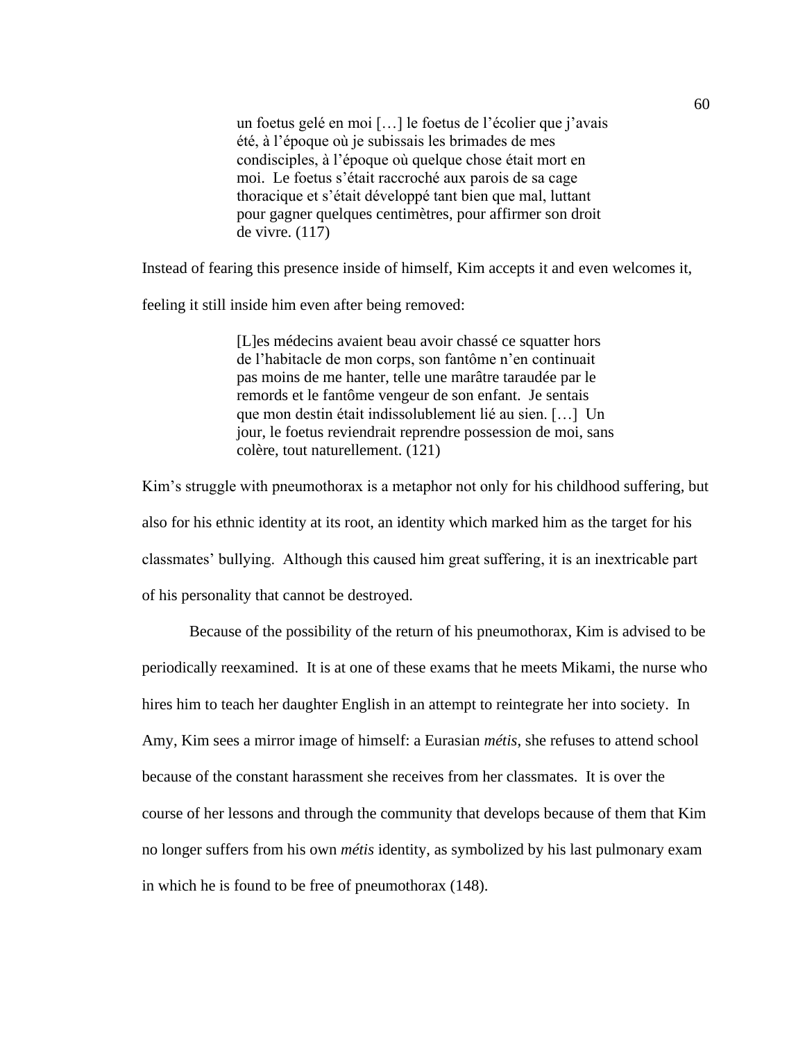> un foetus gelé en moi […] le foetus de l'écolier que j'avais été, à l'époque où je subissais les brimades de mes condisciples, à l'époque où quelque chose était mort en moi. Le foetus s'était raccroché aux parois de sa cage thoracique et s'était développé tant bien que mal, luttant pour gagner quelques centimètres, pour affirmer son droit de vivre. (117)

Instead of fearing this presence inside of himself, Kim accepts it and even welcomes it, feeling it still inside him even after being removed:

> [L]es médecins avaient beau avoir chassé ce squatter hors de l'habitacle de mon corps, son fantôme n'en continuait pas moins de me hanter, telle une marâtre taraudée par le remords et le fantôme vengeur de son enfant. Je sentais que mon destin était indissolublement lié au sien. […] Un jour, le foetus reviendrait reprendre possession de moi, sans colère, tout naturellement. (121)

Kim's struggle with pneumothorax is a metaphor not only for his childhood suffering, but also for his ethnic identity at its root, an identity which marked him as the target for his classmates' bullying. Although this caused him great suffering, it is an inextricable part of his personality that cannot be destroyed.

Because of the possibility of the return of his pneumothorax, Kim is advised to be periodically reexamined. It is at one of these exams that he meets Mikami, the nurse who hires him to teach her daughter English in an attempt to reintegrate her into society. In Amy, Kim sees a mirror image of himself: a Eurasian *métis*, she refuses to attend school because of the constant harassment she receives from her classmates. It is over the course of her lessons and through the community that develops because of them that Kim no longer suffers from his own *métis* identity, as symbolized by his last pulmonary exam in which he is found to be free of pneumothorax (148).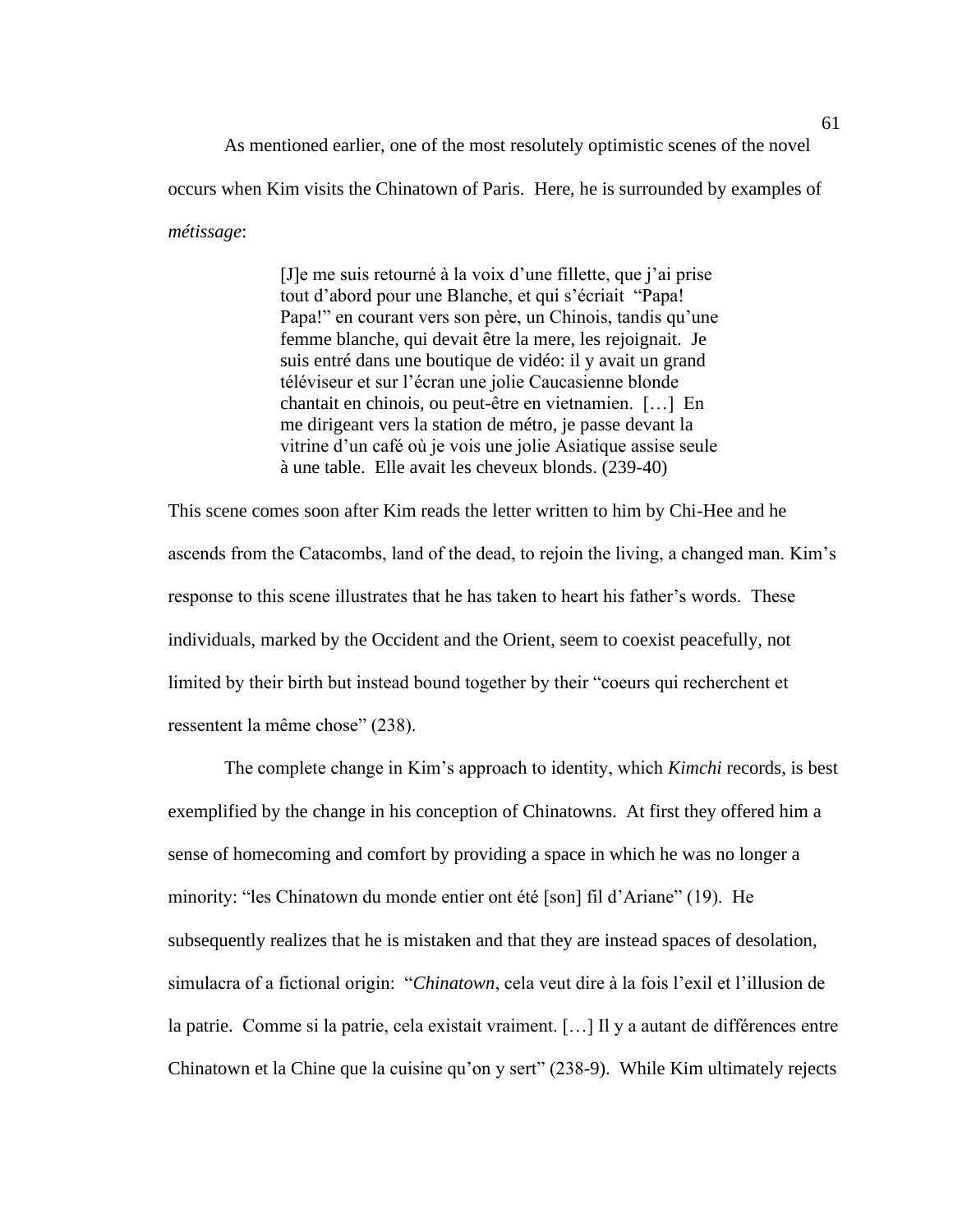As mentioned earlier, one of the most resolutely optimistic scenes of the novel occurs when Kim visits the Chinatown of Paris. Here, he is surrounded by examples of *métissage*:

> [J]e me suis retourné à la voix d'une fillette, que j'ai prise tout d'abord pour une Blanche, et qui s'écriait "Papa! Papa!" en courant vers son père, un Chinois, tandis qu'une femme blanche, qui devait être la mere, les rejoignait. Je suis entré dans une boutique de vidéo: il y avait un grand téléviseur et sur l'écran une jolie Caucasienne blonde chantait en chinois, ou peut-être en vietnamien. […] En me dirigeant vers la station de métro, je passe devant la vitrine d'un café où je vois une jolie Asiatique assise seule à une table. Elle avait les cheveux blonds. (239-40)

This scene comes soon after Kim reads the letter written to him by Chi-Hee and he ascends from the Catacombs, land of the dead, to rejoin the living, a changed man. Kim's response to this scene illustrates that he has taken to heart his father's words. These individuals, marked by the Occident and the Orient, seem to coexist peacefully, not limited by their birth but instead bound together by their "coeurs qui recherchent et ressentent la même chose" (238).

The complete change in Kim's approach to identity, which *Kimchi* records, is best exemplified by the change in his conception of Chinatowns. At first they offered him a sense of homecoming and comfort by providing a space in which he was no longer a minority: "les Chinatown du monde entier ont été [son] fil d'Ariane" (19). He subsequently realizes that he is mistaken and that they are instead spaces of desolation, simulacra of a fictional origin: "*Chinatown*, cela veut dire à la fois l'exil et l'illusion de la patrie. Comme si la patrie, cela existait vraiment. […] Il y a autant de différences entre Chinatown et la Chine que la cuisine qu'on y sert" (238-9). While Kim ultimately rejects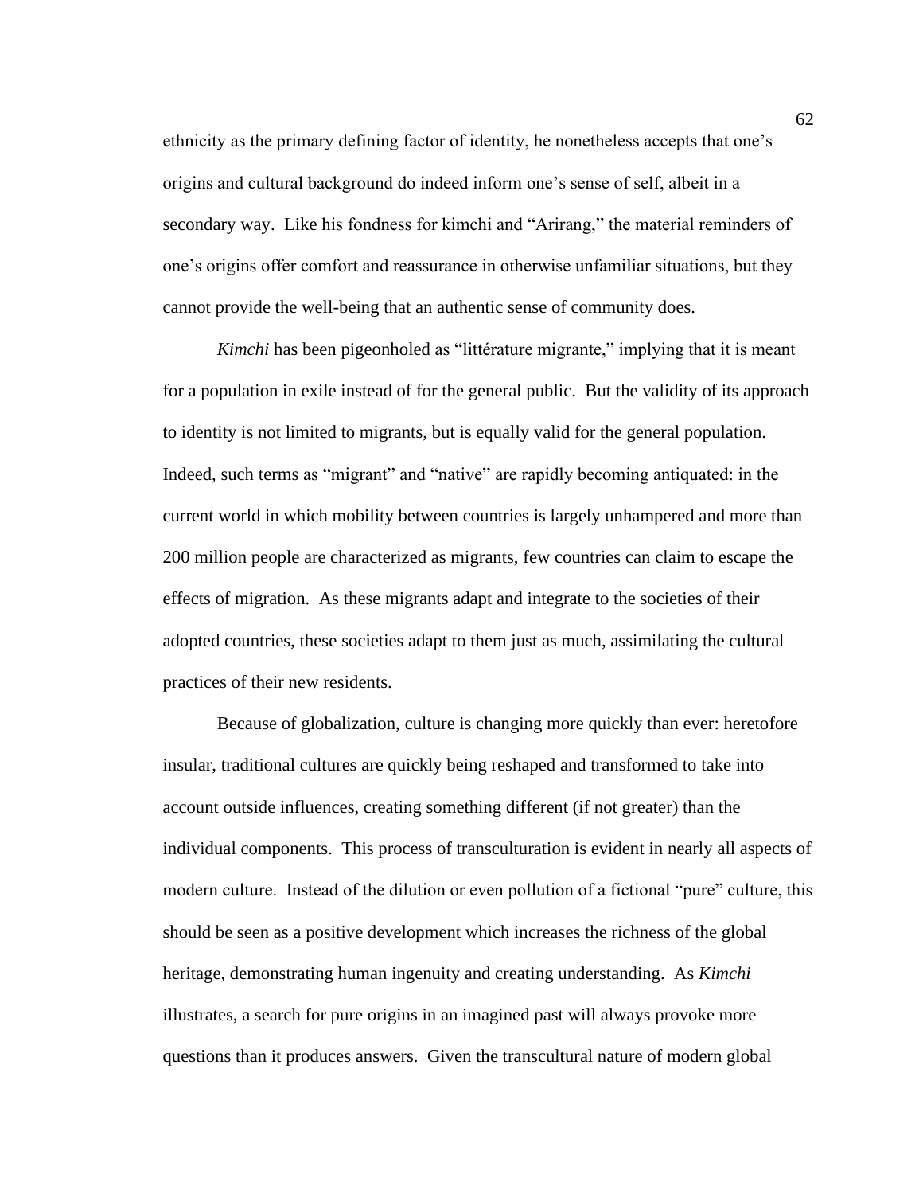ethnicity as the primary defining factor of identity, he nonetheless accepts that one's origins and cultural background do indeed inform one's sense of self, albeit in a secondary way. Like his fondness for kimchi and "Arirang," the material reminders of one's origins offer comfort and reassurance in otherwise unfamiliar situations, but they cannot provide the well-being that an authentic sense of community does.

*Kimchi* has been pigeonholed as "littérature migrante," implying that it is meant for a population in exile instead of for the general public. But the validity of its approach to identity is not limited to migrants, but is equally valid for the general population. Indeed, such terms as "migrant" and "native" are rapidly becoming antiquated: in the current world in which mobility between countries is largely unhampered and more than 200 million people are characterized as migrants, few countries can claim to escape the effects of migration. As these migrants adapt and integrate to the societies of their adopted countries, these societies adapt to them just as much, assimilating the cultural practices of their new residents.

Because of globalization, culture is changing more quickly than ever: heretofore insular, traditional cultures are quickly being reshaped and transformed to take into account outside influences, creating something different (if not greater) than the individual components. This process of transculturation is evident in nearly all aspects of modern culture. Instead of the dilution or even pollution of a fictional "pure" culture, this should be seen as a positive development which increases the richness of the global heritage, demonstrating human ingenuity and creating understanding. As *Kimchi* illustrates, a search for pure origins in an imagined past will always provoke more questions than it produces answers. Given the transcultural nature of modern global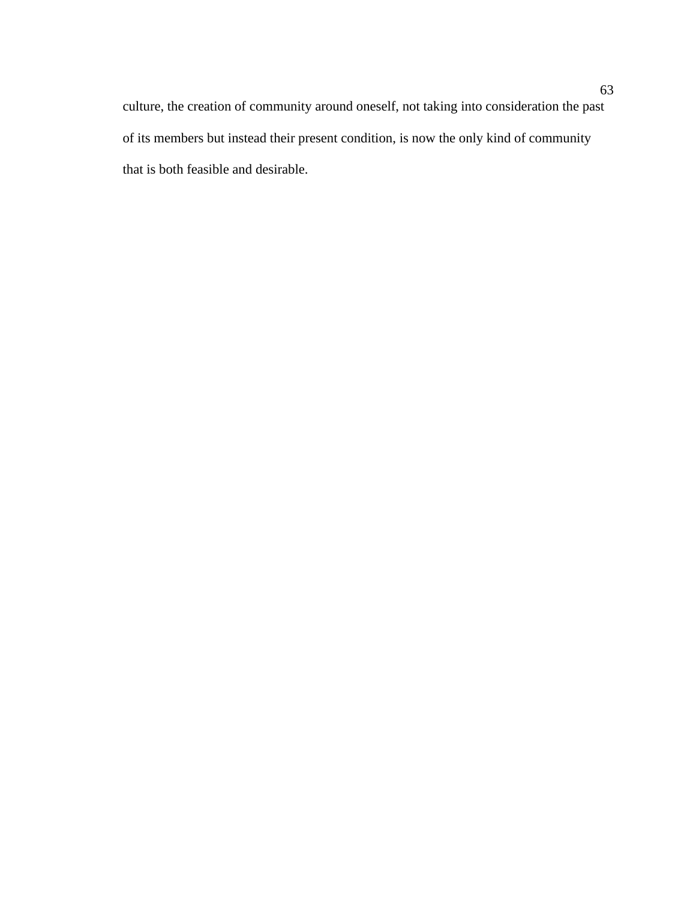culture, the creation of community around oneself, not taking into consideration the past of its members but instead their present condition, is now the only kind of community that is both feasible and desirable.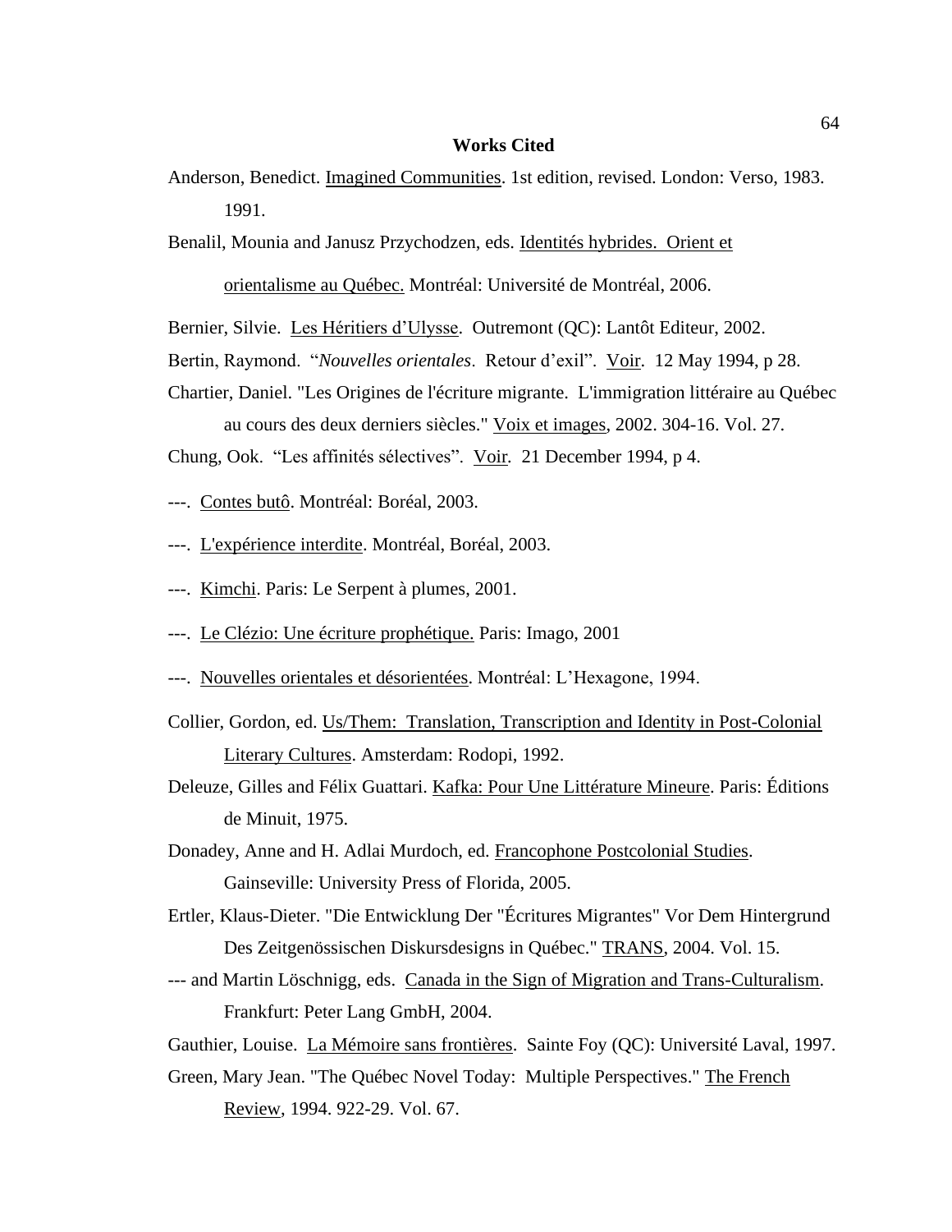**Works Cited**

Anderson, Benedict. <u>Imagined Communities</u>. 1st edition, revised. London: Verso, 1983. 1991.

Benalil, Mounia and Janusz Przychodzen, eds. <u>Identités hybrides. Orient et orientalisme au Québec.</u> Montréal: Université de Montréal, 2006.

Bernier, Silvie. <u>Les Héritiers d'Ulysse</u>. Outremont (QC): Lantôt Editeur, 2002.

Bertin, Raymond. "*Nouvelles orientales*. Retour d'exil". <u>Voir</u>. 12 May 1994, p 28.

Chartier, Daniel. "Les Origines de l'écriture migrante. L'immigration littéraire au Québec au cours des deux derniers siècles." <u>Voix et images</u>, 2002. 304-16. Vol. 27.

Chung, Ook. "Les affinités sélectives". <u>Voir</u>. 21 December 1994, p 4.

---. <u>Contes butô</u>. Montréal: Boréal, 2003.

---. <u>L'expérience interdite</u>. Montréal, Boréal, 2003.

---. <u>Kimchi</u>. Paris: Le Serpent à plumes, 2001.

---. <u>Le Clézio: Une écriture prophétique.</u> Paris: Imago, 2001

---. <u>Nouvelles orientales et désorientées</u>. Montréal: L'Hexagone, 1994.

Collier, Gordon, ed. <u>Us/Them: Translation, Transcription and Identity in Post-Colonial Literary Cultures</u>. Amsterdam: Rodopi, 1992.

Deleuze, Gilles and Félix Guattari. <u>Kafka: Pour Une Littérature Mineure</u>. Paris: Éditions de Minuit, 1975.

Donadey, Anne and H. Adlai Murdoch, ed. <u>Francophone Postcolonial Studies</u>. Gainseville: University Press of Florida, 2005.

Ertler, Klaus-Dieter. "Die Entwicklung Der "Écritures Migrantes" Vor Dem Hintergrund Des Zeitgenössischen Diskursdesigns in Québec." <u>TRANS</u>, 2004. Vol. 15.

--- and Martin Löschnigg, eds. <u>Canada in the Sign of Migration and Trans-Culturalism</u>. Frankfurt: Peter Lang GmbH, 2004.

Gauthier, Louise. <u>La Mémoire sans frontières</u>. Sainte Foy (QC): Université Laval, 1997.

Green, Mary Jean. "The Québec Novel Today: Multiple Perspectives." <u>The French Review</u>, 1994. 922-29. Vol. 67.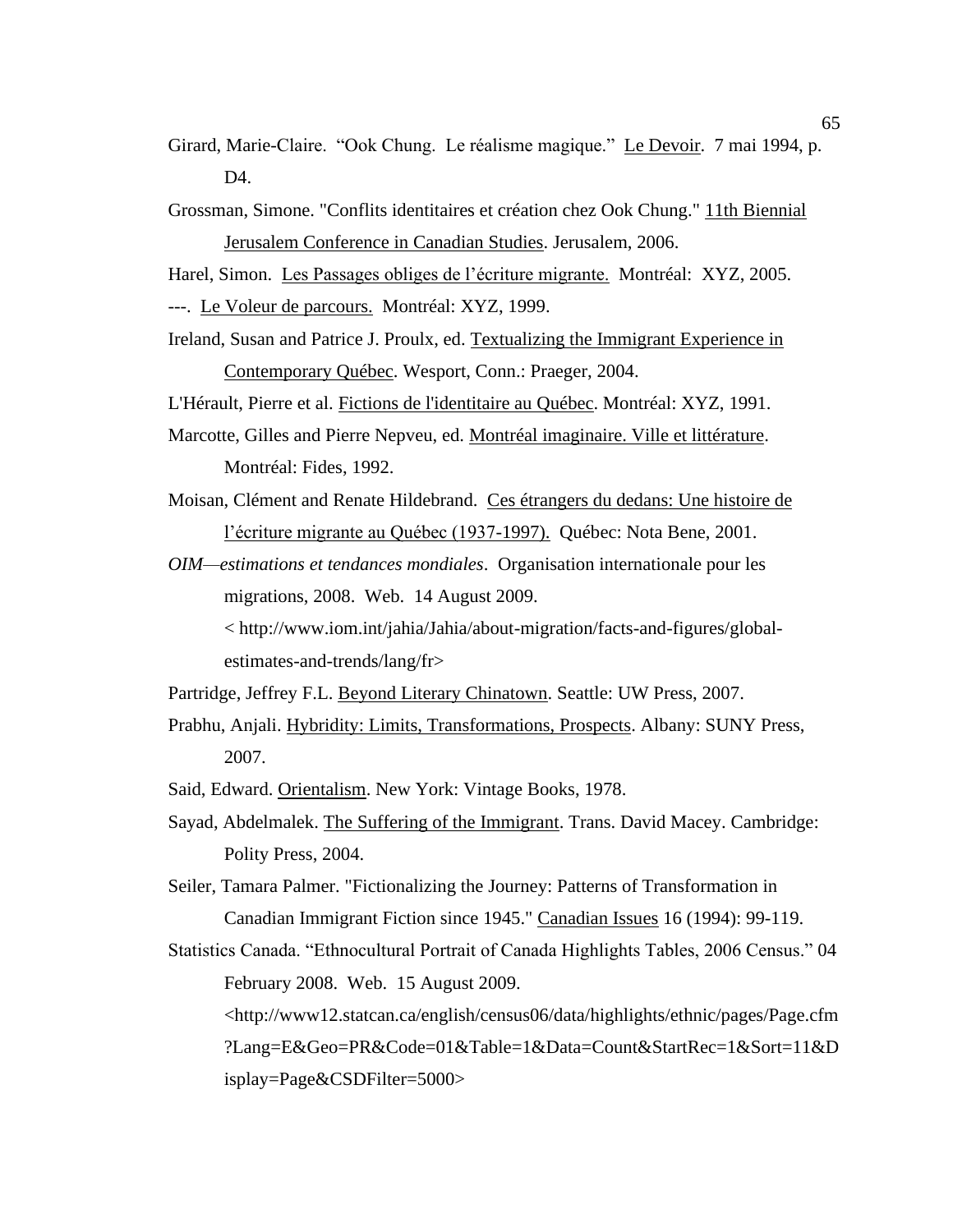Girard, Marie-Claire. "Ook Chung. Le réalisme magique." <u>Le Devoir</u>. 7 mai 1994, p. D4.

Grossman, Simone. "Conflits identitaires et création chez Ook Chung." <u>11th Biennial Jerusalem Conference in Canadian Studies</u>. Jerusalem, 2006.

Harel, Simon. <u>Les Passages obliges de l'écriture migrante.</u> Montréal: XYZ, 2005.

---. <u>Le Voleur de parcours.</u> Montréal: XYZ, 1999.

Ireland, Susan and Patrice J. Proulx, ed. <u>Textualizing the Immigrant Experience in Contemporary Québec</u>. Wesport, Conn.: Praeger, 2004.

L'Hérault, Pierre et al. <u>Fictions de l'identitaire au Québec</u>. Montréal: XYZ, 1991.

Marcotte, Gilles and Pierre Nepveu, ed. <u>Montréal imaginaire. Ville et littérature</u>. Montréal: Fides, 1992.

Moisan, Clément and Renate Hildebrand. <u>Ces étrangers du dedans: Une histoire de l'écriture migrante au Québec (1937-1997).</u> Québec: Nota Bene, 2001.

*OIM—estimations et tendances mondiales*. Organisation internationale pour les migrations, 2008. Web. 14 August 2009. < http://www.iom.int/jahia/Jahia/about-migration/facts-and-figures/global-estimates-and-trends/lang/fr>

Partridge, Jeffrey F.L. <u>Beyond Literary Chinatown</u>. Seattle: UW Press, 2007.

Prabhu, Anjali. <u>Hybridity: Limits, Transformations, Prospects</u>. Albany: SUNY Press, 2007.

Said, Edward. <u>Orientalism</u>. New York: Vintage Books, 1978.

Sayad, Abdelmalek. <u>The Suffering of the Immigrant</u>. Trans. David Macey. Cambridge: Polity Press, 2004.

Seiler, Tamara Palmer. "Fictionalizing the Journey: Patterns of Transformation in Canadian Immigrant Fiction since 1945." <u>Canadian Issues</u> 16 (1994): 99-119.

Statistics Canada. "Ethnocultural Portrait of Canada Highlights Tables, 2006 Census." 04 February 2008. Web. 15 August 2009. <http://www12.statcan.ca/english/census06/data/highlights/ethnic/pages/Page.cfm?Lang=E&Geo=PR&Code=01&Table=1&Data=Count&StartRec=1&Sort=11&Display=Page&CSDFilter=5000>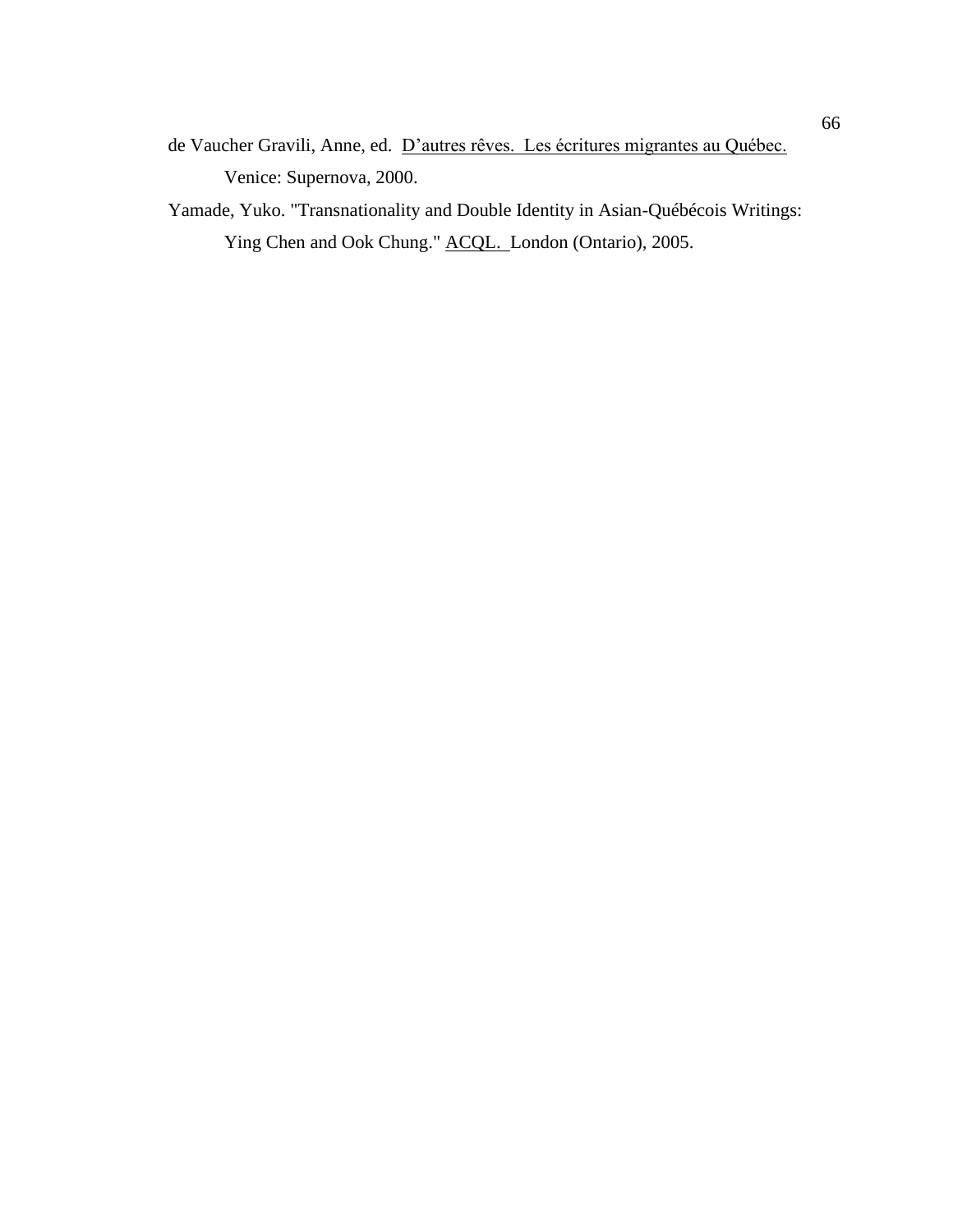de Vaucher Gravili, Anne, ed. D'autres rêves. Les écritures migrantes au Québec. Venice: Supernova, 2000.

Yamade, Yuko. "Transnationality and Double Identity in Asian-Québécois Writings: Ying Chen and Ook Chung." ACQL. London (Ontario), 2005.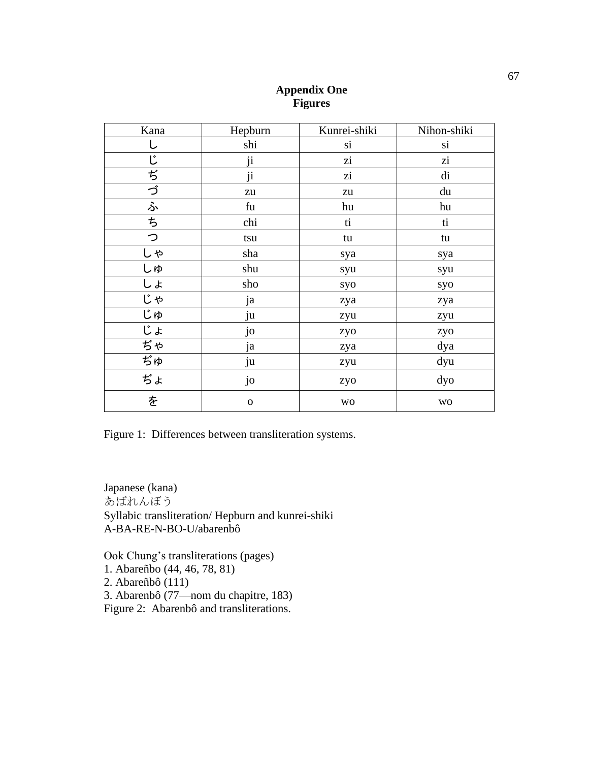# Appendix One
## Figures

| Kana | Hepburn | Kunrei-shiki | Nihon-shiki |
|---|---|---|---|
| し | shi | si | si |
| じ | ji | zi | zi |
| ぢ | ji | zi | di |
| づ | zu | zu | du |
| ふ | fu | hu | hu |
| ち | chi | ti | ti |
| つ | tsu | tu | tu |
| しゃ | sha | sya | sya |
| しゅ | shu | syu | syu |
| しょ | sho | syo | syo |
| じゃ | ja | zya | zya |
| じゅ | ju | zyu | zyu |
| じょ | jo | zyo | zyo |
| ぢゃ | ja | zya | dya |
| ぢゅ | ju | zyu | dyu |
| ぢょ | jo | zyo | dyo |
| を | o | wo | wo |

Figure 1: Differences between transliteration systems.

Japanese (kana)
あばれんぼう
Syllabic transliteration/ Hepburn and kunrei-shiki
A-BA-RE-N-BO-U/abarenbô

Ook Chung's transliterations (pages)
1. Abareñbo (44, 46, 78, 81)
2. Abareñbô (111)
3. Abarenbô (77—nom du chapitre, 183)
Figure 2: Abarenbô and transliterations.